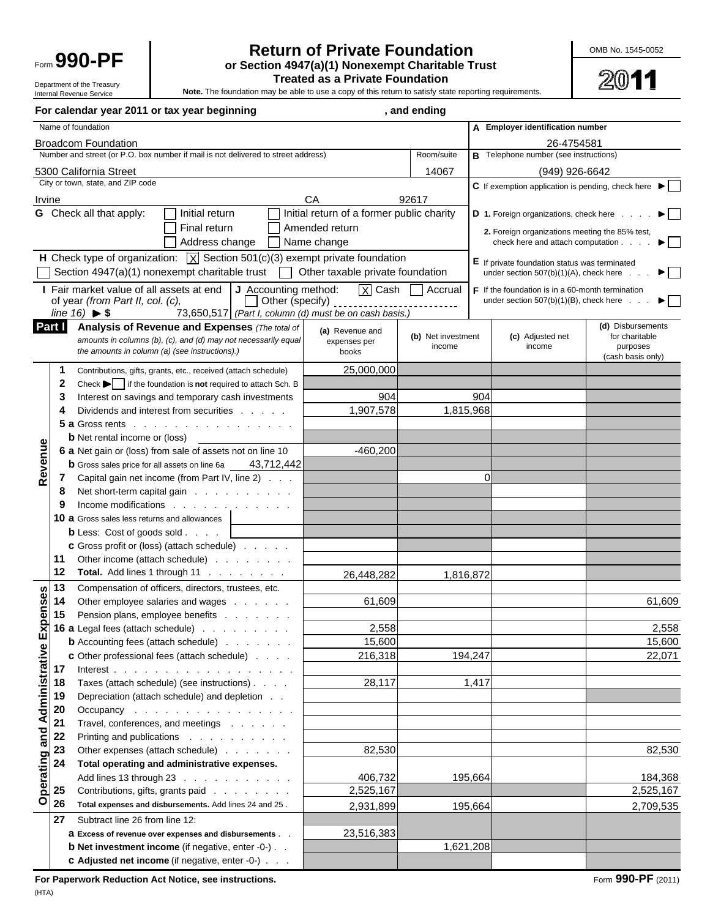Form **990-PF**

Department of the Treasury
Internal Revenue Service

# Return of Private Foundation
## or Section 4947(a)(1) Nonexempt Charitable Trust
## Treated as a Private Foundation

**Note.** The foundation may be able to use a copy of this return to satisfy state reporting requirements.

OMB No. 1545-0052

**2011**

**For calendar year 2011 or tax year beginning , and ending**

| Name of foundation | | A Employer identification number |
|---|---|---|
| Broadcom Foundation | | 26-4754581 |
| Number and street (or P.O. box number if mail is not delivered to street address) | Room/suite | B Telephone number (see instructions) |
| 5300 California Street | 14067 | (949) 926-6642 |
| City or town, state, and ZIP code | | C If exemption application is pending, check here ▶ ☐ |
| Irvine CA 92617 | | |

**G** Check all that apply: ☐ Initial return ☐ Initial return of a former public charity ☐ Final return ☐ Amended return ☐ Address change ☐ Name change

**D** 1. Foreign organizations, check here ▶ ☐
2. Foreign organizations meeting the 85% test, check here and attach computation ▶ ☐

**H** Check type of organization: ☒ Section 501(c)(3) exempt private foundation
☐ Section 4947(a)(1) nonexempt charitable trust ☐ Other taxable private foundation

**E** If private foundation status was terminated under section 507(b)(1)(A), check here ▶ ☐

**I** Fair market value of all assets at end of year *(from Part II, col. (c), line 16)* ▶ $ 73,650,517

**J** Accounting method: ☒ Cash ☐ Accrual ☐ Other (specify) *(Part I, column (d) must be on cash basis.)*

**F** If the foundation is in a 60-month termination under section 507(b)(1)(B), check here ▶ ☐

**Part I Analysis of Revenue and Expenses** *(The total of amounts in columns (b), (c), and (d) may not necessarily equal the amounts in column (a) (see instructions).)*

| | Line | Description | (a) Revenue and expenses per books | (b) Net investment income | (c) Adjusted net income | (d) Disbursements for charitable purposes (cash basis only) |
|---|---|---|---|---|---|---|
| Revenue | 1 | Contributions, gifts, grants, etc., received (attach schedule) | 25,000,000 | | | |
| | 2 | Check ▶ ☐ if the foundation is **not** required to attach Sch. B | | | | |
| | 3 | Interest on savings and temporary cash investments | 904 | 904 | | |
| | 4 | Dividends and interest from securities | 1,907,578 | 1,815,968 | | |
| | 5a | Gross rents | | | | |
| | b | Net rental income or (loss) | | | | |
| | 6a | Net gain or (loss) from sale of assets not on line 10 | -460,200 | | | |
| | b | Gross sales price for all assets on line 6a 43,712,442 | | | | |
| | 7 | Capital gain net income (from Part IV, line 2) | | 0 | | |
| | 8 | Net short-term capital gain | | | | |
| | 9 | Income modifications | | | | |
| | 10a | Gross sales less returns and allowances | | | | |
| | b | Less: Cost of goods sold | | | | |
| | c | Gross profit or (loss) (attach schedule) | | | | |
| | 11 | Other income (attach schedule) | | | | |
| | 12 | **Total.** Add lines 1 through 11 | 26,448,282 | 1,816,872 | | |
| Operating and Administrative Expenses | 13 | Compensation of officers, directors, trustees, etc. | | | | |
| | 14 | Other employee salaries and wages | 61,609 | | | 61,609 |
| | 15 | Pension plans, employee benefits | | | | |
| | 16a | Legal fees (attach schedule) | 2,558 | | | 2,558 |
| | b | Accounting fees (attach schedule) | 15,600 | | | 15,600 |
| | c | Other professional fees (attach schedule) | 216,318 | 194,247 | | 22,071 |
| | 17 | Interest | | | | |
| | 18 | Taxes (attach schedule) (see instructions) | 28,117 | 1,417 | | |
| | 19 | Depreciation (attach schedule) and depletion | | | | |
| | 20 | Occupancy | | | | |
| | 21 | Travel, conferences, and meetings | | | | |
| | 22 | Printing and publications | | | | |
| | 23 | Other expenses (attach schedule) | 82,530 | | | 82,530 |
| | 24 | **Total operating and administrative expenses.** Add lines 13 through 23 | 406,732 | 195,664 | | 184,368 |
| | 25 | Contributions, gifts, grants paid | 2,525,167 | | | 2,525,167 |
| | 26 | **Total expenses and disbursements.** Add lines 24 and 25 | 2,931,899 | 195,664 | | 2,709,535 |
| | 27 | Subtract line 26 from line 12: | | | | |
| | a | **Excess of revenue over expenses and disbursements** | 23,516,383 | | | |
| | b | **Net investment income** (if negative, enter -0-) | | 1,621,208 | | |
| | c | **Adjusted net income** (if negative, enter -0-) | | | | |

**For Paperwork Reduction Act Notice, see instructions.**

(HTA)

Form **990-PF** (2011)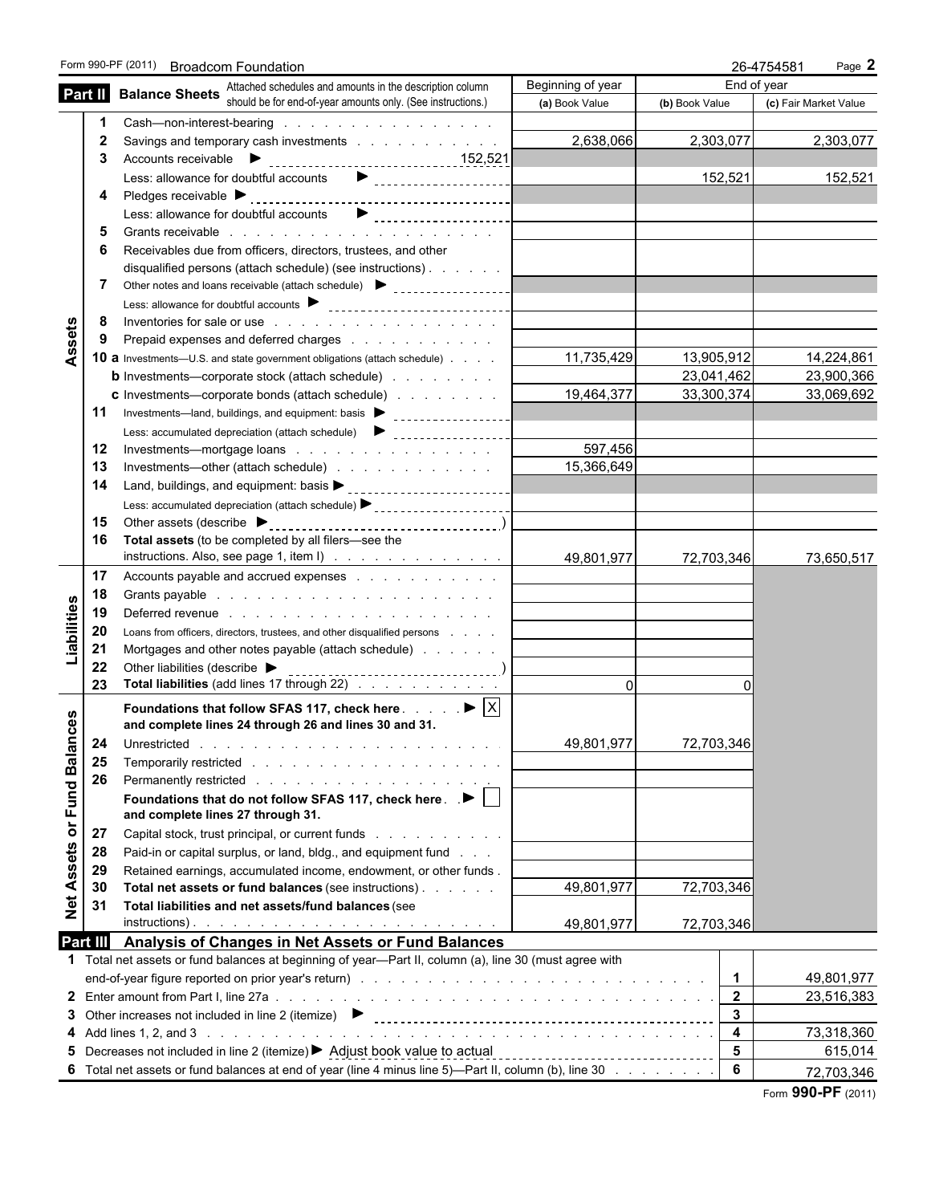Form 990-PF (2011) Broadcom Foundation 26-4754581 Page **2**

## Part II Balance Sheets

Attached schedules and amounts in the description column should be for end-of-year amounts only. (See instructions.)

| | | | Beginning of year | End of year | |
|---|---|---|---|---|---|
| | | | (a) Book Value | (b) Book Value | (c) Fair Market Value |
| **Assets** | 1 | Cash—non-interest-bearing | | | |
| | 2 | Savings and temporary cash investments | 2,638,066 | 2,303,077 | 2,303,077 |
| | 3 | Accounts receivable ▶ 152,521 | | | |
| | | Less: allowance for doubtful accounts ▶ | | 152,521 | 152,521 |
| | 4 | Pledges receivable ▶ | | | |
| | | Less: allowance for doubtful accounts ▶ | | | |
| | 5 | Grants receivable | | | |
| | 6 | Receivables due from officers, directors, trustees, and other disqualified persons (attach schedule) (see instructions) | | | |
| | 7 | Other notes and loans receivable (attach schedule) ▶ | | | |
| | | Less: allowance for doubtful accounts ▶ | | | |
| | 8 | Inventories for sale or use | | | |
| | 9 | Prepaid expenses and deferred charges | | | |
| | 10 a | Investments—U.S. and state government obligations (attach schedule) | 11,735,429 | 13,905,912 | 14,224,861 |
| | b | Investments—corporate stock (attach schedule) | | 23,041,462 | 23,900,366 |
| | c | Investments—corporate bonds (attach schedule) | 19,464,377 | 33,300,374 | 33,069,692 |
| | 11 | Investments—land, buildings, and equipment: basis ▶ | | | |
| | | Less: accumulated depreciation (attach schedule) ▶ | | | |
| | 12 | Investments—mortgage loans | 597,456 | | |
| | 13 | Investments—other (attach schedule) | 15,366,649 | | |
| | 14 | Land, buildings, and equipment: basis ▶ | | | |
| | | Less: accumulated depreciation (attach schedule) ▶ | | | |
| | 15 | Other assets (describe ▶ ) | | | |
| | 16 | **Total assets** (to be completed by all filers—see the instructions. Also, see page 1, item I) | 49,801,977 | 72,703,346 | 73,650,517 |
| **Liabilities** | 17 | Accounts payable and accrued expenses | | | |
| | 18 | Grants payable | | | |
| | 19 | Deferred revenue | | | |
| | 20 | Loans from officers, directors, trustees, and other disqualified persons | | | |
| | 21 | Mortgages and other notes payable (attach schedule) | | | |
| | 22 | Other liabilities (describe ▶ ) | | | |
| | 23 | **Total liabilities** (add lines 17 through 22) | 0 | 0 | |
| **Net Assets or Fund Balances** | | **Foundations that follow SFAS 117, check here** ▶ [X] **and complete lines 24 through 26 and lines 30 and 31.** | | | |
| | 24 | Unrestricted | 49,801,977 | 72,703,346 | |
| | 25 | Temporarily restricted | | | |
| | 26 | Permanently restricted | | | |
| | | **Foundations that do not follow SFAS 117, check here** ▶ [ ] **and complete lines 27 through 31.** | | | |
| | 27 | Capital stock, trust principal, or current funds | | | |
| | 28 | Paid-in or capital surplus, or land, bldg., and equipment fund | | | |
| | 29 | Retained earnings, accumulated income, endowment, or other funds | | | |
| | 30 | **Total net assets or fund balances** (see instructions) | 49,801,977 | 72,703,346 | |
| | 31 | **Total liabilities and net assets/fund balances** (see instructions) | 49,801,977 | 72,703,346 | |

## Part III Analysis of Changes in Net Assets or Fund Balances

| | | | |
|---|---|---|---|
| 1 | Total net assets or fund balances at beginning of year—Part II, column (a), line 30 (must agree with end-of-year figure reported on prior year's return) | 1 | 49,801,977 |
| 2 | Enter amount from Part I, line 27a | 2 | 23,516,383 |
| 3 | Other increases not included in line 2 (itemize) ▶ | 3 | |
| 4 | Add lines 1, 2, and 3 | 4 | 73,318,360 |
| 5 | Decreases not included in line 2 (itemize) ▶ Adjust book value to actual | 5 | 615,014 |
| 6 | Total net assets or fund balances at end of year (line 4 minus line 5)—Part II, column (b), line 30 | 6 | 72,703,346 |

Form **990-PF** (2011)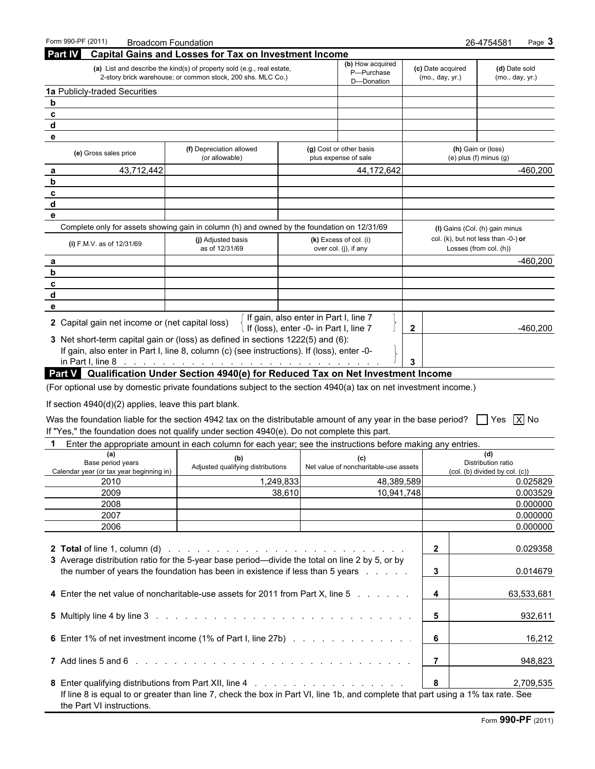Form 990-PF (2011) Broadcom Foundation 26-4754581

## Part IV Capital Gains and Losses for Tax on Investment Income

| | (a) List and describe the kind(s) of property sold (e.g., real estate, 2-story brick warehouse; or common stock, 200 shs. MLC Co.) | (b) How acquired P—Purchase D—Donation | (c) Date acquired (mo., day, yr.) | (d) Date sold (mo., day, yr.) |
|---|---|---|---|---|
| 1a | Publicly-traded Securities | | | |
| b | | | | |
| c | | | | |
| d | | | | |
| e | | | | |

| | (e) Gross sales price | (f) Depreciation allowed (or allowable) | (g) Cost or other basis plus expense of sale | (h) Gain or (loss) (e) plus (f) minus (g) |
|---|---|---|---|---|
| a | 43,712,442 | | 44,172,642 | -460,200 |
| b | | | | |
| c | | | | |
| d | | | | |
| e | | | | |

Complete only for assets showing gain in column (h) and owned by the foundation on 12/31/69

| | (i) F.M.V. as of 12/31/69 | (j) Adjusted basis as of 12/31/69 | (k) Excess of col. (i) over col. (j), if any | (l) Gains (Col. (h) gain minus col. (k), but not less than -0-) or Losses (from col. (h)) |
|---|---|---|---|---|
| a | | | | -460,200 |
| b | | | | |
| c | | | | |
| d | | | | |
| e | | | | |

2 Capital gain net income or (net capital loss) { If gain, also enter in Part I, line 7; If (loss), enter -0- in Part I, line 7 } **2** -460,200

3 Net short-term capital gain or (loss) as defined in sections 1222(5) and (6): If gain, also enter in Part I, line 8, column (c) (see instructions). If (loss), enter -0- in Part I, line 8 **3**

## Part V Qualification Under Section 4940(e) for Reduced Tax on Net Investment Income

(For optional use by domestic private foundations subject to the section 4940(a) tax on net investment income.)

If section 4940(d)(2) applies, leave this part blank.

Was the foundation liable for the section 4942 tax on the distributable amount of any year in the base period? [ ] Yes [X] No

If "Yes," the foundation does not qualify under section 4940(e). Do not complete this part.

**1** Enter the appropriate amount in each column for each year; see the instructions before making any entries.

| (a) Base period years Calendar year (or tax year beginning in) | (b) Adjusted qualifying distributions | (c) Net value of noncharitable-use assets | (d) Distribution ratio (col. (b) divided by col. (c)) |
|---|---|---|---|
| 2010 | 1,249,833 | 48,389,589 | 0.025829 |
| 2009 | 38,610 | 10,941,748 | 0.003529 |
| 2008 | | | 0.000000 |
| 2007 | | | 0.000000 |
| 2006 | | | 0.000000 |

| | | |
|---|---|---|
| **2** Total of line 1, column (d) | **2** | 0.029358 |
| **3** Average distribution ratio for the 5-year base period—divide the total on line 2 by 5, or by the number of years the foundation has been in existence if less than 5 years | **3** | 0.014679 |
| **4** Enter the net value of noncharitable-use assets for 2011 from Part X, line 5 | **4** | 63,533,681 |
| **5** Multiply line 4 by line 3 | **5** | 932,611 |
| **6** Enter 1% of net investment income (1% of Part I, line 27b) | **6** | 16,212 |
| **7** Add lines 5 and 6 | **7** | 948,823 |
| **8** Enter qualifying distributions from Part XII, line 4 | **8** | 2,709,535 |

If line 8 is equal to or greater than line 7, check the box in Part VI, line 1b, and complete that part using a 1% tax rate. See the Part VI instructions.

Form **990-PF** (2011)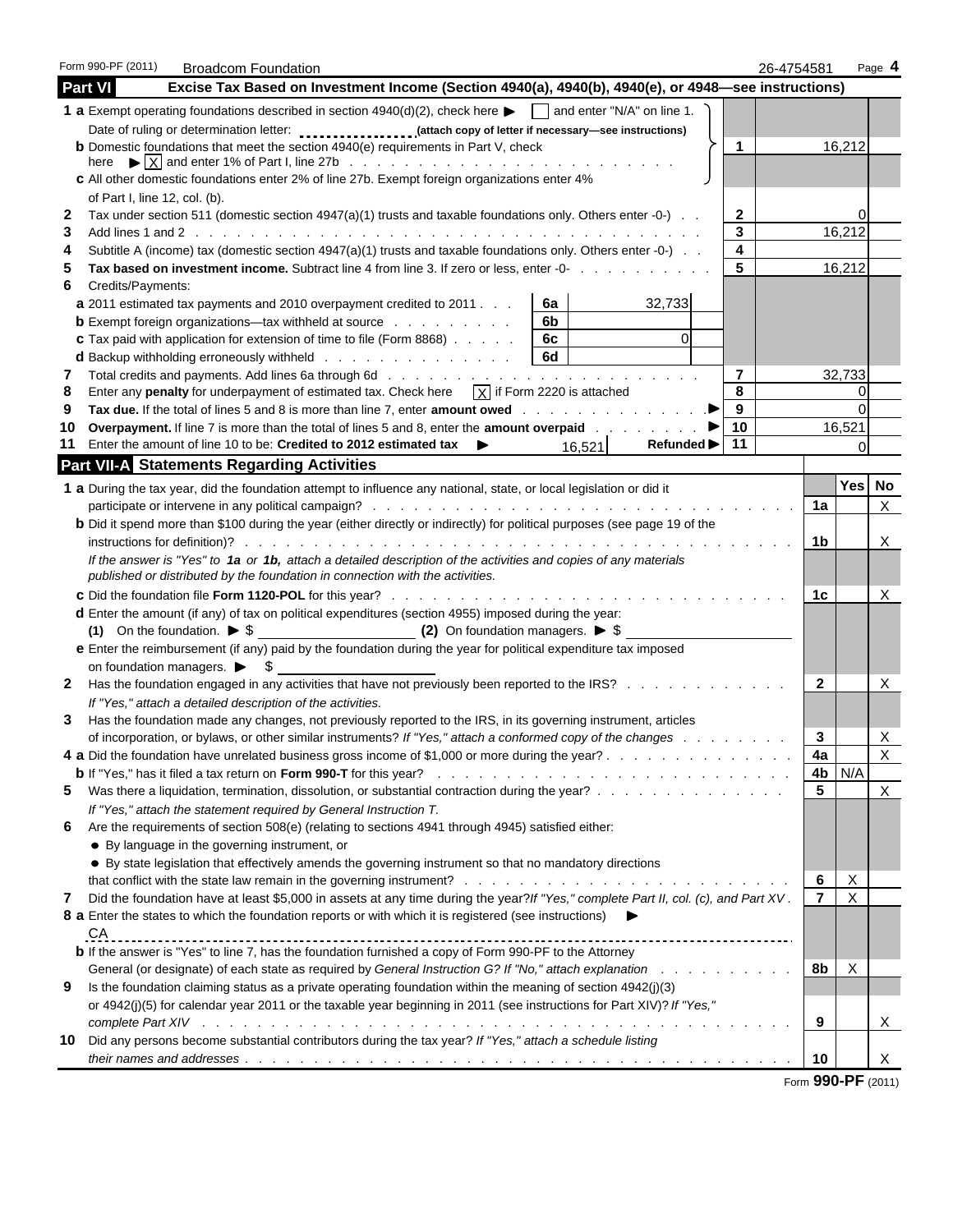Form 990-PF (2011) Broadcom Foundation 26-4754581 Page **4**

## Part VI — Excise Tax Based on Investment Income (Section 4940(a), 4940(b), 4940(e), or 4948—see instructions)

| | | | | |
|---|---|---|---|---|
| **1 a** | Exempt operating foundations described in section 4940(d)(2), check here ▶ ☐ and enter "N/A" on line 1. Date of ruling or determination letter: ________ (attach copy of letter if necessary—see instructions) | | | |
| **b** | Domestic foundations that meet the section 4940(e) requirements in Part V, check here ▶ ☒ and enter 1% of Part I, line 27b | | 1 | 16,212 |
| **c** | All other domestic foundations enter 2% of line 27b. Exempt foreign organizations enter 4% of Part I, line 12, col. (b). | | | |
| **2** | Tax under section 511 (domestic section 4947(a)(1) trusts and taxable foundations only. Others enter -0-) | | 2 | 0 |
| **3** | Add lines 1 and 2 | | 3 | 16,212 |
| **4** | Subtitle A (income) tax (domestic section 4947(a)(1) trusts and taxable foundations only. Others enter -0-) | | 4 | |
| **5** | **Tax based on investment income.** Subtract line 4 from line 3. If zero or less, enter -0- | | 5 | 16,212 |
| **6** | Credits/Payments: | | | |
| **a** | 2011 estimated tax payments and 2010 overpayment credited to 2011 | 6a: 32,733 | | |
| **b** | Exempt foreign organizations—tax withheld at source | 6b: | | |
| **c** | Tax paid with application for extension of time to file (Form 8868) | 6c: 0 | | |
| **d** | Backup withholding erroneously withheld | 6d: | | |
| **7** | Total credits and payments. Add lines 6a through 6d | | 7 | 32,733 |
| **8** | Enter any **penalty** for underpayment of estimated tax. Check here ☒ if Form 2220 is attached | | 8 | 0 |
| **9** | **Tax due.** If the total of lines 5 and 8 is more than line 7, enter **amount owed** ▶ | | 9 | 0 |
| **10** | **Overpayment.** If line 7 is more than the total of lines 5 and 8, enter the **amount overpaid** ▶ | | 10 | 16,521 |
| **11** | Enter the amount of line 10 to be: **Credited to 2012 estimated tax** ▶ 16,521 **Refunded** ▶ | | 11 | 0 |

## Part VII-A — Statements Regarding Activities

| | | Line | Yes | No |
|---|---|---|---|---|
| **1 a** | During the tax year, did the foundation attempt to influence any national, state, or local legislation or did it participate or intervene in any political campaign? | 1a | | X |
| **b** | Did it spend more than $100 during the year (either directly or indirectly) for political purposes (see page 19 of the instructions for definition)? | 1b | | X |
| | *If the answer is "Yes" to **1a** or **1b**, attach a detailed description of the activities and copies of any materials published or distributed by the foundation in connection with the activities.* | | | |
| **c** | Did the foundation file **Form 1120-POL** for this year? | 1c | | X |
| **d** | Enter the amount (if any) of tax on political expenditures (section 4955) imposed during the year: **(1)** On the foundation. ▶ $ ______ **(2)** On foundation managers. ▶ $ ______ | | | |
| **e** | Enter the reimbursement (if any) paid by the foundation during the year for political expenditure tax imposed on foundation managers. ▶ $ ______ | | | |
| **2** | Has the foundation engaged in any activities that have not previously been reported to the IRS? *If "Yes," attach a detailed description of the activities.* | 2 | | X |
| **3** | Has the foundation made any changes, not previously reported to the IRS, in its governing instrument, articles of incorporation, or bylaws, or other similar instruments? *If "Yes," attach a conformed copy of the changes* | 3 | | X |
| **4 a** | Did the foundation have unrelated business gross income of $1,000 or more during the year? | 4a | | X |
| **b** | If "Yes," has it filed a tax return on **Form 990-T** for this year? | 4b | N/A | |
| **5** | Was there a liquidation, termination, dissolution, or substantial contraction during the year? *If "Yes," attach the statement required by General Instruction T.* | 5 | | X |
| **6** | Are the requirements of section 508(e) (relating to sections 4941 through 4945) satisfied either: • By language in the governing instrument, or • By state legislation that effectively amends the governing instrument so that no mandatory directions that conflict with the state law remain in the governing instrument? | 6 | X | |
| **7** | Did the foundation have at least $5,000 in assets at any time during the year? *If "Yes," complete Part II, col. (c), and Part XV* | 7 | X | |
| **8 a** | Enter the states to which the foundation reports or with which it is registered (see instructions) ▶ CA | | | |
| **b** | If the answer is "Yes" to line 7, has the foundation furnished a copy of Form 990-PF to the Attorney General (or designate) of each state as required by *General Instruction G? If "No," attach explanation* | 8b | X | |
| **9** | Is the foundation claiming status as a private operating foundation within the meaning of section 4942(j)(3) or 4942(j)(5) for calendar year 2011 or the taxable year beginning in 2011 (see instructions for Part XIV)? *If "Yes," complete Part XIV* | 9 | | X |
| **10** | Did any persons become substantial contributors during the tax year? *If "Yes," attach a schedule listing their names and addresses* | 10 | | X |

Form **990-PF** (2011)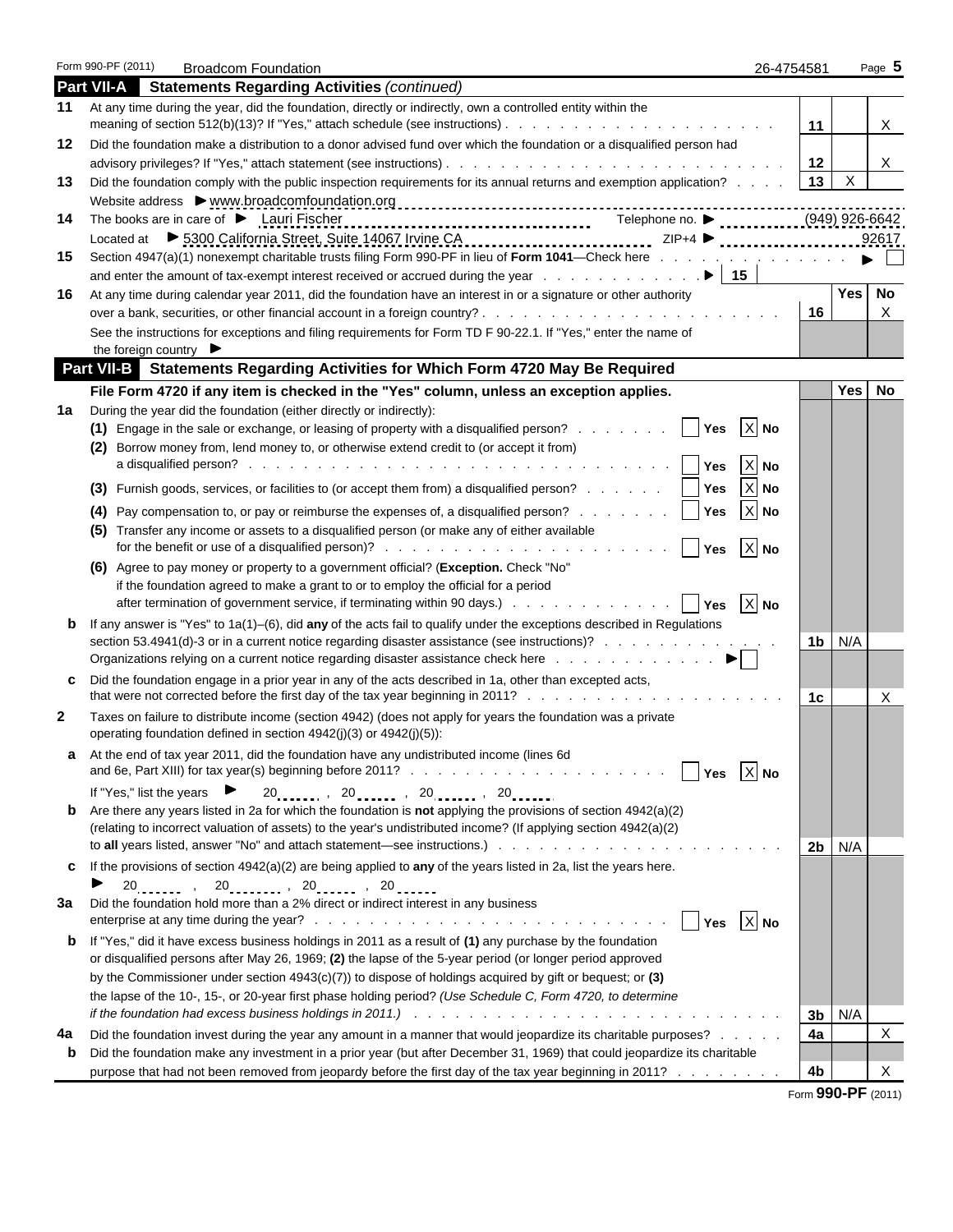Form 990-PF (2011) Broadcom Foundation 26-4754581 Page **5**

## Part VII-A Statements Regarding Activities *(continued)*

| | | | Yes | No |
|---|---|---|---|---|
| **11** | At any time during the year, did the foundation, directly or indirectly, own a controlled entity within the meaning of section 512(b)(13)? If "Yes," attach schedule (see instructions) | 11 | | X |
| **12** | Did the foundation make a distribution to a donor advised fund over which the foundation or a disqualified person had advisory privileges? If "Yes," attach statement (see instructions) | 12 | | X |
| **13** | Did the foundation comply with the public inspection requirements for its annual returns and exemption application? | 13 | X | |
| | Website address ▶ www.broadcomfoundation.org | | | |
| **14** | The books are in care of ▶ Lauri Fischer Telephone no. ▶ (949) 926-6642 | | | |
| | Located at ▶ 5300 California Street, Suite 14067 Irvine CA ZIP+4 ▶ 92617 | | | |
| **15** | Section 4947(a)(1) nonexempt charitable trusts filing Form 990-PF in lieu of **Form 1041**—Check here ▶ ☐ and enter the amount of tax-exempt interest received or accrued during the year ▶ 15 | | | |
| **16** | At any time during calendar year 2011, did the foundation have an interest in or a signature or other authority over a bank, securities, or other financial account in a foreign country? | 16 | | X |
| | See the instructions for exceptions and filing requirements for Form TD F 90-22.1. If "Yes," enter the name of the foreign country ▶ | | | |

## Part VII-B Statements Regarding Activities for Which Form 4720 May Be Required

**File Form 4720 if any item is checked in the "Yes" column, unless an exception applies.**

| | | | Yes | No |
|---|---|---|---|---|
| **1a** | During the year did the foundation (either directly or indirectly): | | | |
| | **(1)** Engage in the sale or exchange, or leasing of property with a disqualified person? ☐ Yes ☒ No | | | |
| | **(2)** Borrow money from, lend money to, or otherwise extend credit to (or accept it from) a disqualified person? ☐ Yes ☒ No | | | |
| | **(3)** Furnish goods, services, or facilities to (or accept them from) a disqualified person? ☐ Yes ☒ No | | | |
| | **(4)** Pay compensation to, or pay or reimburse the expenses of, a disqualified person? ☐ Yes ☒ No | | | |
| | **(5)** Transfer any income or assets to a disqualified person (or make any of either available for the benefit or use of a disqualified person)? ☐ Yes ☒ No | | | |
| | **(6)** Agree to pay money or property to a government official? (**Exception.** Check "No" if the foundation agreed to make a grant to or to employ the official for a period after termination of government service, if terminating within 90 days.) ☐ Yes ☒ No | | | |
| **b** | If any answer is "Yes" to 1a(1)–(6), did **any** of the acts fail to qualify under the exceptions described in Regulations section 53.4941(d)-3 or in a current notice regarding disaster assistance (see instructions)? | 1b | N/A | |
| | Organizations relying on a current notice regarding disaster assistance check here ▶ ☐ | | | |
| **c** | Did the foundation engage in a prior year in any of the acts described in 1a, other than excepted acts, that were not corrected before the first day of the tax year beginning in 2011? | 1c | | X |
| **2** | Taxes on failure to distribute income (section 4942) (does not apply for years the foundation was a private operating foundation defined in section 4942(j)(3) or 4942(j)(5)): | | | |
| **a** | At the end of tax year 2011, did the foundation have any undistributed income (lines 6d and 6e, Part XIII) for tax year(s) beginning before 2011? ☐ Yes ☒ No | | | |
| | If "Yes," list the years ▶ 20\_\_\_, 20\_\_\_, 20\_\_\_, 20\_\_\_ | | | |
| **b** | Are there any years listed in 2a for which the foundation is **not** applying the provisions of section 4942(a)(2) (relating to incorrect valuation of assets) to the year's undistributed income? (If applying section 4942(a)(2) to **all** years listed, answer "No" and attach statement—see instructions.) | 2b | N/A | |
| **c** | If the provisions of section 4942(a)(2) are being applied to **any** of the years listed in 2a, list the years here. ▶ 20\_\_\_, 20\_\_\_, 20\_\_\_, 20\_\_\_ | | | |
| **3a** | Did the foundation hold more than a 2% direct or indirect interest in any business enterprise at any time during the year? ☐ Yes ☒ No | | | |
| **b** | If "Yes," did it have excess business holdings in 2011 as a result of **(1)** any purchase by the foundation or disqualified persons after May 26, 1969; **(2)** the lapse of the 5-year period (or longer period approved by the Commissioner under section 4943(c)(7)) to dispose of holdings acquired by gift or bequest; or **(3)** the lapse of the 10-, 15-, or 20-year first phase holding period? *(Use Schedule C, Form 4720, to determine if the foundation had excess business holdings in 2011.)* | 3b | N/A | |
| **4a** | Did the foundation invest during the year any amount in a manner that would jeopardize its charitable purposes? | 4a | | X |
| **b** | Did the foundation make any investment in a prior year (but after December 31, 1969) that could jeopardize its charitable purpose that had not been removed from jeopardy before the first day of the tax year beginning in 2011? | 4b | | X |

Form **990-PF** (2011)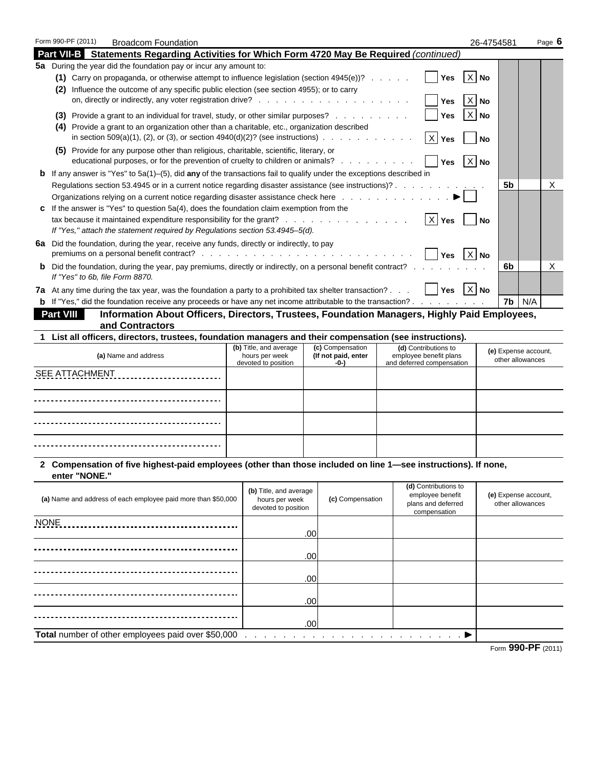Form 990-PF (2011) Broadcom Foundation 26-4754581 Page **6**

## Part VII-B Statements Regarding Activities for Which Form 4720 May Be Required *(continued)*

**5a** During the year did the foundation pay or incur any amount to:

**(1)** Carry on propaganda, or otherwise attempt to influence legislation (section 4945(e))? . . . . . ☐ Yes ☒ No

**(2)** Influence the outcome of any specific public election (see section 4955); or to carry on, directly or indirectly, any voter registration drive? . . . . . ☐ Yes ☒ No

**(3)** Provide a grant to an individual for travel, study, or other similar purposes? . . . . . ☐ Yes ☒ No

**(4)** Provide a grant to an organization other than a charitable, etc., organization described in section 509(a)(1), (2), or (3), or section 4940(d)(2)? (see instructions) . . . . . ☒ Yes ☐ No

**(5)** Provide for any purpose other than religious, charitable, scientific, literary, or educational purposes, or for the prevention of cruelty to children or animals? . . . . . ☐ Yes ☒ No

**b** If any answer is "Yes" to 5a(1)–(5), did **any** of the transactions fail to qualify under the exceptions described in Regulations section 53.4945 or in a current notice regarding disaster assistance (see instructions)? . . . . . **5b** No: X

Organizations relying on a current notice regarding disaster assistance check here . . . . . ▶ ☐

**c** If the answer is "Yes" to question 5a(4), does the foundation claim exemption from the tax because it maintained expenditure responsibility for the grant? . . . . . ☒ Yes ☐ No

*If "Yes," attach the statement required by Regulations section 53.4945–5(d).*

**6a** Did the foundation, during the year, receive any funds, directly or indirectly, to pay premiums on a personal benefit contract? . . . . . ☐ Yes ☒ No

**b** Did the foundation, during the year, pay premiums, directly or indirectly, on a personal benefit contract? . . . . . **6b** No: X

*If "Yes" to 6b, file Form 8870.*

**7a** At any time during the tax year, was the foundation a party to a prohibited tax shelter transaction? . . . ☐ Yes ☒ No

**b** If "Yes," did the foundation receive any proceeds or have any net income attributable to the transaction? . . . . . **7b** N/A

## Part VIII Information About Officers, Directors, Trustees, Foundation Managers, Highly Paid Employees, and Contractors

**1 List all officers, directors, trustees, foundation managers and their compensation (see instructions).**

| (a) Name and address | (b) Title, and average hours per week devoted to position | (c) Compensation (If not paid, enter -0-) | (d) Contributions to employee benefit plans and deferred compensation | (e) Expense account, other allowances |
|---|---|---|---|---|
| SEE ATTACHMENT | | | | |
| | | | | |
| | | | | |
| | | | | |

**2 Compensation of five highest-paid employees (other than those included on line 1—see instructions). If none, enter "NONE."**

| (a) Name and address of each employee paid more than $50,000 | (b) Title, and average hours per week devoted to position | (c) Compensation | (d) Contributions to employee benefit plans and deferred compensation | (e) Expense account, other allowances |
|---|---|---|---|---|
| NONE | .00 | | | |
| | .00 | | | |
| | .00 | | | |
| | .00 | | | |
| | .00 | | | |

**Total** number of other employees paid over $50,000 . . . . . ▶

Form **990-PF** (2011)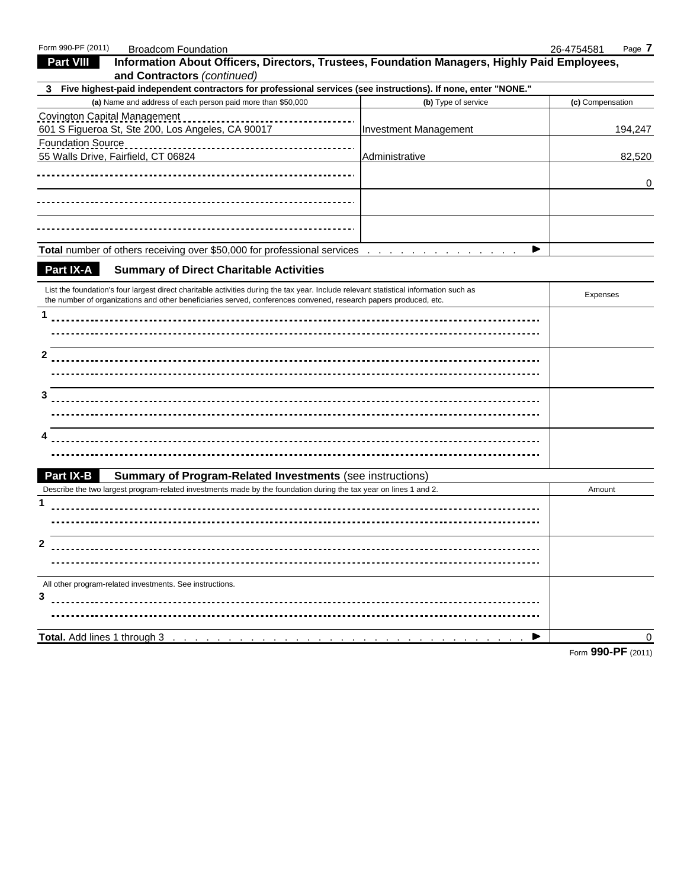## Part VIII Information About Officers, Directors, Trustees, Foundation Managers, Highly Paid Employees, and Contractors *(continued)*

**3 Five highest-paid independent contractors for professional services (see instructions). If none, enter "NONE."**

| (a) Name and address of each person paid more than $50,000 | (b) Type of service | (c) Compensation |
|---|---|---|
| Covington Capital Management<br>601 S Figueroa St, Ste 200, Los Angeles, CA 90017 | Investment Management | 194,247 |
| Foundation Source<br>55 Walls Drive, Fairfield, CT 06824 | Administrative | 82,520 |
| | | 0 |
| | | |
| | | |
| **Total** number of others receiving over $50,000 for professional services . . . . . . . . . . . . . ▶ | | |

## Part IX-A Summary of Direct Charitable Activities

| List the foundation's four largest direct charitable activities during the tax year. Include relevant statistical information such as the number of organizations and other beneficiaries served, conferences convened, research papers produced, etc. | Expenses |
|---|---|
| 1 | |
| 2 | |
| 3 | |
| 4 | |

## Part IX-B Summary of Program-Related Investments (see instructions)

| Describe the two largest program-related investments made by the foundation during the tax year on lines 1 and 2. | Amount |
|---|---|
| 1 | |
| 2 | |
| All other program-related investments. See instructions.<br>3 | |
| **Total.** Add lines 1 through 3 . . . . . . . . . . . . . . . . . . . . . . . . . . . . . . . . . ▶ | 0 |

Form **990-PF** (2011)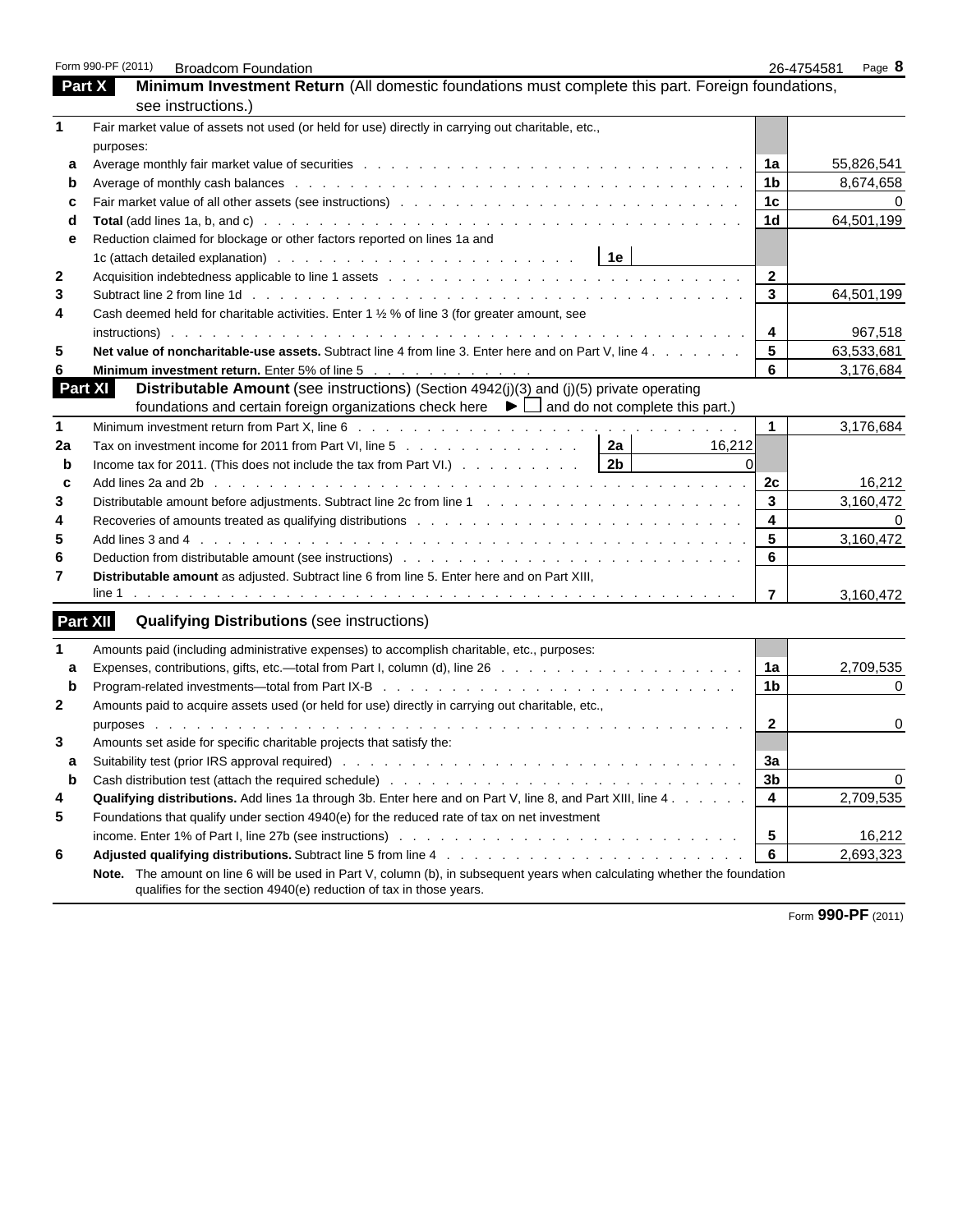Form 990-PF (2011) Broadcom Foundation 26-4754581 Page **8**

## Part X Minimum Investment Return (All domestic foundations must complete this part. Foreign foundations, see instructions.)

| | | | |
|---|---|---|---|
| **1** | Fair market value of assets not used (or held for use) directly in carrying out charitable, etc., purposes: | | |
| a | Average monthly fair market value of securities | 1a | 55,826,541 |
| b | Average of monthly cash balances | 1b | 8,674,658 |
| c | Fair market value of all other assets (see instructions) | 1c | 0 |
| d | **Total** (add lines 1a, b, and c) | 1d | 64,501,199 |
| e | Reduction claimed for blockage or other factors reported on lines 1a and 1c (attach detailed explanation) — 1e | | |
| **2** | Acquisition indebtedness applicable to line 1 assets | 2 | |
| **3** | Subtract line 2 from line 1d | 3 | 64,501,199 |
| **4** | Cash deemed held for charitable activities. Enter 1 ½ % of line 3 (for greater amount, see instructions) | 4 | 967,518 |
| **5** | **Net value of noncharitable-use assets.** Subtract line 4 from line 3. Enter here and on Part V, line 4 | 5 | 63,533,681 |
| **6** | **Minimum investment return.** Enter 5% of line 5 | 6 | 3,176,684 |

## Part XI Distributable Amount (see instructions) (Section 4942(j)(3) and (j)(5) private operating foundations and certain foreign organizations check here ► ☐ and do not complete this part.)

| | | | | | |
|---|---|---|---|---|---|
| **1** | Minimum investment return from Part X, line 6 | | | 1 | 3,176,684 |
| **2a** | Tax on investment income for 2011 from Part VI, line 5 | 2a | 16,212 | | |
| b | Income tax for 2011. (This does not include the tax from Part VI.) | 2b | 0 | | |
| c | Add lines 2a and 2b | | | 2c | 16,212 |
| **3** | Distributable amount before adjustments. Subtract line 2c from line 1 | | | 3 | 3,160,472 |
| **4** | Recoveries of amounts treated as qualifying distributions | | | 4 | 0 |
| **5** | Add lines 3 and 4 | | | 5 | 3,160,472 |
| **6** | Deduction from distributable amount (see instructions) | | | 6 | |
| **7** | **Distributable amount** as adjusted. Subtract line 6 from line 5. Enter here and on Part XIII, line 1 | | | 7 | 3,160,472 |

## Part XII Qualifying Distributions (see instructions)

| | | | |
|---|---|---|---|
| **1** | Amounts paid (including administrative expenses) to accomplish charitable, etc., purposes: | | |
| a | Expenses, contributions, gifts, etc.—total from Part I, column (d), line 26 | 1a | 2,709,535 |
| b | Program-related investments—total from Part IX-B | 1b | 0 |
| **2** | Amounts paid to acquire assets used (or held for use) directly in carrying out charitable, etc., purposes | 2 | 0 |
| **3** | Amounts set aside for specific charitable projects that satisfy the: | | |
| a | Suitability test (prior IRS approval required) | 3a | |
| b | Cash distribution test (attach the required schedule) | 3b | 0 |
| **4** | **Qualifying distributions.** Add lines 1a through 3b. Enter here and on Part V, line 8, and Part XIII, line 4 | 4 | 2,709,535 |
| **5** | Foundations that qualify under section 4940(e) for the reduced rate of tax on net investment income. Enter 1% of Part I, line 27b (see instructions) | 5 | 16,212 |
| **6** | **Adjusted qualifying distributions.** Subtract line 5 from line 4 | 6 | 2,693,323 |

**Note.** The amount on line 6 will be used in Part V, column (b), in subsequent years when calculating whether the foundation qualifies for the section 4940(e) reduction of tax in those years.

Form **990-PF** (2011)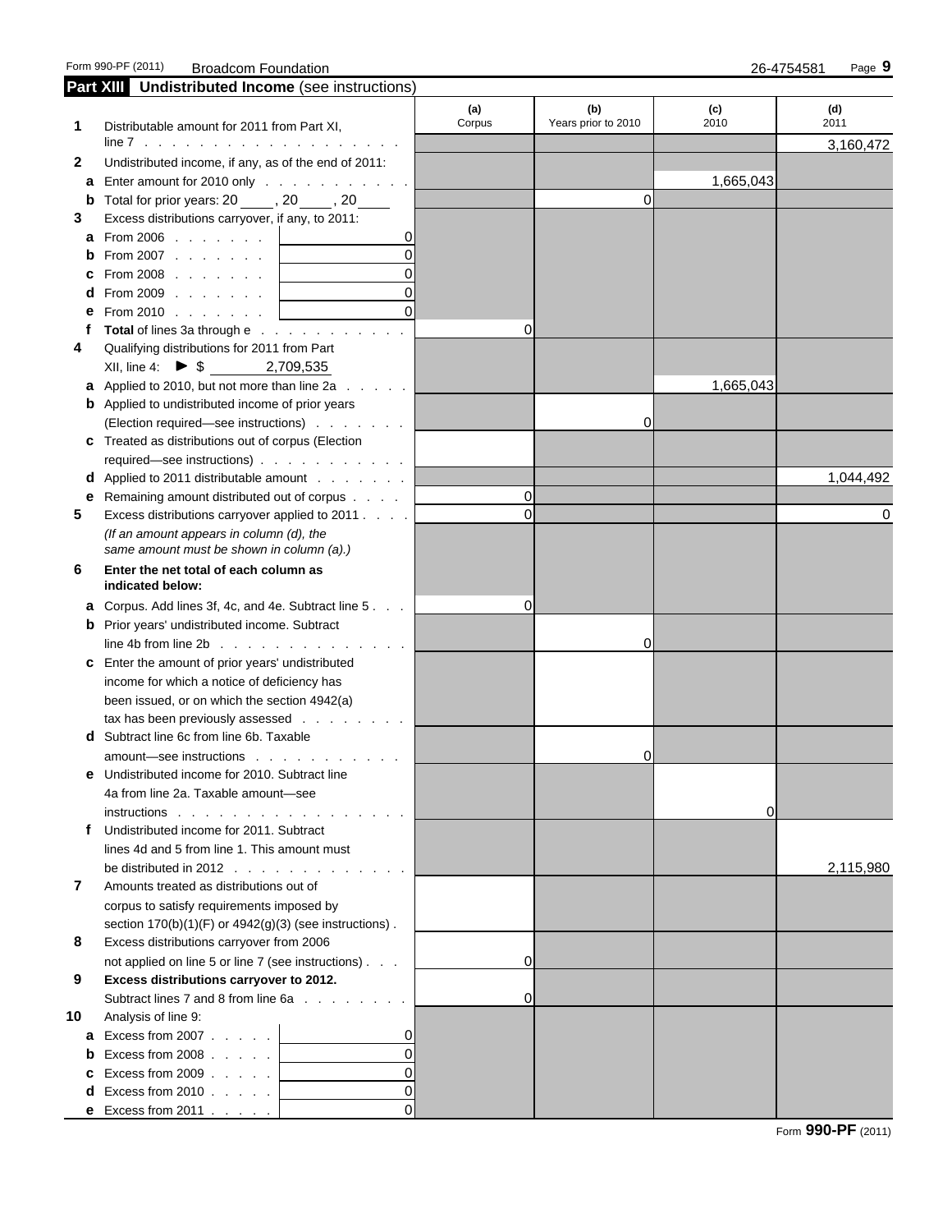Form 990-PF (2011) Broadcom Foundation 26-4754581 Page 9

## Part XIII Undistributed Income (see instructions)

| | | (a) Corpus | (b) Years prior to 2010 | (c) 2010 | (d) 2011 |
|---|---|---|---|---|---|
| 1 | Distributable amount for 2011 from Part XI, line 7 | | | | 3,160,472 |
| 2 | Undistributed income, if any, as of the end of 2011: | | | | |
| a | Enter amount for 2010 only | | | 1,665,043 | |
| b | Total for prior years: 20 \_\_\_\_, 20 \_\_\_\_, 20 \_\_\_\_ | | 0 | | |
| 3 | Excess distributions carryover, if any, to 2011: | | | | |
| a | From 2006 . . . . . . . 0 | | | | |
| b | From 2007 . . . . . . . 0 | | | | |
| c | From 2008 . . . . . . . 0 | | | | |
| d | From 2009 . . . . . . . 0 | | | | |
| e | From 2010 . . . . . . . 0 | | | | |
| f | **Total** of lines 3a through e | 0 | | | |
| 4 | Qualifying distributions for 2011 from Part XII, line 4: ► $ 2,709,535 | | | | |
| a | Applied to 2010, but not more than line 2a | | | 1,665,043 | |
| b | Applied to undistributed income of prior years (Election required—see instructions) | | 0 | | |
| c | Treated as distributions out of corpus (Election required—see instructions) | | | | |
| d | Applied to 2011 distributable amount | | | | 1,044,492 |
| e | Remaining amount distributed out of corpus | 0 | | | |
| 5 | Excess distributions carryover applied to 2011 *(If an amount appears in column (d), the same amount must be shown in column (a).)* | 0 | | | 0 |
| 6 | **Enter the net total of each column as indicated below:** | | | | |
| a | Corpus. Add lines 3f, 4c, and 4e. Subtract line 5 | 0 | | | |
| b | Prior years' undistributed income. Subtract line 4b from line 2b | | 0 | | |
| c | Enter the amount of prior years' undistributed income for which a notice of deficiency has been issued, or on which the section 4942(a) tax has been previously assessed | | | | |
| d | Subtract line 6c from line 6b. Taxable amount—see instructions | | 0 | | |
| e | Undistributed income for 2010. Subtract line 4a from line 2a. Taxable amount—see instructions | | | 0 | |
| f | Undistributed income for 2011. Subtract lines 4d and 5 from line 1. This amount must be distributed in 2012 | | | | 2,115,980 |
| 7 | Amounts treated as distributions out of corpus to satisfy requirements imposed by section 170(b)(1)(F) or 4942(g)(3) (see instructions) | | | | |
| 8 | Excess distributions carryover from 2006 not applied on line 5 or line 7 (see instructions) | 0 | | | |
| 9 | **Excess distributions carryover to 2012.** Subtract lines 7 and 8 from line 6a | 0 | | | |
| 10 | Analysis of line 9: | | | | |
| a | Excess from 2007 . . . . . 0 | | | | |
| b | Excess from 2008 . . . . . 0 | | | | |
| c | Excess from 2009 . . . . . 0 | | | | |
| d | Excess from 2010 . . . . . 0 | | | | |
| e | Excess from 2011 . . . . . 0 | | | | |

Form **990-PF** (2011)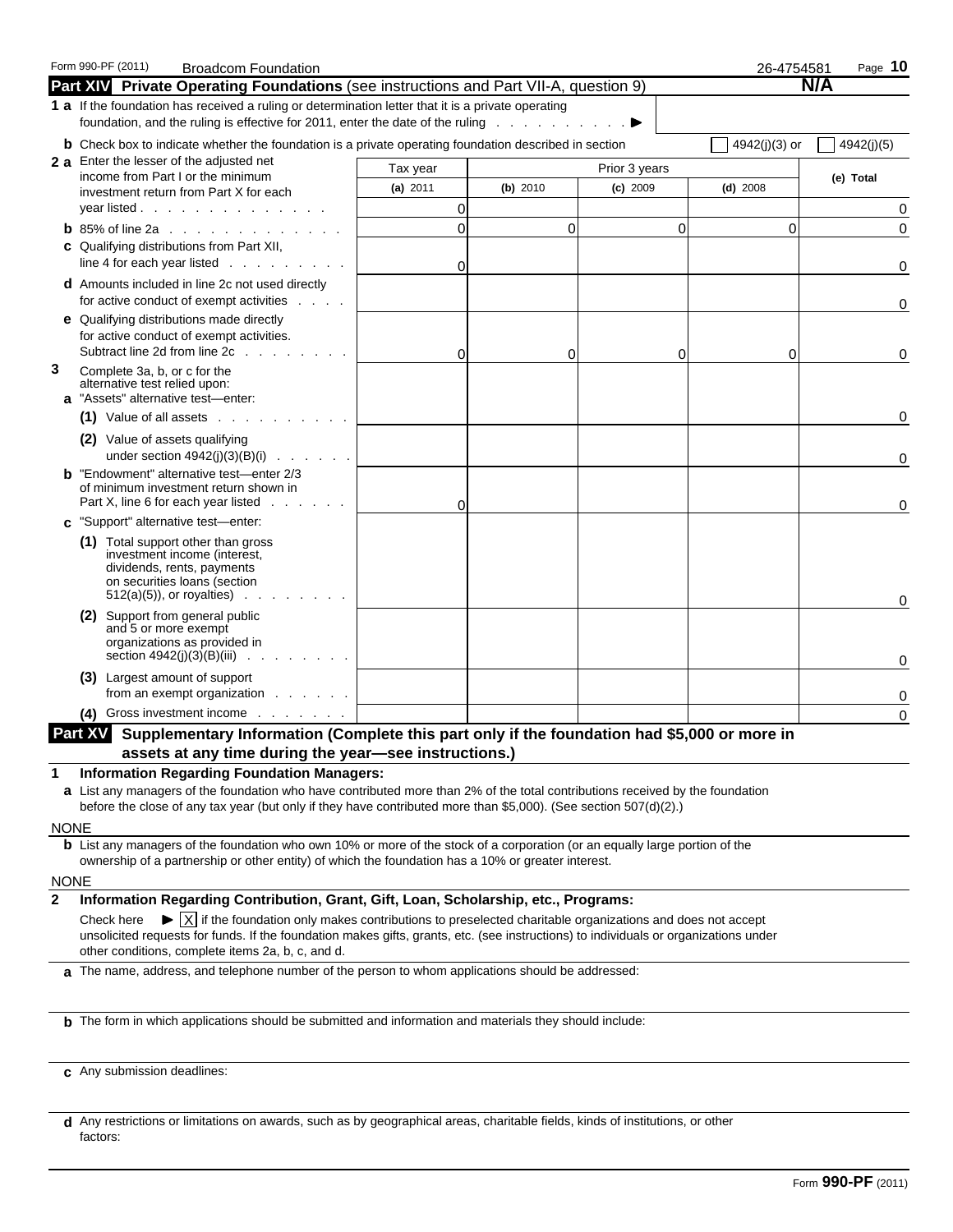Form 990-PF (2011) Broadcom Foundation 26-4754581

## Part XIV Private Operating Foundations (see instructions and Part VII-A, question 9) N/A

**1 a** If the foundation has received a ruling or determination letter that it is a private operating foundation, and the ruling is effective for 2011, enter the date of the ruling . . . . . . . . . . ▶

**b** Check box to indicate whether the foundation is a private operating foundation described in section ☐ 4942(j)(3) or ☐ 4942(j)(5)

| | Tax year | Prior 3 years | | | (e) Total |
|---|---|---|---|---|---|
| | (a) 2011 | (b) 2010 | (c) 2009 | (d) 2008 | |
| **2 a** Enter the lesser of the adjusted net income from Part I or the minimum investment return from Part X for each year listed | 0 | | | | 0 |
| **b** 85% of line 2a | 0 | 0 | 0 | 0 | 0 |
| **c** Qualifying distributions from Part XII, line 4 for each year listed | 0 | | | | 0 |
| **d** Amounts included in line 2c not used directly for active conduct of exempt activities | | | | | 0 |
| **e** Qualifying distributions made directly for active conduct of exempt activities. Subtract line 2d from line 2c | 0 | 0 | 0 | 0 | 0 |
| **3** Complete 3a, b, or c for the alternative test relied upon: | | | | | |
| **a** "Assets" alternative test—enter: | | | | | |
| (1) Value of all assets | | | | | 0 |
| (2) Value of assets qualifying under section 4942(j)(3)(B)(i) | | | | | 0 |
| **b** "Endowment" alternative test—enter 2/3 of minimum investment return shown in Part X, line 6 for each year listed | 0 | | | | 0 |
| **c** "Support" alternative test—enter: | | | | | |
| (1) Total support other than gross investment income (interest, dividends, rents, payments on securities loans (section 512(a)(5)), or royalties) | | | | | 0 |
| (2) Support from general public and 5 or more exempt organizations as provided in section 4942(j)(3)(B)(iii) | | | | | 0 |
| (3) Largest amount of support from an exempt organization | | | | | 0 |
| (4) Gross investment income | | | | | 0 |

## Part XV Supplementary Information (Complete this part only if the foundation had $5,000 or more in assets at any time during the year—see instructions.)

**1 Information Regarding Foundation Managers:**

**a** List any managers of the foundation who have contributed more than 2% of the total contributions received by the foundation before the close of any tax year (but only if they have contributed more than $5,000). (See section 507(d)(2).)

NONE

**b** List any managers of the foundation who own 10% or more of the stock of a corporation (or an equally large portion of the ownership of a partnership or other entity) of which the foundation has a 10% or greater interest.

NONE

**2 Information Regarding Contribution, Grant, Gift, Loan, Scholarship, etc., Programs:**

Check here ▶ ☒ if the foundation only makes contributions to preselected charitable organizations and does not accept unsolicited requests for funds. If the foundation makes gifts, grants, etc. (see instructions) to individuals or organizations under other conditions, complete items 2a, b, c, and d.

**a** The name, address, and telephone number of the person to whom applications should be addressed:

**b** The form in which applications should be submitted and information and materials they should include:

**c** Any submission deadlines:

**d** Any restrictions or limitations on awards, such as by geographical areas, charitable fields, kinds of institutions, or other factors:

Form **990-PF** (2011)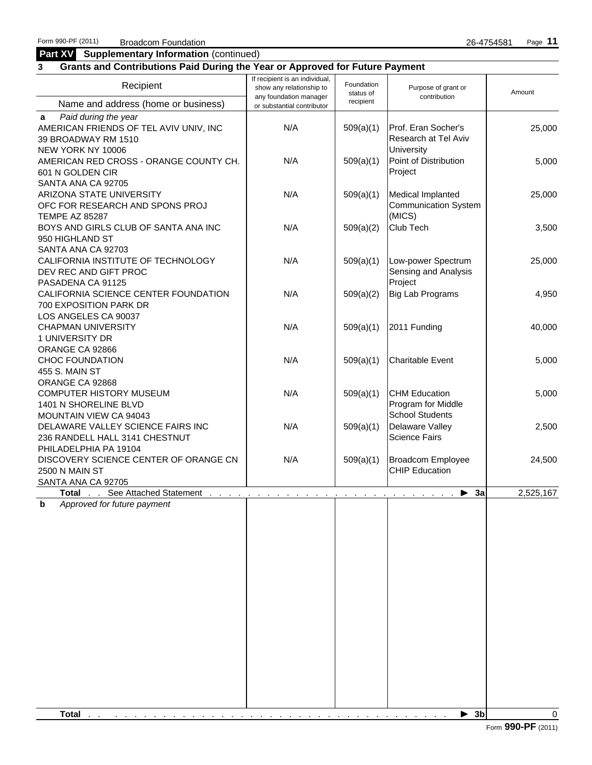Form 990-PF (2011) Broadcom Foundation 26-4754581

**Part XV Supplementary Information** (continued)

**3 Grants and Contributions Paid During the Year or Approved for Future Payment**

| Recipient<br>Name and address (home or business) | If recipient is an individual, show any relationship to any foundation manager or substantial contributor | Foundation status of recipient | Purpose of grant or contribution | Amount |
|---|---|---|---|---|
| **a** *Paid during the year* | | | | |
| AMERICAN FRIENDS OF TEL AVIV UNIV, INC<br>39 BROADWAY RM 1510<br>NEW YORK NY 10006 | N/A | 509(a)(1) | Prof. Eran Socher's Research at Tel Aviv University | 25,000 |
| AMERICAN RED CROSS - ORANGE COUNTY CH.<br>601 N GOLDEN CIR<br>SANTA ANA CA 92705 | N/A | 509(a)(1) | Point of Distribution Project | 5,000 |
| ARIZONA STATE UNIVERSITY<br>OFC FOR RESEARCH AND SPONS PROJ<br>TEMPE AZ 85287 | N/A | 509(a)(1) | Medical Implanted Communication System (MICS) | 25,000 |
| BOYS AND GIRLS CLUB OF SANTA ANA INC<br>950 HIGHLAND ST<br>SANTA ANA CA 92703 | N/A | 509(a)(2) | Club Tech | 3,500 |
| CALIFORNIA INSTITUTE OF TECHNOLOGY<br>DEV REC AND GIFT PROC<br>PASADENA CA 91125 | N/A | 509(a)(1) | Low-power Spectrum Sensing and Analysis Project | 25,000 |
| CALIFORNIA SCIENCE CENTER FOUNDATION<br>700 EXPOSITION PARK DR<br>LOS ANGELES CA 90037 | N/A | 509(a)(2) | Big Lab Programs | 4,950 |
| CHAPMAN UNIVERSITY<br>1 UNIVERSITY DR<br>ORANGE CA 92866 | N/A | 509(a)(1) | 2011 Funding | 40,000 |
| CHOC FOUNDATION<br>455 S. MAIN ST<br>ORANGE CA 92868 | N/A | 509(a)(1) | Charitable Event | 5,000 |
| COMPUTER HISTORY MUSEUM<br>1401 N SHORELINE BLVD<br>MOUNTAIN VIEW CA 94043 | N/A | 509(a)(1) | CHM Education Program for Middle School Students | 5,000 |
| DELAWARE VALLEY SCIENCE FAIRS INC<br>236 RANDELL HALL 3141 CHESTNUT<br>PHILADELPHIA PA 19104 | N/A | 509(a)(1) | Delaware Valley Science Fairs | 2,500 |
| DISCOVERY SCIENCE CENTER OF ORANGE CN<br>2500 N MAIN ST<br>SANTA ANA CA 92705 | N/A | 509(a)(1) | Broadcom Employee CHIP Education | 24,500 |
| **Total** . . See Attached Statement ▶ **3a** | | | | 2,525,167 |
| **b** *Approved for future payment* | | | | |
| **Total** ▶ **3b** | | | | 0 |

Form **990-PF** (2011)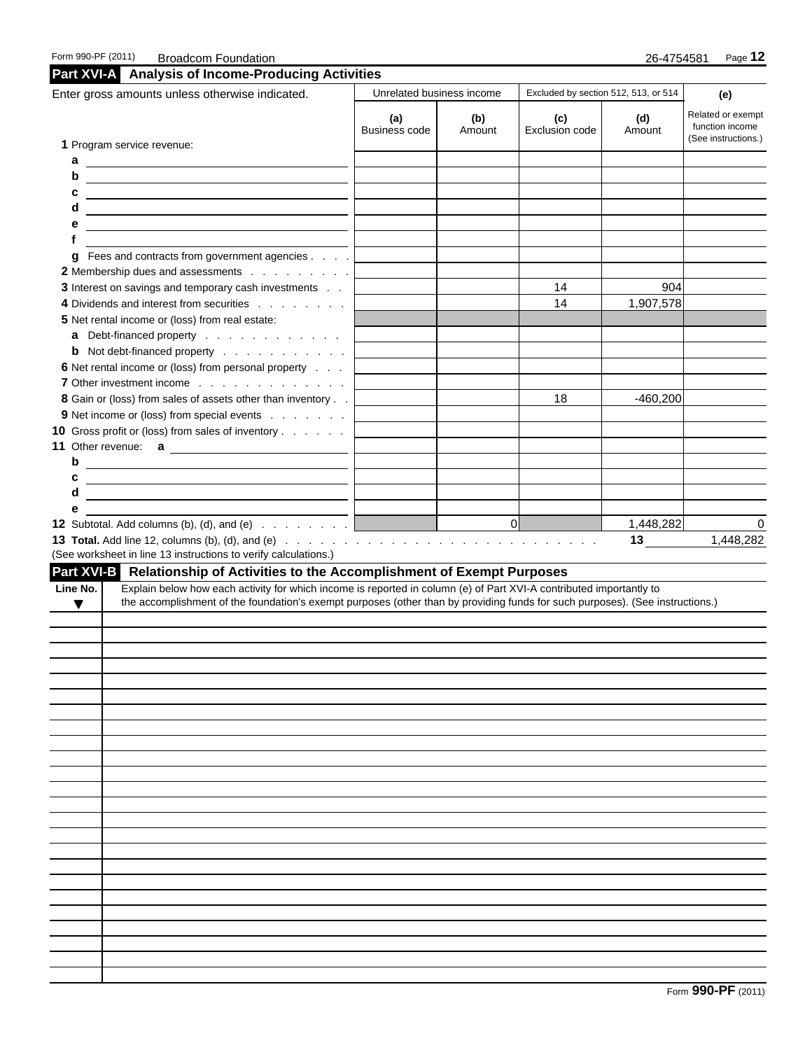Form 990-PF (2011) Broadcom Foundation 26-4754581

## Part XVI-A Analysis of Income-Producing Activities

| Enter gross amounts unless otherwise indicated. | Unrelated business income | | Excluded by section 512, 513, or 514 | | (e) |
|---|---|---|---|---|---|
| | (a) Business code | (b) Amount | (c) Exclusion code | (d) Amount | Related or exempt function income (See instructions.) |
| 1 Program service revenue: | | | | | |
| a | | | | | |
| b | | | | | |
| c | | | | | |
| d | | | | | |
| e | | | | | |
| f | | | | | |
| g Fees and contracts from government agencies | | | | | |
| 2 Membership dues and assessments | | | | | |
| 3 Interest on savings and temporary cash investments | | | 14 | 904 | |
| 4 Dividends and interest from securities | | | 14 | 1,907,578 | |
| 5 Net rental income or (loss) from real estate: | | | | | |
| a Debt-financed property | | | | | |
| b Not debt-financed property | | | | | |
| 6 Net rental income or (loss) from personal property | | | | | |
| 7 Other investment income | | | | | |
| 8 Gain or (loss) from sales of assets other than inventory | | | 18 | -460,200 | |
| 9 Net income or (loss) from special events | | | | | |
| 10 Gross profit or (loss) from sales of inventory | | | | | |
| 11 Other revenue: a | | | | | |
| b | | | | | |
| c | | | | | |
| d | | | | | |
| e | | | | | |
| 12 Subtotal. Add columns (b), (d), and (e) | | 0 | | 1,448,282 | 0 |

**13 Total.** Add line 12, columns (b), (d), and (e) . . . 13 1,448,282

(See worksheet in line 13 instructions to verify calculations.)

## Part XVI-B Relationship of Activities to the Accomplishment of Exempt Purposes

| Line No. ▼ | Explain below how each activity for which income is reported in column (e) of Part XVI-A contributed importantly to the accomplishment of the foundation's exempt purposes (other than by providing funds for such purposes). (See instructions.) |
|---|---|
| | |

Form **990-PF** (2011)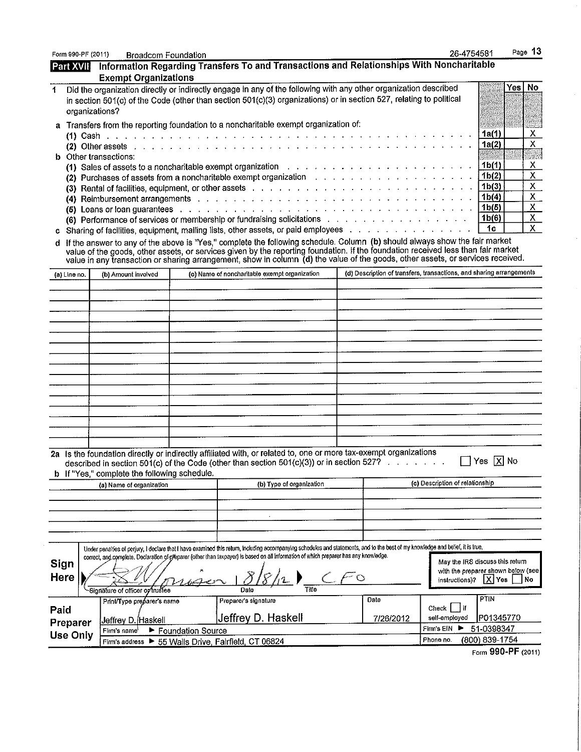Form 990-PF (2011) Broadcom Foundation 26-4754581

## Part XVII Information Regarding Transfers To and Transactions and Relationships With Noncharitable Exempt Organizations

1 Did the organization directly or indirectly engage in any of the following with any other organization described in section 501(c) of the Code (other than section 501(c)(3) organizations) or in section 527, relating to political organizations?

| | | Yes | No |
|---|---|---|---|
| **a** Transfers from the reporting foundation to a noncharitable exempt organization of: | | | |
| (1) Cash | 1a(1) | | X |
| (2) Other assets | 1a(2) | | X |
| **b** Other transactions: | | | |
| (1) Sales of assets to a noncharitable exempt organization | 1b(1) | | X |
| (2) Purchases of assets from a noncharitable exempt organization | 1b(2) | | X |
| (3) Rental of facilities, equipment, or other assets | 1b(3) | | X |
| (4) Reimbursement arrangements | 1b(4) | | X |
| (5) Loans or loan guarantees | 1b(5) | | X |
| (6) Performance of services or membership or fundraising solicitations | 1b(6) | | X |
| **c** Sharing of facilities, equipment, mailing lists, other assets, or paid employees | 1c | | X |

**d** If the answer to any of the above is "Yes," complete the following schedule. Column **(b)** should always show the fair market value of the goods, other assets, or services given by the reporting foundation. If the foundation received less than fair market value in any transaction or sharing arrangement, show in column **(d)** the value of the goods, other assets, or services received.

| (a) Line no. | (b) Amount involved | (c) Name of noncharitable exempt organization | (d) Description of transfers, transactions, and sharing arrangements |
|---|---|---|---|
| | | | |

**2a** Is the foundation directly or indirectly affiliated with, or related to, one or more tax-exempt organizations described in section 501(c) of the Code (other than section 501(c)(3)) or in section 527? ☐ Yes ☒ No

**b** If "Yes," complete the following schedule.

| (a) Name of organization | (b) Type of organization | (c) Description of relationship |
|---|---|---|
| | | |

**Sign Here**

Under penalties of perjury, I declare that I have examined this return, including accompanying schedules and statements, and to the best of my knowledge and belief, it is true, correct, and complete. Declaration of preparer (other than taxpayer) is based on all information of which preparer has any knowledge.

Signature of officer or trustee: [signature] Date: 8/8/12 Title: CFO

May the IRS discuss this return with the preparer shown below (see instructions)? ☒ Yes ☐ No

**Paid Preparer Use Only**

| Print/Type preparer's name | Preparer's signature | Date | Check ☐ if self-employed | PTIN |
|---|---|---|---|---|
| Jeffrey D. Haskell | Jeffrey D. Haskell | 7/26/2012 | | P01345770 |
| Firm's name ► Foundation Source | | | Firm's EIN ► 51-0398347 | |
| Firm's address ► 55 Walls Drive, Fairfield, CT 06824 | | | Phone no. (800) 839-1754 | |

Form **990-PF** (2011)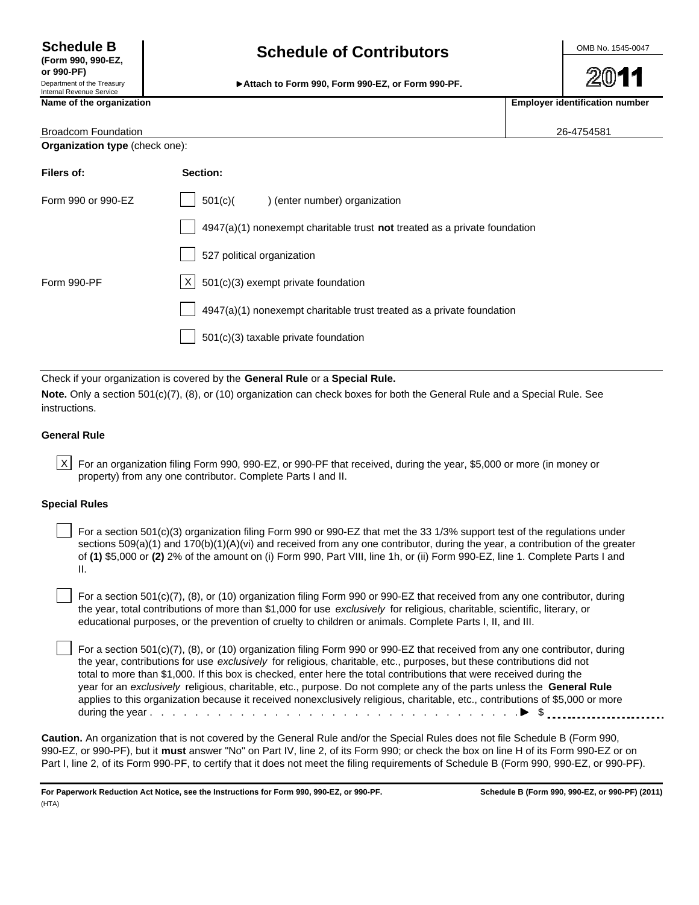**Schedule B**
**(Form 990, 990-EZ, or 990-PF)**
Department of the Treasury
Internal Revenue Service

# Schedule of Contributors

▶**Attach to Form 990, Form 990-EZ, or Form 990-PF.**

OMB No. 1545-0047

**2011**

| Name of the organization | Employer identification number |
|---|---|
| Broadcom Foundation | 26-4754581 |

**Organization type** (check one):

| Filers of: | Section: |
|---|---|
| Form 990 or 990-EZ | ☐ 501(c)( ) (enter number) organization |
| | ☐ 4947(a)(1) nonexempt charitable trust **not** treated as a private foundation |
| | ☐ 527 political organization |
| Form 990-PF | ☒ 501(c)(3) exempt private foundation |
| | ☐ 4947(a)(1) nonexempt charitable trust treated as a private foundation |
| | ☐ 501(c)(3) taxable private foundation |

Check if your organization is covered by the **General Rule** or a **Special Rule.**

**Note.** Only a section 501(c)(7), (8), or (10) organization can check boxes for both the General Rule and a Special Rule. See instructions.

### General Rule

☒ For an organization filing Form 990, 990-EZ, or 990-PF that received, during the year, $5,000 or more (in money or property) from any one contributor. Complete Parts I and II.

### Special Rules

☐ For a section 501(c)(3) organization filing Form 990 or 990-EZ that met the 33 1/3% support test of the regulations under sections 509(a)(1) and 170(b)(1)(A)(vi) and received from any one contributor, during the year, a contribution of the greater of **(1)** $5,000 or **(2)** 2% of the amount on (i) Form 990, Part VIII, line 1h, or (ii) Form 990-EZ, line 1. Complete Parts I and II.

☐ For a section 501(c)(7), (8), or (10) organization filing Form 990 or 990-EZ that received from any one contributor, during the year, total contributions of more than $1,000 for use *exclusively* for religious, charitable, scientific, literary, or educational purposes, or the prevention of cruelty to children or animals. Complete Parts I, II, and III.

☐ For a section 501(c)(7), (8), or (10) organization filing Form 990 or 990-EZ that received from any one contributor, during the year, contributions for use *exclusively* for religious, charitable, etc., purposes, but these contributions did not total to more than $1,000. If this box is checked, enter here the total contributions that were received during the year for an *exclusively* religious, charitable, etc., purpose. Do not complete any of the parts unless the **General Rule** applies to this organization because it received nonexclusively religious, charitable, etc., contributions of $5,000 or more during the year . . . . . . . . . . . . . . . . . . . . . . . . . . . . . . . . . . . . ▶ $ ..................

**Caution.** An organization that is not covered by the General Rule and/or the Special Rules does not file Schedule B (Form 990, 990-EZ, or 990-PF), but it **must** answer "No" on Part IV, line 2, of its Form 990; or check the box on line H of its Form 990-EZ or on Part I, line 2, of its Form 990-PF, to certify that it does not meet the filing requirements of Schedule B (Form 990, 990-EZ, or 990-PF).

**For Paperwork Reduction Act Notice, see the Instructions for Form 990, 990-EZ, or 990-PF.** **Schedule B (Form 990, 990-EZ, or 990-PF) (2011)**
(HTA)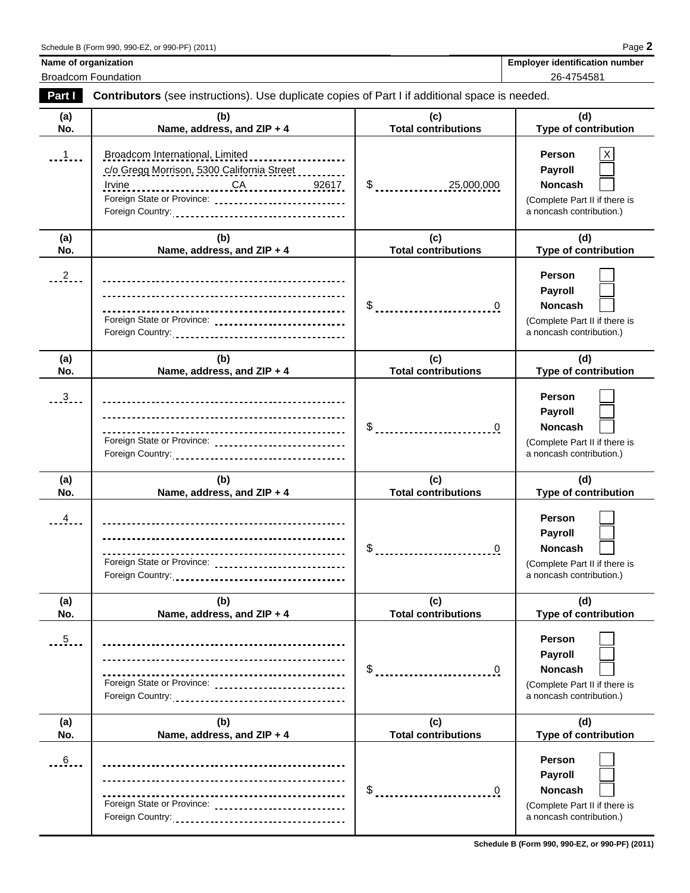Schedule B (Form 990, 990-EZ, or 990-PF) (2011) Page **2**

**Name of organization**: Broadcom Foundation

**Employer identification number**: 26-4754581

**Part I** **Contributors** (see instructions). Use duplicate copies of Part I if additional space is needed.

| (a) No. | (b) Name, address, and ZIP + 4 | (c) Total contributions | (d) Type of contribution |
|---|---|---|---|
| 1 | Broadcom International, Limited<br>c/o Gregg Morrison, 5300 California Street<br>Irvine CA 92617<br>Foreign State or Province:<br>Foreign Country: | $ 25,000,000 | Person [X]<br>Payroll [ ]<br>Noncash [ ]<br>(Complete Part II if there is a noncash contribution.) |
| 2 | Foreign State or Province:<br>Foreign Country: | $ 0 | Person [ ]<br>Payroll [ ]<br>Noncash [ ]<br>(Complete Part II if there is a noncash contribution.) |
| 3 | Foreign State or Province:<br>Foreign Country: | $ 0 | Person [ ]<br>Payroll [ ]<br>Noncash [ ]<br>(Complete Part II if there is a noncash contribution.) |
| 4 | Foreign State or Province:<br>Foreign Country: | $ 0 | Person [ ]<br>Payroll [ ]<br>Noncash [ ]<br>(Complete Part II if there is a noncash contribution.) |
| 5 | Foreign State or Province:<br>Foreign Country: | $ 0 | Person [ ]<br>Payroll [ ]<br>Noncash [ ]<br>(Complete Part II if there is a noncash contribution.) |
| 6 | Foreign State or Province:<br>Foreign Country: | $ 0 | Person [ ]<br>Payroll [ ]<br>Noncash [ ]<br>(Complete Part II if there is a noncash contribution.) |

**Schedule B (Form 990, 990-EZ, or 990-PF) (2011)**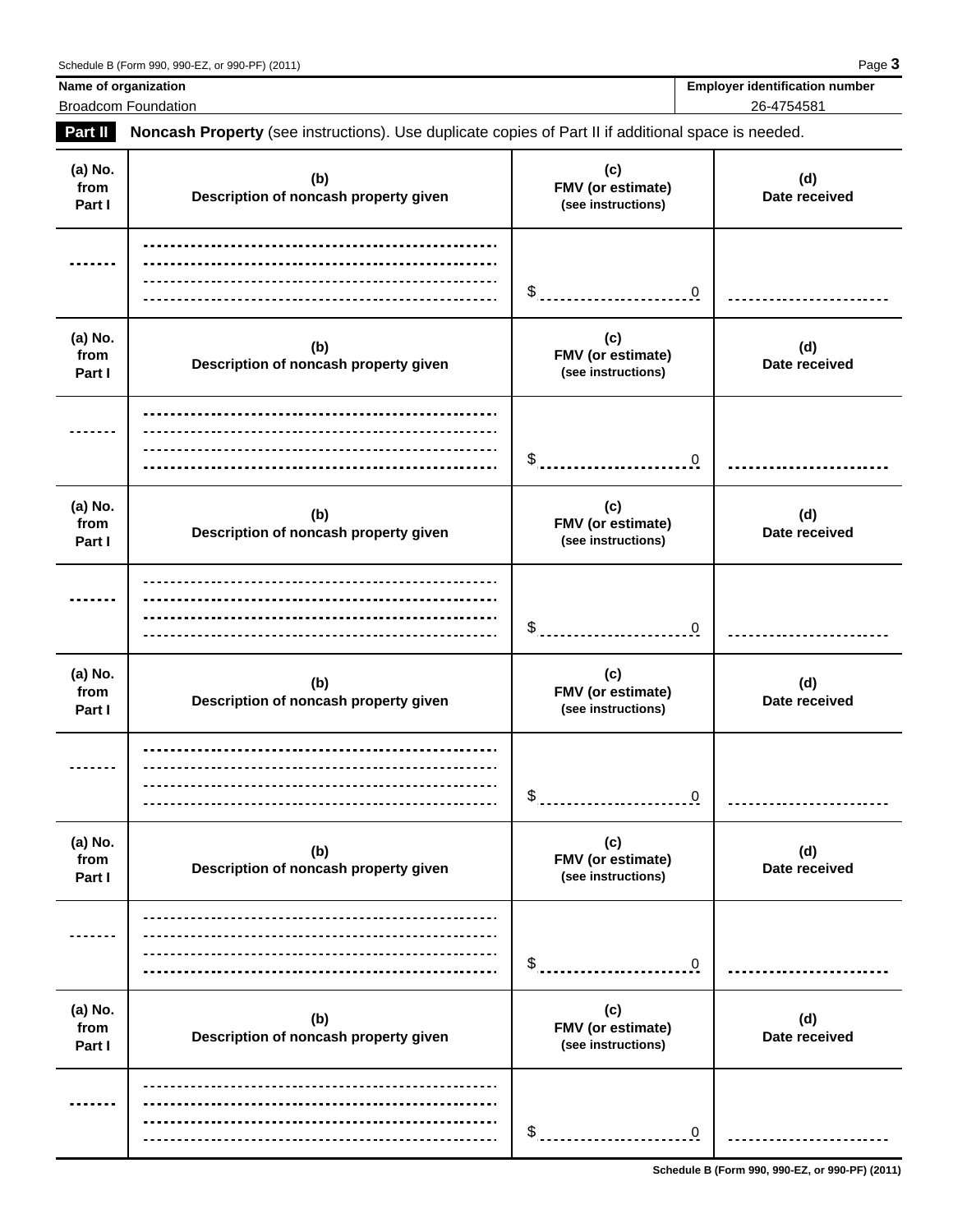Schedule B (Form 990, 990-EZ, or 990-PF) (2011) Page **3**

| Name of organization | Employer identification number |
|---|---|
| Broadcom Foundation | 26-4754581 |

**Part II** **Noncash Property** (see instructions). Use duplicate copies of Part II if additional space is needed.

| (a) No. from Part I | (b) Description of noncash property given | (c) FMV (or estimate) (see instructions) | (d) Date received |
|---|---|---|---|
| | | $ 0 | |

| (a) No. from Part I | (b) Description of noncash property given | (c) FMV (or estimate) (see instructions) | (d) Date received |
|---|---|---|---|
| | | $ 0 | |

| (a) No. from Part I | (b) Description of noncash property given | (c) FMV (or estimate) (see instructions) | (d) Date received |
|---|---|---|---|
| | | $ 0 | |

| (a) No. from Part I | (b) Description of noncash property given | (c) FMV (or estimate) (see instructions) | (d) Date received |
|---|---|---|---|
| | | $ 0 | |

| (a) No. from Part I | (b) Description of noncash property given | (c) FMV (or estimate) (see instructions) | (d) Date received |
|---|---|---|---|
| | | $ 0 | |

| (a) No. from Part I | (b) Description of noncash property given | (c) FMV (or estimate) (see instructions) | (d) Date received |
|---|---|---|---|
| | | $ 0 | |

Schedule B (Form 990, 990-EZ, or 990-PF) (2011)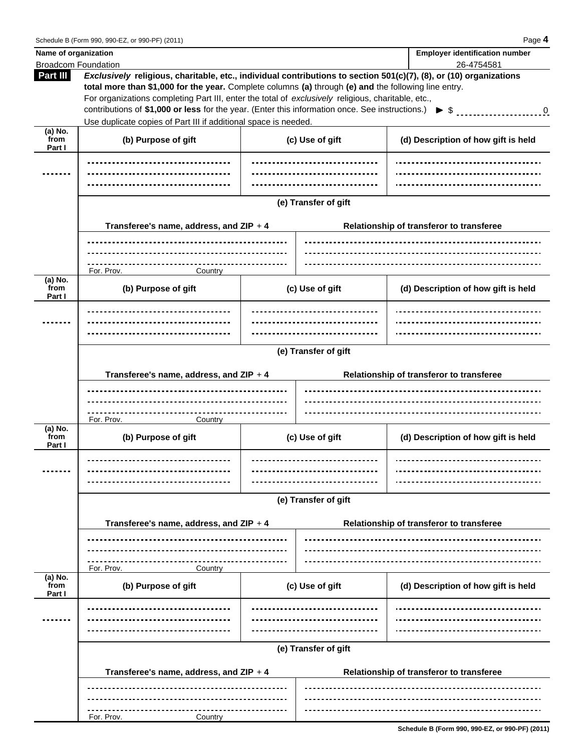Schedule B (Form 990, 990-EZ, or 990-PF) (2011)

**Name of organization**: Broadcom Foundation

**Employer identification number**: 26-4754581

**Part III** ***Exclusively*** **religious, charitable, etc., individual contributions to section 501(c)(7), (8), or (10) organizations total more than $1,000 for the year.** Complete columns **(a)** through **(e) and** the following line entry.
For organizations completing Part III, enter the total of *exclusively* religious, charitable, etc., contributions of **$1,000 or less** for the year. (Enter this information once. See instructions.) ▶ $ 0

Use duplicate copies of Part III if additional space is needed.

| (a) No. from Part I | (b) Purpose of gift | (c) Use of gift | (d) Description of how gift is held |
|---|---|---|---|
| | | | |

**(e) Transfer of gift**

| Transferee's name, address, and ZIP + 4 | Relationship of transferor to transferee |
|---|---|
| For. Prov. Country | |

| (a) No. from Part I | (b) Purpose of gift | (c) Use of gift | (d) Description of how gift is held |
|---|---|---|---|
| | | | |

**(e) Transfer of gift**

| Transferee's name, address, and ZIP + 4 | Relationship of transferor to transferee |
|---|---|
| For. Prov. Country | |

| (a) No. from Part I | (b) Purpose of gift | (c) Use of gift | (d) Description of how gift is held |
|---|---|---|---|
| | | | |

**(e) Transfer of gift**

| Transferee's name, address, and ZIP + 4 | Relationship of transferor to transferee |
|---|---|
| For. Prov. Country | |

| (a) No. from Part I | (b) Purpose of gift | (c) Use of gift | (d) Description of how gift is held |
|---|---|---|---|
| | | | |

**(e) Transfer of gift**

| Transferee's name, address, and ZIP + 4 | Relationship of transferor to transferee |
|---|---|
| For. Prov. Country | |

Schedule B (Form 990, 990-EZ, or 990-PF) (2011)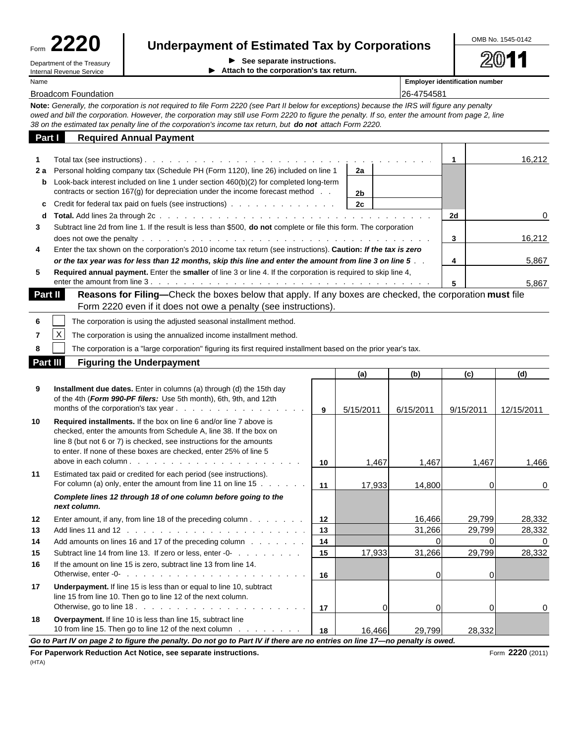Form **2220**

Department of the Treasury
Internal Revenue Service

# Underpayment of Estimated Tax by Corporations

► See separate instructions.
► Attach to the corporation's tax return.

OMB No. 1545-0142

**2011**

| Name | Employer identification number |
|---|---|
| Broadcom Foundation | 26-4754581 |

**Note:** *Generally, the corporation is not required to file Form 2220 (see Part II below for exceptions) because the IRS will figure any penalty owed and bill the corporation. However, the corporation may still use Form 2220 to figure the penalty. If so, enter the amount from page 2, line 38 on the estimated tax penalty line of the corporation's income tax return, but* ***do not*** *attach Form 2220.*

## Part I Required Annual Payment

| | | | | | |
|---|---|---|---|---|---|
| 1 | Total tax (see instructions) | | | 1 | 16,212 |
| 2 a | Personal holding company tax (Schedule PH (Form 1120), line 26) included on line 1 | 2a | | | |
| b | Look-back interest included on line 1 under section 460(b)(2) for completed long-term contracts or section 167(g) for depreciation under the income forecast method | 2b | | | |
| c | Credit for federal tax paid on fuels (see instructions) | 2c | | | |
| d | **Total.** Add lines 2a through 2c | | | 2d | 0 |
| 3 | Subtract line 2d from line 1. If the result is less than $500, **do not** complete or file this form. The corporation does not owe the penalty | | | 3 | 16,212 |
| 4 | Enter the tax shown on the corporation's 2010 income tax return (see instructions). **Caution:** ***If the tax is zero or the tax year was for less than 12 months, skip this line and enter the amount from line 3 on line 5*** | | | 4 | 5,867 |
| 5 | **Required annual payment.** Enter the **smaller** of line 3 or line 4. If the corporation is required to skip line 4, enter the amount from line 3 | | | 5 | 5,867 |

## Part II Reasons for Filing—Check the boxes below that apply. If any boxes are checked, the corporation **must** file Form 2220 even if it does not owe a penalty (see instructions).

| | | |
|---|---|---|
| 6 | [ ] | The corporation is using the adjusted seasonal installment method. |
| 7 | [X] | The corporation is using the annualized income installment method. |
| 8 | [ ] | The corporation is a "large corporation" figuring its first required installment based on the prior year's tax. |

## Part III Figuring the Underpayment

| | | | (a) | (b) | (c) | (d) |
|---|---|---|---|---|---|---|
| 9 | **Installment due dates.** Enter in columns (a) through (d) the 15th day of the 4th (***Form 990-PF filers:*** Use 5th month), 6th, 9th, and 12th months of the corporation's tax year | 9 | 5/15/2011 | 6/15/2011 | 9/15/2011 | 12/15/2011 |
| 10 | **Required installments.** If the box on line 6 and/or line 7 above is checked, enter the amounts from Schedule A, line 38. If the box on line 8 (but not 6 or 7) is checked, see instructions for the amounts to enter. If none of these boxes are checked, enter 25% of line 5 above in each column | 10 | 1,467 | 1,467 | 1,467 | 1,466 |
| 11 | Estimated tax paid or credited for each period (see instructions). For column (a) only, enter the amount from line 11 on line 15 | 11 | 17,933 | 14,800 | 0 | 0 |
| | ***Complete lines 12 through 18 of one column before going to the next column.*** | | | | | |
| 12 | Enter amount, if any, from line 18 of the preceding column | 12 | | 16,466 | 29,799 | 28,332 |
| 13 | Add lines 11 and 12 | 13 | | 31,266 | 29,799 | 28,332 |
| 14 | Add amounts on lines 16 and 17 of the preceding column | 14 | | 0 | 0 | 0 |
| 15 | Subtract line 14 from line 13. If zero or less, enter -0- | 15 | 17,933 | 31,266 | 29,799 | 28,332 |
| 16 | If the amount on line 15 is zero, subtract line 13 from line 14. Otherwise, enter -0- | 16 | | 0 | 0 | |
| 17 | **Underpayment.** If line 15 is less than or equal to line 10, subtract line 15 from line 10. Then go to line 12 of the next column. Otherwise, go to line 18 | 17 | 0 | 0 | 0 | 0 |
| 18 | **Overpayment.** If line 10 is less than line 15, subtract line 10 from line 15. Then go to line 12 of the next column | 18 | 16,466 | 29,799 | 28,332 | |

***Go to Part IV on page 2 to figure the penalty. Do not go to Part IV if there are no entries on line 17—no penalty is owed.***

**For Paperwork Reduction Act Notice, see separate instructions.**

(HTA)

Form **2220** (2011)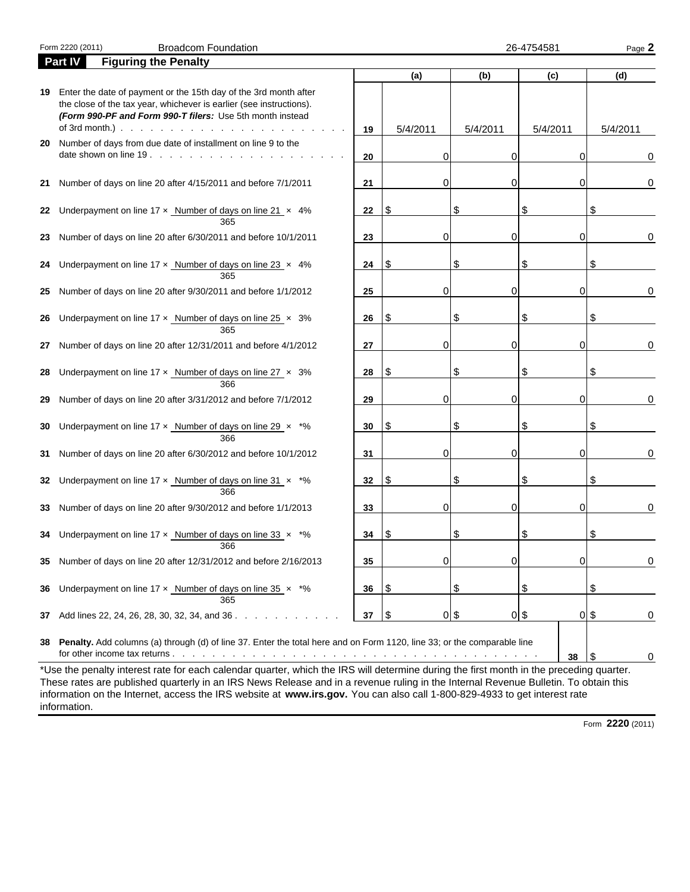Form 2220 (2011) Broadcom Foundation 26-4754581 Page **2**

## Part IV Figuring the Penalty

| | | | (a) | (b) | (c) | (d) |
|---|---|---|---|---|---|---|
| 19 | Enter the date of payment or the 15th day of the 3rd month after the close of the tax year, whichever is earlier (see instructions). ***(Form 990-PF and Form 990-T filers:** Use 5th month instead of 3rd month.)* | 19 | 5/4/2011 | 5/4/2011 | 5/4/2011 | 5/4/2011 |
| 20 | Number of days from due date of installment on line 9 to the date shown on line 19 | 20 | 0 | 0 | 0 | 0 |
| 21 | Number of days on line 20 after 4/15/2011 and before 7/1/2011 | 21 | 0 | 0 | 0 | 0 |
| 22 | Underpayment on line 17 × Number of days on line 21 / 365 × 4% | 22 | $ | $ | $ | $ |
| 23 | Number of days on line 20 after 6/30/2011 and before 10/1/2011 | 23 | 0 | 0 | 0 | 0 |
| 24 | Underpayment on line 17 × Number of days on line 23 / 365 × 4% | 24 | $ | $ | $ | $ |
| 25 | Number of days on line 20 after 9/30/2011 and before 1/1/2012 | 25 | 0 | 0 | 0 | 0 |
| 26 | Underpayment on line 17 × Number of days on line 25 / 365 × 3% | 26 | $ | $ | $ | $ |
| 27 | Number of days on line 20 after 12/31/2011 and before 4/1/2012 | 27 | 0 | 0 | 0 | 0 |
| 28 | Underpayment on line 17 × Number of days on line 27 / 366 × 3% | 28 | $ | $ | $ | $ |
| 29 | Number of days on line 20 after 3/31/2012 and before 7/1/2012 | 29 | 0 | 0 | 0 | 0 |
| 30 | Underpayment on line 17 × Number of days on line 29 / 366 × *% | 30 | $ | $ | $ | $ |
| 31 | Number of days on line 20 after 6/30/2012 and before 10/1/2012 | 31 | 0 | 0 | 0 | 0 |
| 32 | Underpayment on line 17 × Number of days on line 31 / 366 × *% | 32 | $ | $ | $ | $ |
| 33 | Number of days on line 20 after 9/30/2012 and before 1/1/2013 | 33 | 0 | 0 | 0 | 0 |
| 34 | Underpayment on line 17 × Number of days on line 33 / 366 × *% | 34 | $ | $ | $ | $ |
| 35 | Number of days on line 20 after 12/31/2012 and before 2/16/2013 | 35 | 0 | 0 | 0 | 0 |
| 36 | Underpayment on line 17 × Number of days on line 35 / 365 × *% | 36 | $ | $ | $ | $ |
| 37 | Add lines 22, 24, 26, 28, 30, 32, 34, and 36 | 37 | $ 0 | $ 0 | $ 0 | $ 0 |

**38 Penalty.** Add columns (a) through (d) of line 37. Enter the total here and on Form 1120, line 33; or the comparable line for other income tax returns . . . **38** $ 0

*Use the penalty interest rate for each calendar quarter, which the IRS will determine during the first month in the preceding quarter. These rates are published quarterly in an IRS News Release and in a revenue ruling in the Internal Revenue Bulletin. To obtain this information on the Internet, access the IRS website at **www.irs.gov.** You can also call 1-800-829-4933 to get interest rate information.

Form **2220** (2011)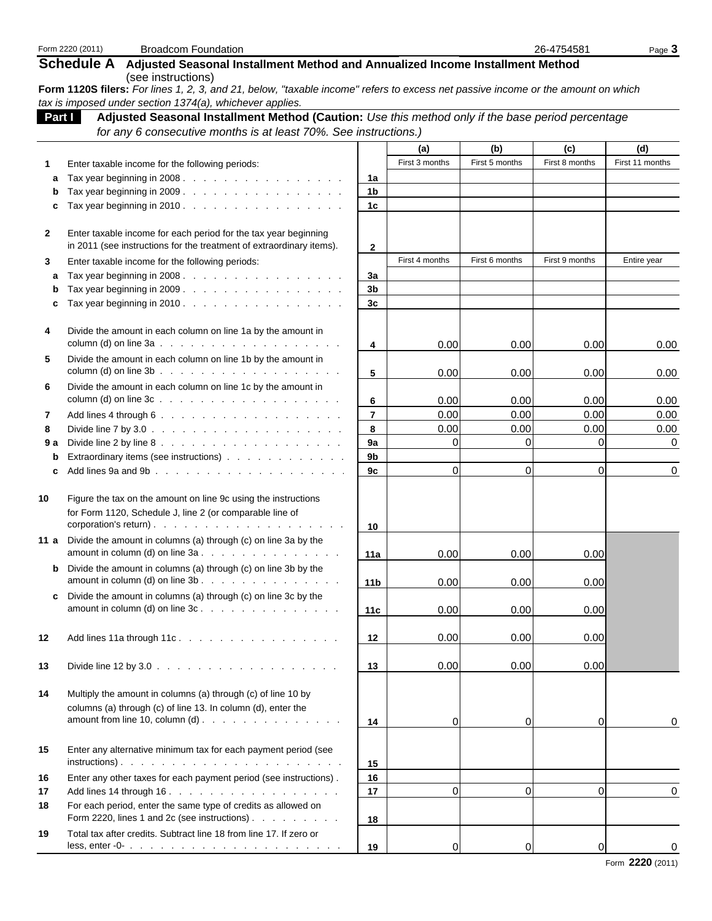Form 2220 (2011) Broadcom Foundation 26-4754581

## Schedule A Adjusted Seasonal Installment Method and Annualized Income Installment Method

(see instructions)

**Form 1120S filers:** *For lines 1, 2, 3, and 21, below, "taxable income" refers to excess net passive income or the amount on which tax is imposed under section 1374(a), whichever applies.*

### Part I Adjusted Seasonal Installment Method (Caution: *Use this method only if the base period percentage for any 6 consecutive months is at least 70%. See instructions.)*

| | | | (a) | (b) | (c) | (d) |
|---|---|---|---|---|---|---|
| **1** | Enter taxable income for the following periods: | | First 3 months | First 5 months | First 8 months | First 11 months |
| **a** | Tax year beginning in 2008 | **1a** | | | | |
| **b** | Tax year beginning in 2009 | **1b** | | | | |
| **c** | Tax year beginning in 2010 | **1c** | | | | |
| **2** | Enter taxable income for each period for the tax year beginning in 2011 (see instructions for the treatment of extraordinary items). | **2** | | | | |
| **3** | Enter taxable income for the following periods: | | First 4 months | First 6 months | First 9 months | Entire year |
| **a** | Tax year beginning in 2008 | **3a** | | | | |
| **b** | Tax year beginning in 2009 | **3b** | | | | |
| **c** | Tax year beginning in 2010 | **3c** | | | | |
| **4** | Divide the amount in each column on line 1a by the amount in column (d) on line 3a | **4** | 0.00 | 0.00 | 0.00 | 0.00 |
| **5** | Divide the amount in each column on line 1b by the amount in column (d) on line 3b | **5** | 0.00 | 0.00 | 0.00 | 0.00 |
| **6** | Divide the amount in each column on line 1c by the amount in column (d) on line 3c | **6** | 0.00 | 0.00 | 0.00 | 0.00 |
| **7** | Add lines 4 through 6 | **7** | 0.00 | 0.00 | 0.00 | 0.00 |
| **8** | Divide line 7 by 3.0 | **8** | 0.00 | 0.00 | 0.00 | 0.00 |
| **9 a** | Divide line 2 by line 8 | **9a** | 0 | 0 | 0 | 0 |
| **b** | Extraordinary items (see instructions) | **9b** | | | | |
| **c** | Add lines 9a and 9b | **9c** | 0 | 0 | 0 | 0 |
| **10** | Figure the tax on the amount on line 9c using the instructions for Form 1120, Schedule J, line 2 (or comparable line of corporation's return) | **10** | | | | |
| **11 a** | Divide the amount in columns (a) through (c) on line 3a by the amount in column (d) on line 3a | **11a** | 0.00 | 0.00 | 0.00 | |
| **b** | Divide the amount in columns (a) through (c) on line 3b by the amount in column (d) on line 3b | **11b** | 0.00 | 0.00 | 0.00 | |
| **c** | Divide the amount in columns (a) through (c) on line 3c by the amount in column (d) on line 3c | **11c** | 0.00 | 0.00 | 0.00 | |
| **12** | Add lines 11a through 11c | **12** | 0.00 | 0.00 | 0.00 | |
| **13** | Divide line 12 by 3.0 | **13** | 0.00 | 0.00 | 0.00 | |
| **14** | Multiply the amount in columns (a) through (c) of line 10 by columns (a) through (c) of line 13. In column (d), enter the amount from line 10, column (d) | **14** | 0 | 0 | 0 | 0 |
| **15** | Enter any alternative minimum tax for each payment period (see instructions) | **15** | | | | |
| **16** | Enter any other taxes for each payment period (see instructions) | **16** | | | | |
| **17** | Add lines 14 through 16 | **17** | 0 | 0 | 0 | 0 |
| **18** | For each period, enter the same type of credits as allowed on Form 2220, lines 1 and 2c (see instructions) | **18** | | | | |
| **19** | Total tax after credits. Subtract line 18 from line 17. If zero or less, enter -0- | **19** | 0 | 0 | 0 | 0 |

Form **2220** (2011)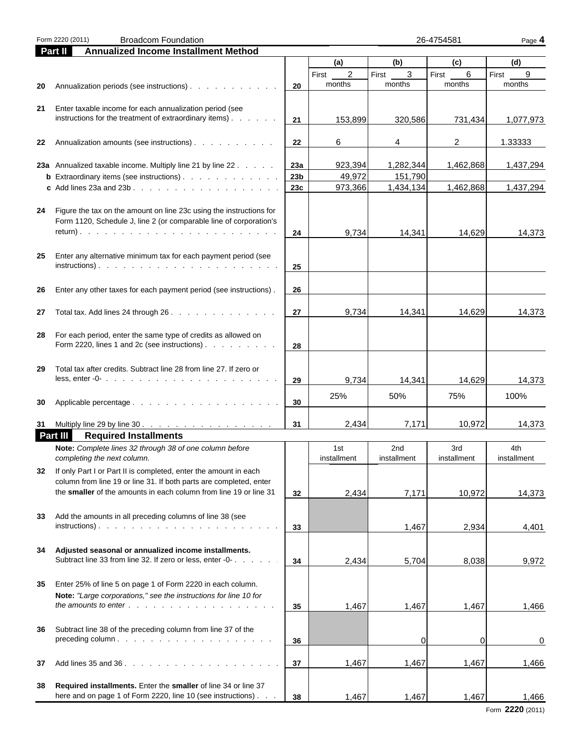Form 2220 (2011) Broadcom Foundation 26-4754581 Page **4**

## Part II Annualized Income Installment Method

| | | | (a) | (b) | (c) | (d) |
|---|---|---|---|---|---|---|
| 20 | Annualization periods (see instructions) | 20 | First 2 months | First 3 months | First 6 months | First 9 months |
| 21 | Enter taxable income for each annualization period (see instructions for the treatment of extraordinary items) | 21 | 153,899 | 320,586 | 731,434 | 1,077,973 |
| 22 | Annualization amounts (see instructions) | 22 | 6 | 4 | 2 | 1.33333 |
| 23a | Annualized taxable income. Multiply line 21 by line 22 | 23a | 923,394 | 1,282,344 | 1,462,868 | 1,437,294 |
| b | Extraordinary items (see instructions) | 23b | 49,972 | 151,790 | | |
| c | Add lines 23a and 23b | 23c | 973,366 | 1,434,134 | 1,462,868 | 1,437,294 |
| 24 | Figure the tax on the amount on line 23c using the instructions for Form 1120, Schedule J, line 2 (or comparable line of corporation's return) | 24 | 9,734 | 14,341 | 14,629 | 14,373 |
| 25 | Enter any alternative minimum tax for each payment period (see instructions) | 25 | | | | |
| 26 | Enter any other taxes for each payment period (see instructions) | 26 | | | | |
| 27 | Total tax. Add lines 24 through 26 | 27 | 9,734 | 14,341 | 14,629 | 14,373 |
| 28 | For each period, enter the same type of credits as allowed on Form 2220, lines 1 and 2c (see instructions) | 28 | | | | |
| 29 | Total tax after credits. Subtract line 28 from line 27. If zero or less, enter -0- | 29 | 9,734 | 14,341 | 14,629 | 14,373 |
| 30 | Applicable percentage | 30 | 25% | 50% | 75% | 100% |
| 31 | Multiply line 29 by line 30 | 31 | 2,434 | 7,171 | 10,972 | 14,373 |

## Part III Required Installments

| | | | 1st installment | 2nd installment | 3rd installment | 4th installment |
|---|---|---|---|---|---|---|
| | **Note:** *Complete lines 32 through 38 of one column before completing the next column.* | | | | | |
| 32 | If only Part I or Part II is completed, enter the amount in each column from line 19 or line 31. If both parts are completed, enter the **smaller** of the amounts in each column from line 19 or line 31 | 32 | 2,434 | 7,171 | 10,972 | 14,373 |
| 33 | Add the amounts in all preceding columns of line 38 (see instructions) | 33 | | 1,467 | 2,934 | 4,401 |
| 34 | **Adjusted seasonal or annualized income installments.** Subtract line 33 from line 32. If zero or less, enter -0- | 34 | 2,434 | 5,704 | 8,038 | 9,972 |
| 35 | Enter 25% of line 5 on page 1 of Form 2220 in each column. **Note:** *"Large corporations," see the instructions for line 10 for the amounts to enter* | 35 | 1,467 | 1,467 | 1,467 | 1,466 |
| 36 | Subtract line 38 of the preceding column from line 37 of the preceding column | 36 | | 0 | 0 | 0 |
| 37 | Add lines 35 and 36 | 37 | 1,467 | 1,467 | 1,467 | 1,466 |
| 38 | **Required installments.** Enter the **smaller** of line 34 or line 37 here and on page 1 of Form 2220, line 10 (see instructions) | 38 | 1,467 | 1,467 | 1,467 | 1,466 |

Form **2220** (2011)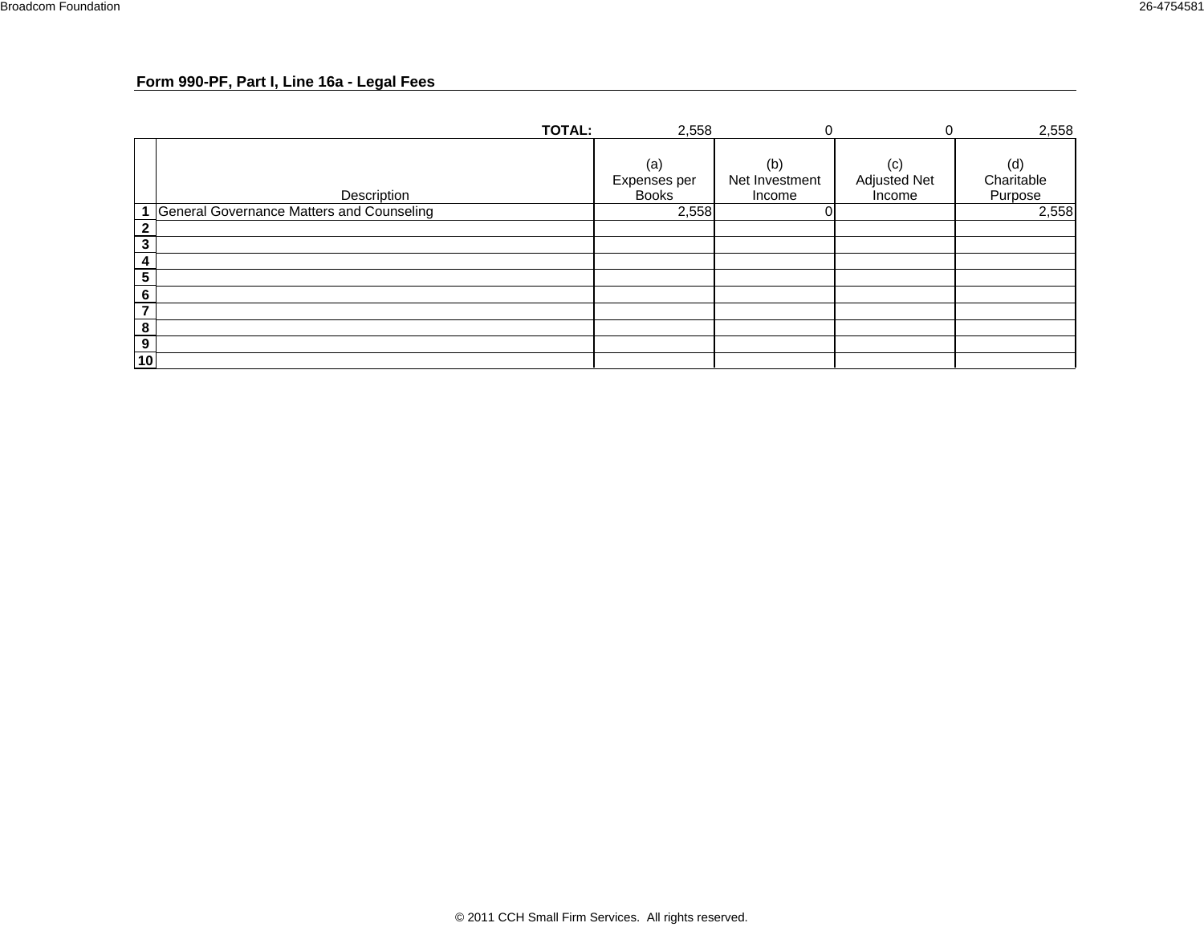## Form 990-PF, Part I, Line 16a - Legal Fees

| | Description | (a) Expenses per Books | (b) Net Investment Income | (c) Adjusted Net Income | (d) Charitable Purpose |
|---|---|---|---|---|---|
| | **TOTAL:** | 2,558 | 0 | 0 | 2,558 |
| 1 | General Governance Matters and Counseling | 2,558 | 0 | | 2,558 |
| 2 | | | | | |
| 3 | | | | | |
| 4 | | | | | |
| 5 | | | | | |
| 6 | | | | | |
| 7 | | | | | |
| 8 | | | | | |
| 9 | | | | | |
| 10 | | | | | |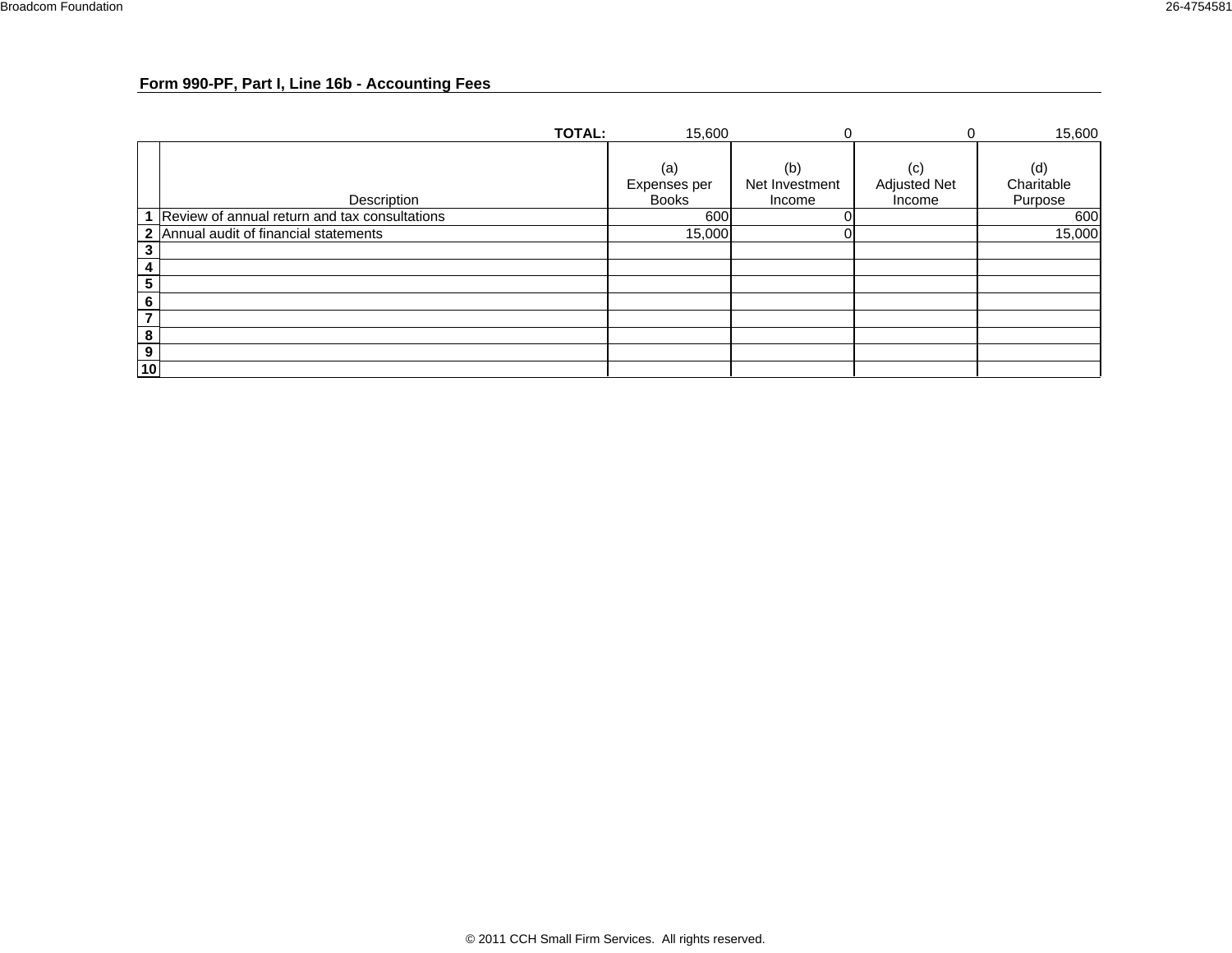## Form 990-PF, Part I, Line 16b - Accounting Fees

| | Description | (a) Expenses per Books | (b) Net Investment Income | (c) Adjusted Net Income | (d) Charitable Purpose |
|---|---|---|---|---|---|
| | **TOTAL:** | 15,600 | 0 | 0 | 15,600 |
| 1 | Review of annual return and tax consultations | 600 | 0 | | 600 |
| 2 | Annual audit of financial statements | 15,000 | 0 | | 15,000 |
| 3 | | | | | |
| 4 | | | | | |
| 5 | | | | | |
| 6 | | | | | |
| 7 | | | | | |
| 8 | | | | | |
| 9 | | | | | |
| 10 | | | | | |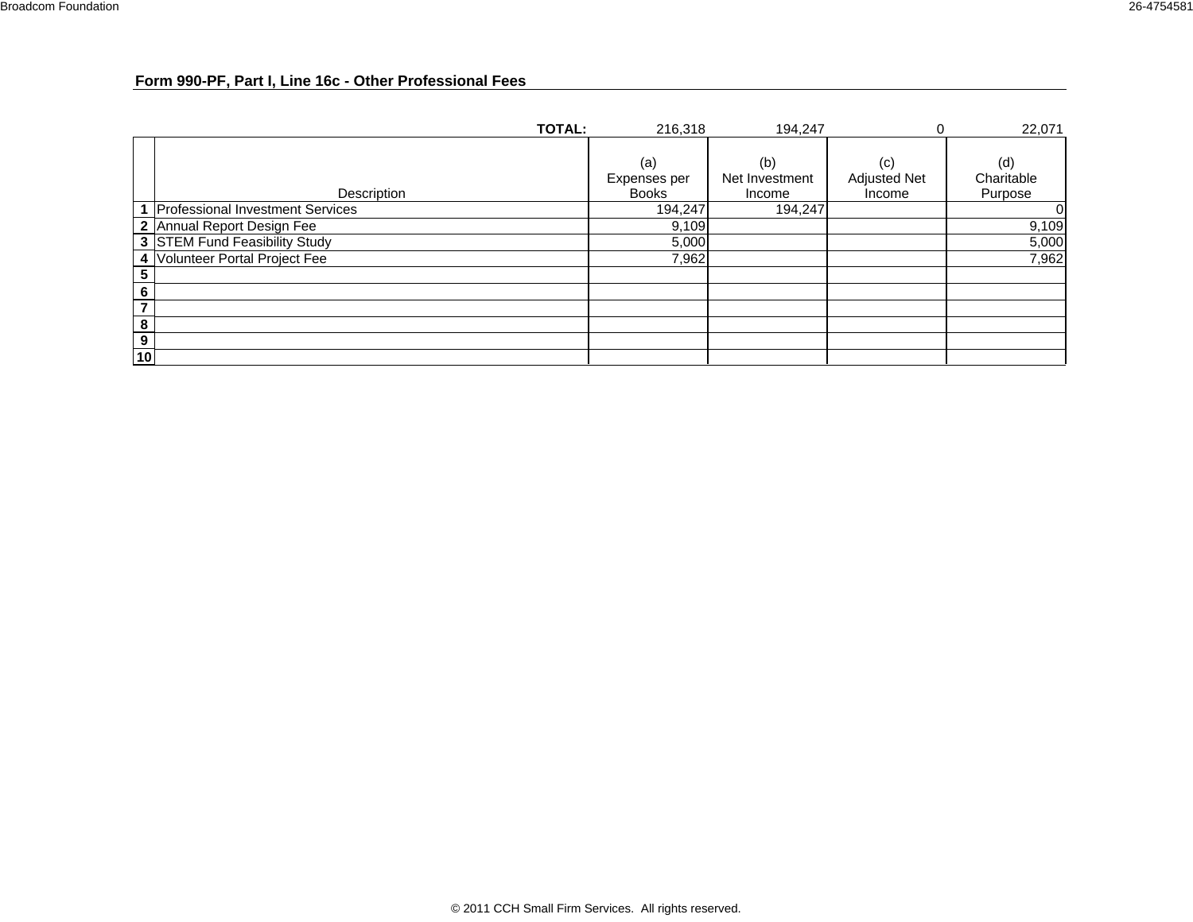## Form 990-PF, Part I, Line 16c - Other Professional Fees

| | Description | (a) Expenses per Books | (b) Net Investment Income | (c) Adjusted Net Income | (d) Charitable Purpose |
|---|---|---|---|---|---|
| | **TOTAL:** | 216,318 | 194,247 | 0 | 22,071 |
| **1** | Professional Investment Services | 194,247 | 194,247 | | 0 |
| **2** | Annual Report Design Fee | 9,109 | | | 9,109 |
| **3** | STEM Fund Feasibility Study | 5,000 | | | 5,000 |
| **4** | Volunteer Portal Project Fee | 7,962 | | | 7,962 |
| **5** | | | | | |
| **6** | | | | | |
| **7** | | | | | |
| **8** | | | | | |
| **9** | | | | | |
| **10** | | | | | |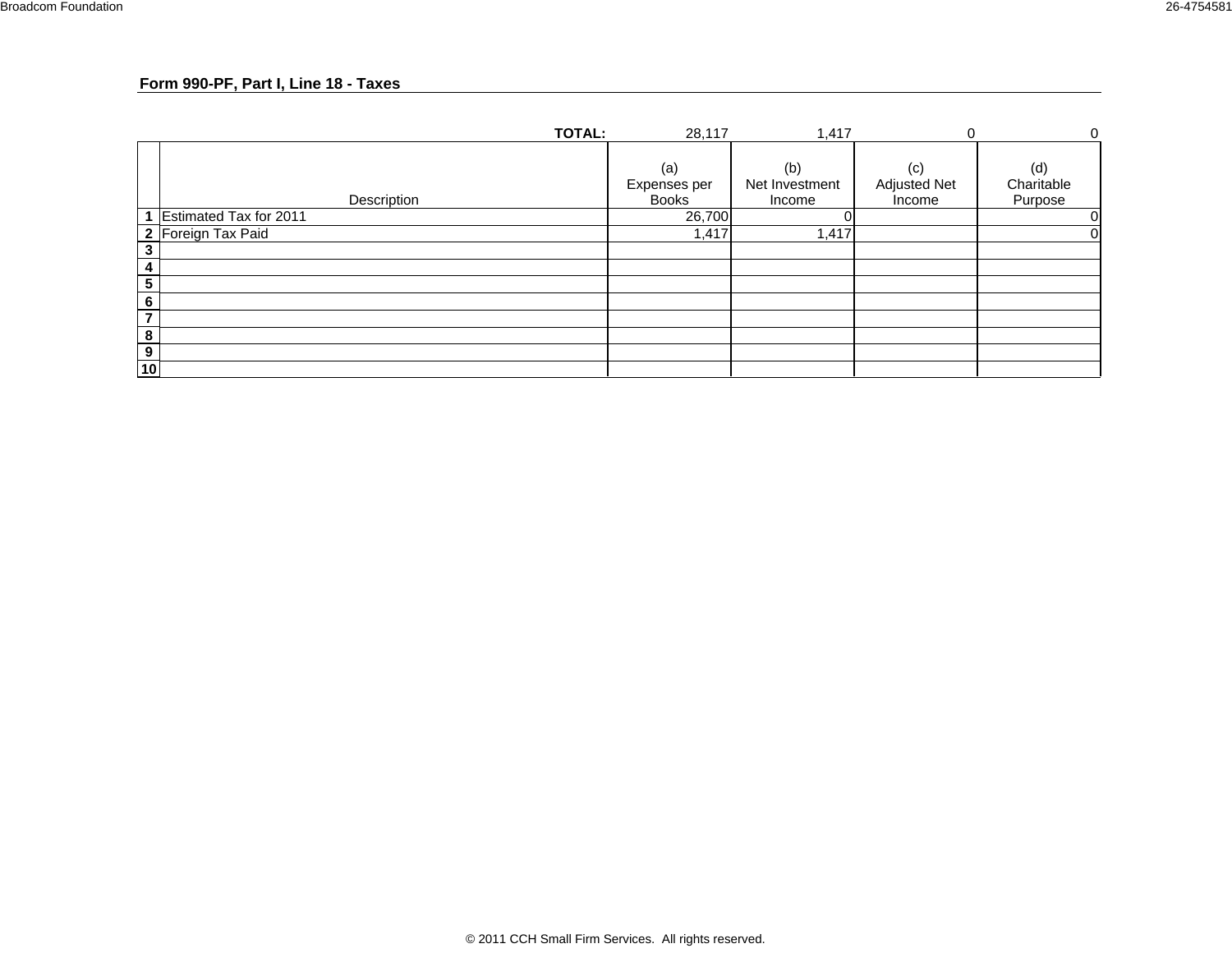## Form 990-PF, Part I, Line 18 - Taxes

| | Description | (a) Expenses per Books | (b) Net Investment Income | (c) Adjusted Net Income | (d) Charitable Purpose |
|---|---|---|---|---|---|
| | **TOTAL:** | 28,117 | 1,417 | 0 | 0 |
| 1 | Estimated Tax for 2011 | 26,700 | 0 | | 0 |
| 2 | Foreign Tax Paid | 1,417 | 1,417 | | 0 |
| 3 | | | | | |
| 4 | | | | | |
| 5 | | | | | |
| 6 | | | | | |
| 7 | | | | | |
| 8 | | | | | |
| 9 | | | | | |
| 10 | | | | | |

© 2011 CCH Small Firm Services. All rights reserved.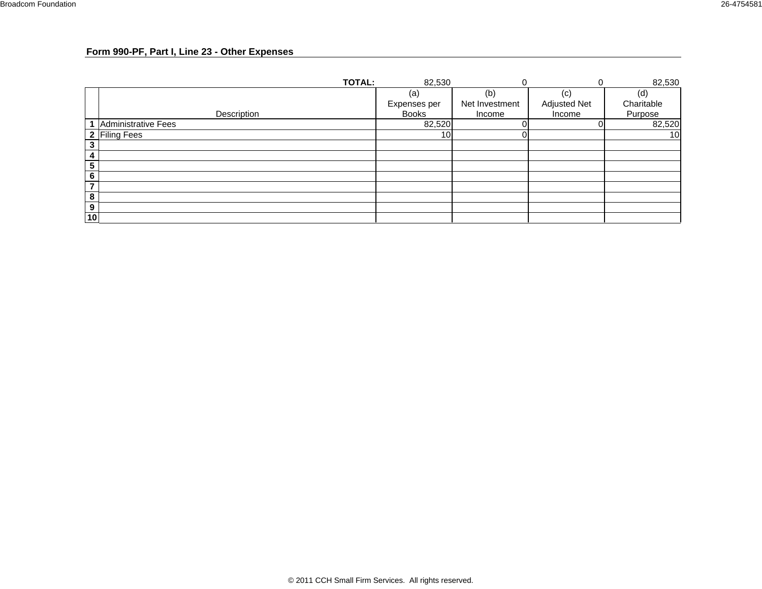## Form 990-PF, Part I, Line 23 - Other Expenses

| | Description | (a) Expenses per Books | (b) Net Investment Income | (c) Adjusted Net Income | (d) Charitable Purpose |
|---|---|---|---|---|---|
| | **TOTAL:** | 82,530 | 0 | 0 | 82,530 |
| 1 | Administrative Fees | 82,520 | 0 | 0 | 82,520 |
| 2 | Filing Fees | 10 | 0 | | 10 |
| 3 | | | | | |
| 4 | | | | | |
| 5 | | | | | |
| 6 | | | | | |
| 7 | | | | | |
| 8 | | | | | |
| 9 | | | | | |
| 10 | | | | | |

© 2011 CCH Small Firm Services. All rights reserved.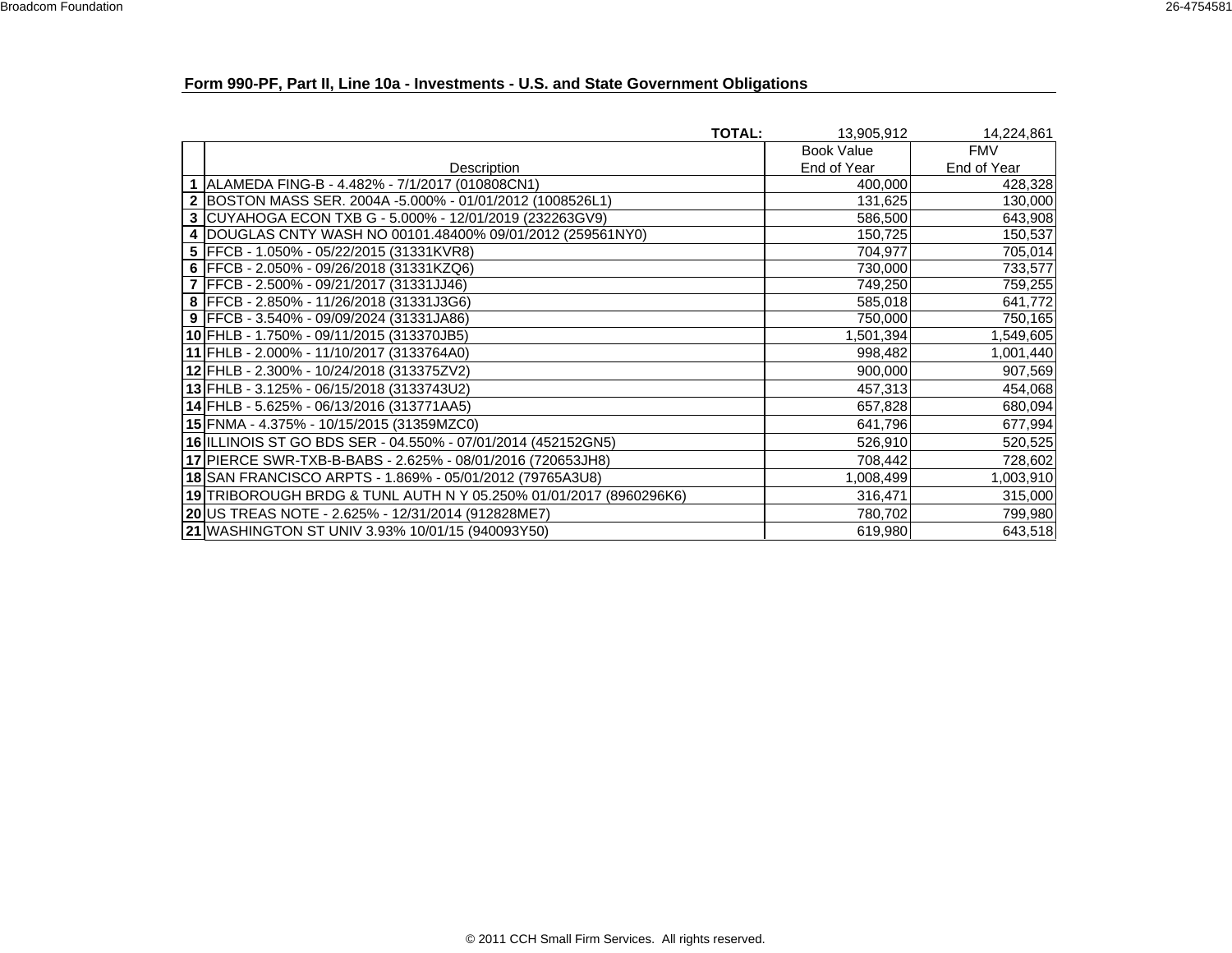## Form 990-PF, Part II, Line 10a - Investments - U.S. and State Government Obligations

| | Description | Book Value End of Year | FMV End of Year |
|---|---|---|---|
| | TOTAL: | 13,905,912 | 14,224,861 |
| 1 | ALAMEDA FING-B - 4.482% - 7/1/2017 (010808CN1) | 400,000 | 428,328 |
| 2 | BOSTON MASS SER. 2004A -5.000% - 01/01/2012 (1008526L1) | 131,625 | 130,000 |
| 3 | CUYAHOGA ECON TXB G - 5.000% - 12/01/2019 (232263GV9) | 586,500 | 643,908 |
| 4 | DOUGLAS CNTY WASH NO 00101.48400% 09/01/2012 (259561NY0) | 150,725 | 150,537 |
| 5 | FFCB - 1.050% - 05/22/2015 (31331KVR8) | 704,977 | 705,014 |
| 6 | FFCB - 2.050% - 09/26/2018 (31331KZQ6) | 730,000 | 733,577 |
| 7 | FFCB - 2.500% - 09/21/2017 (31331JJ46) | 749,250 | 759,255 |
| 8 | FFCB - 2.850% - 11/26/2018 (31331J3G6) | 585,018 | 641,772 |
| 9 | FFCB - 3.540% - 09/09/2024 (31331JA86) | 750,000 | 750,165 |
| 10 | FHLB - 1.750% - 09/11/2015 (313370JB5) | 1,501,394 | 1,549,605 |
| 11 | FHLB - 2.000% - 11/10/2017 (3133764A0) | 998,482 | 1,001,440 |
| 12 | FHLB - 2.300% - 10/24/2018 (313375ZV2) | 900,000 | 907,569 |
| 13 | FHLB - 3.125% - 06/15/2018 (3133743U2) | 457,313 | 454,068 |
| 14 | FHLB - 5.625% - 06/13/2016 (313771AA5) | 657,828 | 680,094 |
| 15 | FNMA - 4.375% - 10/15/2015 (31359MZC0) | 641,796 | 677,994 |
| 16 | ILLINOIS ST GO BDS SER - 04.550% - 07/01/2014 (452152GN5) | 526,910 | 520,525 |
| 17 | PIERCE SWR-TXB-B-BABS - 2.625% - 08/01/2016 (720653JH8) | 708,442 | 728,602 |
| 18 | SAN FRANCISCO ARPTS - 1.869% - 05/01/2012 (79765A3U8) | 1,008,499 | 1,003,910 |
| 19 | TRIBOROUGH BRDG & TUNL AUTH N Y 05.250% 01/01/2017 (8960296K6) | 316,471 | 315,000 |
| 20 | US TREAS NOTE - 2.625% - 12/31/2014 (912828ME7) | 780,702 | 799,980 |
| 21 | WASHINGTON ST UNIV 3.93% 10/01/15 (940093Y50) | 619,980 | 643,518 |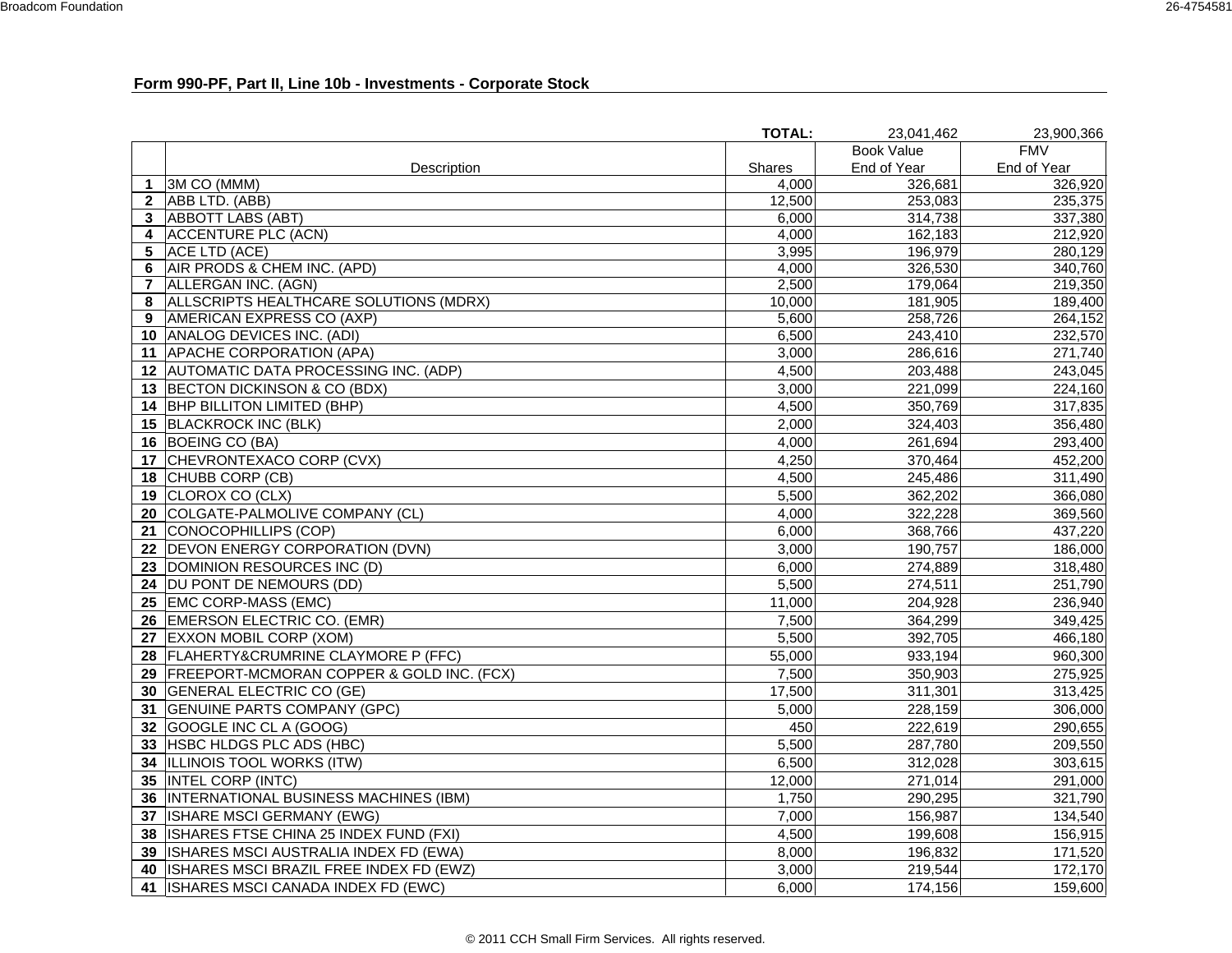## Form 990-PF, Part II, Line 10b - Investments - Corporate Stock

| | | | | |
|---|---|---|---|---|
| | | **TOTAL:** | 23,041,462 | 23,900,366 |
| | Description | Shares | Book Value End of Year | FMV End of Year |
| **1** | 3M CO (MMM) | 4,000 | 326,681 | 326,920 |
| **2** | ABB LTD. (ABB) | 12,500 | 253,083 | 235,375 |
| **3** | ABBOTT LABS (ABT) | 6,000 | 314,738 | 337,380 |
| **4** | ACCENTURE PLC (ACN) | 4,000 | 162,183 | 212,920 |
| **5** | ACE LTD (ACE) | 3,995 | 196,979 | 280,129 |
| **6** | AIR PRODS & CHEM INC. (APD) | 4,000 | 326,530 | 340,760 |
| **7** | ALLERGAN INC. (AGN) | 2,500 | 179,064 | 219,350 |
| **8** | ALLSCRIPTS HEALTHCARE SOLUTIONS (MDRX) | 10,000 | 181,905 | 189,400 |
| **9** | AMERICAN EXPRESS CO (AXP) | 5,600 | 258,726 | 264,152 |
| **10** | ANALOG DEVICES INC. (ADI) | 6,500 | 243,410 | 232,570 |
| **11** | APACHE CORPORATION (APA) | 3,000 | 286,616 | 271,740 |
| **12** | AUTOMATIC DATA PROCESSING INC. (ADP) | 4,500 | 203,488 | 243,045 |
| **13** | BECTON DICKINSON & CO (BDX) | 3,000 | 221,099 | 224,160 |
| **14** | BHP BILLITON LIMITED (BHP) | 4,500 | 350,769 | 317,835 |
| **15** | BLACKROCK INC (BLK) | 2,000 | 324,403 | 356,480 |
| **16** | BOEING CO (BA) | 4,000 | 261,694 | 293,400 |
| **17** | CHEVRONTEXACO CORP (CVX) | 4,250 | 370,464 | 452,200 |
| **18** | CHUBB CORP (CB) | 4,500 | 245,486 | 311,490 |
| **19** | CLOROX CO (CLX) | 5,500 | 362,202 | 366,080 |
| **20** | COLGATE-PALMOLIVE COMPANY (CL) | 4,000 | 322,228 | 369,560 |
| **21** | CONOCOPHILLIPS (COP) | 6,000 | 368,766 | 437,220 |
| **22** | DEVON ENERGY CORPORATION (DVN) | 3,000 | 190,757 | 186,000 |
| **23** | DOMINION RESOURCES INC (D) | 6,000 | 274,889 | 318,480 |
| **24** | DU PONT DE NEMOURS (DD) | 5,500 | 274,511 | 251,790 |
| **25** | EMC CORP-MASS (EMC) | 11,000 | 204,928 | 236,940 |
| **26** | EMERSON ELECTRIC CO. (EMR) | 7,500 | 364,299 | 349,425 |
| **27** | EXXON MOBIL CORP (XOM) | 5,500 | 392,705 | 466,180 |
| **28** | FLAHERTY&CRUMRINE CLAYMORE P (FFC) | 55,000 | 933,194 | 960,300 |
| **29** | FREEPORT-MCMORAN COPPER & GOLD INC. (FCX) | 7,500 | 350,903 | 275,925 |
| **30** | GENERAL ELECTRIC CO (GE) | 17,500 | 311,301 | 313,425 |
| **31** | GENUINE PARTS COMPANY (GPC) | 5,000 | 228,159 | 306,000 |
| **32** | GOOGLE INC CL A (GOOG) | 450 | 222,619 | 290,655 |
| **33** | HSBC HLDGS PLC ADS (HBC) | 5,500 | 287,780 | 209,550 |
| **34** | ILLINOIS TOOL WORKS (ITW) | 6,500 | 312,028 | 303,615 |
| **35** | INTEL CORP (INTC) | 12,000 | 271,014 | 291,000 |
| **36** | INTERNATIONAL BUSINESS MACHINES (IBM) | 1,750 | 290,295 | 321,790 |
| **37** | ISHARE MSCI GERMANY (EWG) | 7,000 | 156,987 | 134,540 |
| **38** | ISHARES FTSE CHINA 25 INDEX FUND (FXI) | 4,500 | 199,608 | 156,915 |
| **39** | ISHARES MSCI AUSTRALIA INDEX FD (EWA) | 8,000 | 196,832 | 171,520 |
| **40** | ISHARES MSCI BRAZIL FREE INDEX FD (EWZ) | 3,000 | 219,544 | 172,170 |
| **41** | ISHARES MSCI CANADA INDEX FD (EWC) | 6,000 | 174,156 | 159,600 |

© 2011 CCH Small Firm Services. All rights reserved.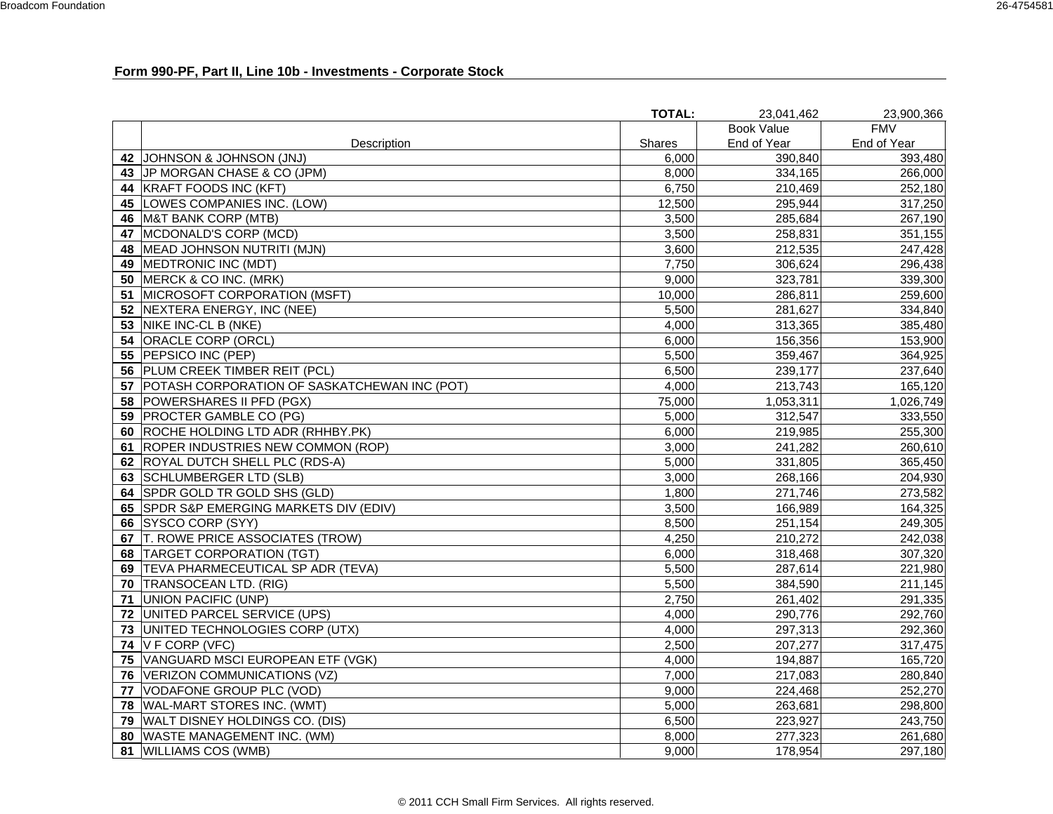## Form 990-PF, Part II, Line 10b - Investments - Corporate Stock

| | Description | Shares | Book Value End of Year | FMV End of Year |
|---|---|---|---|---|
| | | **TOTAL:** | 23,041,462 | 23,900,366 |
| **42** | JOHNSON & JOHNSON (JNJ) | 6,000 | 390,840 | 393,480 |
| **43** | JP MORGAN CHASE & CO (JPM) | 8,000 | 334,165 | 266,000 |
| **44** | KRAFT FOODS INC (KFT) | 6,750 | 210,469 | 252,180 |
| **45** | LOWES COMPANIES INC. (LOW) | 12,500 | 295,944 | 317,250 |
| **46** | M&T BANK CORP (MTB) | 3,500 | 285,684 | 267,190 |
| **47** | MCDONALD'S CORP (MCD) | 3,500 | 258,831 | 351,155 |
| **48** | MEAD JOHNSON NUTRITI (MJN) | 3,600 | 212,535 | 247,428 |
| **49** | MEDTRONIC INC (MDT) | 7,750 | 306,624 | 296,438 |
| **50** | MERCK & CO INC. (MRK) | 9,000 | 323,781 | 339,300 |
| **51** | MICROSOFT CORPORATION (MSFT) | 10,000 | 286,811 | 259,600 |
| **52** | NEXTERA ENERGY, INC (NEE) | 5,500 | 281,627 | 334,840 |
| **53** | NIKE INC-CL B (NKE) | 4,000 | 313,365 | 385,480 |
| **54** | ORACLE CORP (ORCL) | 6,000 | 156,356 | 153,900 |
| **55** | PEPSICO INC (PEP) | 5,500 | 359,467 | 364,925 |
| **56** | PLUM CREEK TIMBER REIT (PCL) | 6,500 | 239,177 | 237,640 |
| **57** | POTASH CORPORATION OF SASKATCHEWAN INC (POT) | 4,000 | 213,743 | 165,120 |
| **58** | POWERSHARES II PFD (PGX) | 75,000 | 1,053,311 | 1,026,749 |
| **59** | PROCTER GAMBLE CO (PG) | 5,000 | 312,547 | 333,550 |
| **60** | ROCHE HOLDING LTD ADR (RHHBY.PK) | 6,000 | 219,985 | 255,300 |
| **61** | ROPER INDUSTRIES NEW COMMON (ROP) | 3,000 | 241,282 | 260,610 |
| **62** | ROYAL DUTCH SHELL PLC (RDS-A) | 5,000 | 331,805 | 365,450 |
| **63** | SCHLUMBERGER LTD (SLB) | 3,000 | 268,166 | 204,930 |
| **64** | SPDR GOLD TR GOLD SHS (GLD) | 1,800 | 271,746 | 273,582 |
| **65** | SPDR S&P EMERGING MARKETS DIV (EDIV) | 3,500 | 166,989 | 164,325 |
| **66** | SYSCO CORP (SYY) | 8,500 | 251,154 | 249,305 |
| **67** | T. ROWE PRICE ASSOCIATES (TROW) | 4,250 | 210,272 | 242,038 |
| **68** | TARGET CORPORATION (TGT) | 6,000 | 318,468 | 307,320 |
| **69** | TEVA PHARMECEUTICAL SP ADR (TEVA) | 5,500 | 287,614 | 221,980 |
| **70** | TRANSOCEAN LTD. (RIG) | 5,500 | 384,590 | 211,145 |
| **71** | UNION PACIFIC (UNP) | 2,750 | 261,402 | 291,335 |
| **72** | UNITED PARCEL SERVICE (UPS) | 4,000 | 290,776 | 292,760 |
| **73** | UNITED TECHNOLOGIES CORP (UTX) | 4,000 | 297,313 | 292,360 |
| **74** | V F CORP (VFC) | 2,500 | 207,277 | 317,475 |
| **75** | VANGUARD MSCI EUROPEAN ETF (VGK) | 4,000 | 194,887 | 165,720 |
| **76** | VERIZON COMMUNICATIONS (VZ) | 7,000 | 217,083 | 280,840 |
| **77** | VODAFONE GROUP PLC (VOD) | 9,000 | 224,468 | 252,270 |
| **78** | WAL-MART STORES INC. (WMT) | 5,000 | 263,681 | 298,800 |
| **79** | WALT DISNEY HOLDINGS CO. (DIS) | 6,500 | 223,927 | 243,750 |
| **80** | WASTE MANAGEMENT INC. (WM) | 8,000 | 277,323 | 261,680 |
| **81** | WILLIAMS COS (WMB) | 9,000 | 178,954 | 297,180 |

© 2011 CCH Small Firm Services. All rights reserved.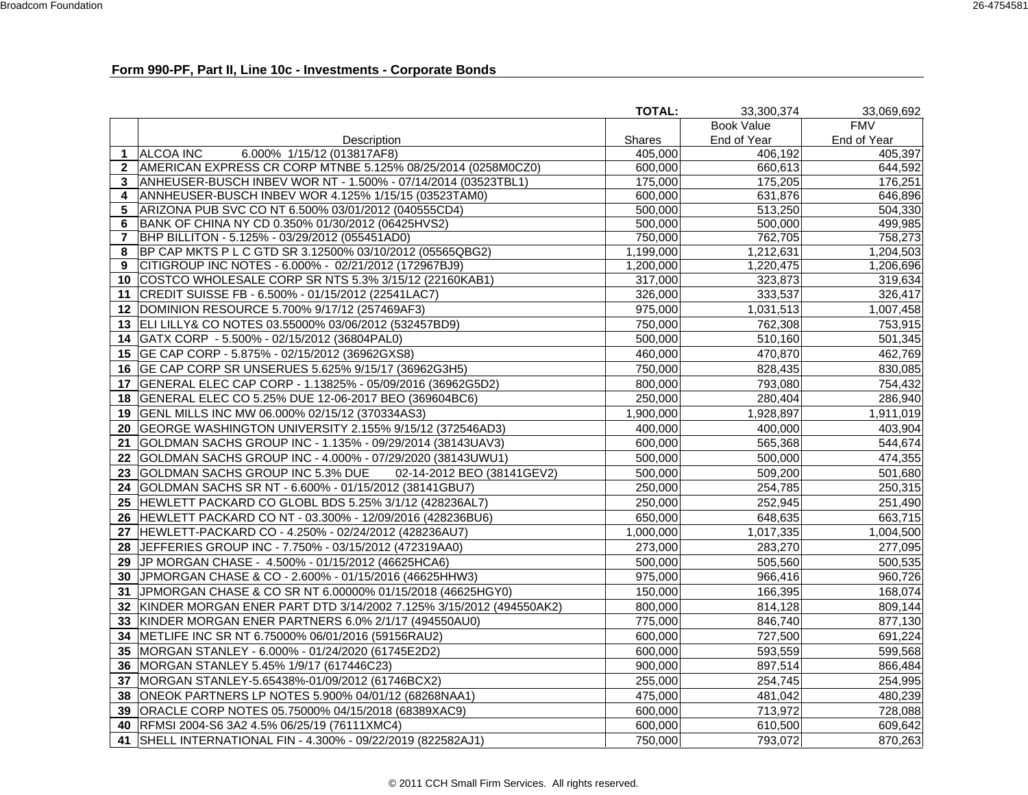## Form 990-PF, Part II, Line 10c - Investments - Corporate Bonds

| | | | | |
|---|---|---|---|---|
| | | **TOTAL:** | 33,300,374 | 33,069,692 |
| | Description | Shares | Book Value End of Year | FMV End of Year |
| **1** | ALCOA INC 6.000% 1/15/12 (013817AF8) | 405,000 | 406,192 | 405,397 |
| **2** | AMERICAN EXPRESS CR CORP MTNBE 5.125% 08/25/2014 (0258M0CZ0) | 600,000 | 660,613 | 644,592 |
| **3** | ANHEUSER-BUSCH INBEV WOR NT - 1.500% - 07/14/2014 (03523TBL1) | 175,000 | 175,205 | 176,251 |
| **4** | ANNHEUSER-BUSCH INBEV WOR 4.125% 1/15/15 (03523TAM0) | 600,000 | 631,876 | 646,896 |
| **5** | ARIZONA PUB SVC CO NT 6.500% 03/01/2012 (040555CD4) | 500,000 | 513,250 | 504,330 |
| **6** | BANK OF CHINA NY CD 0.350% 01/30/2012 (06425HVS2) | 500,000 | 500,000 | 499,985 |
| **7** | BHP BILLITON - 5.125% - 03/29/2012 (055451AD0) | 750,000 | 762,705 | 758,273 |
| **8** | BP CAP MKTS P L C GTD SR 3.12500% 03/10/2012 (05565QBG2) | 1,199,000 | 1,212,631 | 1,204,503 |
| **9** | CITIGROUP INC NOTES - 6.000% - 02/21/2012 (172967BJ9) | 1,200,000 | 1,220,475 | 1,206,696 |
| **10** | COSTCO WHOLESALE CORP SR NTS 5.3% 3/15/12 (22160KAB1) | 317,000 | 323,873 | 319,634 |
| **11** | CREDIT SUISSE FB - 6.500% - 01/15/2012 (22541LAC7) | 326,000 | 333,537 | 326,417 |
| **12** | DOMINION RESOURCE 5.700% 9/17/12 (257469AF3) | 975,000 | 1,031,513 | 1,007,458 |
| **13** | ELI LILLY& CO NOTES 03.55000% 03/06/2012 (532457BD9) | 750,000 | 762,308 | 753,915 |
| **14** | GATX CORP - 5.500% - 02/15/2012 (36804PAL0) | 500,000 | 510,160 | 501,345 |
| **15** | GE CAP CORP - 5.875% - 02/15/2012 (36962GXS8) | 460,000 | 470,870 | 462,769 |
| **16** | GE CAP CORP SR UNSERUES 5.625% 9/15/17 (36962G3H5) | 750,000 | 828,435 | 830,085 |
| **17** | GENERAL ELEC CAP CORP - 1.13825% - 05/09/2016 (36962G5D2) | 800,000 | 793,080 | 754,432 |
| **18** | GENERAL ELEC CO 5.25% DUE 12-06-2017 BEO (369604BC6) | 250,000 | 280,404 | 286,940 |
| **19** | GENL MILLS INC MW 06.000% 02/15/12 (370334AS3) | 1,900,000 | 1,928,897 | 1,911,019 |
| **20** | GEORGE WASHINGTON UNIVERSITY 2.155% 9/15/12 (372546AD3) | 400,000 | 400,000 | 403,904 |
| **21** | GOLDMAN SACHS GROUP INC - 1.135% - 09/29/2014 (38143UAV3) | 600,000 | 565,368 | 544,674 |
| **22** | GOLDMAN SACHS GROUP INC - 4.000% - 07/29/2020 (38143UWU1) | 500,000 | 500,000 | 474,355 |
| **23** | GOLDMAN SACHS GROUP INC 5.3% DUE 02-14-2012 BEO (38141GEV2) | 500,000 | 509,200 | 501,680 |
| **24** | GOLDMAN SACHS SR NT - 6.600% - 01/15/2012 (38141GBU7) | 250,000 | 254,785 | 250,315 |
| **25** | HEWLETT PACKARD CO GLOBL BDS 5.25% 3/1/12 (428236AL7) | 250,000 | 252,945 | 251,490 |
| **26** | HEWLETT PACKARD CO NT - 03.300% - 12/09/2016 (428236BU6) | 650,000 | 648,635 | 663,715 |
| **27** | HEWLETT-PACKARD CO - 4.250% - 02/24/2012 (428236AU7) | 1,000,000 | 1,017,335 | 1,004,500 |
| **28** | JEFFERIES GROUP INC - 7.750% - 03/15/2012 (472319AA0) | 273,000 | 283,270 | 277,095 |
| **29** | JP MORGAN CHASE - 4.500% - 01/15/2012 (46625HCA6) | 500,000 | 505,560 | 500,535 |
| **30** | JPMORGAN CHASE & CO - 2.600% - 01/15/2016 (46625HHW3) | 975,000 | 966,416 | 960,726 |
| **31** | JPMORGAN CHASE & CO SR NT 6.00000% 01/15/2018 (46625HGY0) | 150,000 | 166,395 | 168,074 |
| **32** | KINDER MORGAN ENER PART DTD 3/14/2002 7.125% 3/15/2012 (494550AK2) | 800,000 | 814,128 | 809,144 |
| **33** | KINDER MORGAN ENER PARTNERS 6.0% 2/1/17 (494550AU0) | 775,000 | 846,740 | 877,130 |
| **34** | METLIFE INC SR NT 6.75000% 06/01/2016 (59156RAU2) | 600,000 | 727,500 | 691,224 |
| **35** | MORGAN STANLEY - 6.000% - 01/24/2020 (61745E2D2) | 600,000 | 593,559 | 599,568 |
| **36** | MORGAN STANLEY 5.45% 1/9/17 (617446C23) | 900,000 | 897,514 | 866,484 |
| **37** | MORGAN STANLEY-5.65438%-01/09/2012 (61746BCX2) | 255,000 | 254,745 | 254,995 |
| **38** | ONEOK PARTNERS LP NOTES 5.900% 04/01/12 (68268NAA1) | 475,000 | 481,042 | 480,239 |
| **39** | ORACLE CORP NOTES 05.75000% 04/15/2018 (68389XAC9) | 600,000 | 713,972 | 728,088 |
| **40** | RFMSI 2004-S6 3A2 4.5% 06/25/19 (76111XMC4) | 600,000 | 610,500 | 609,642 |
| **41** | SHELL INTERNATIONAL FIN - 4.300% - 09/22/2019 (822582AJ1) | 750,000 | 793,072 | 870,263 |

© 2011 CCH Small Firm Services. All rights reserved.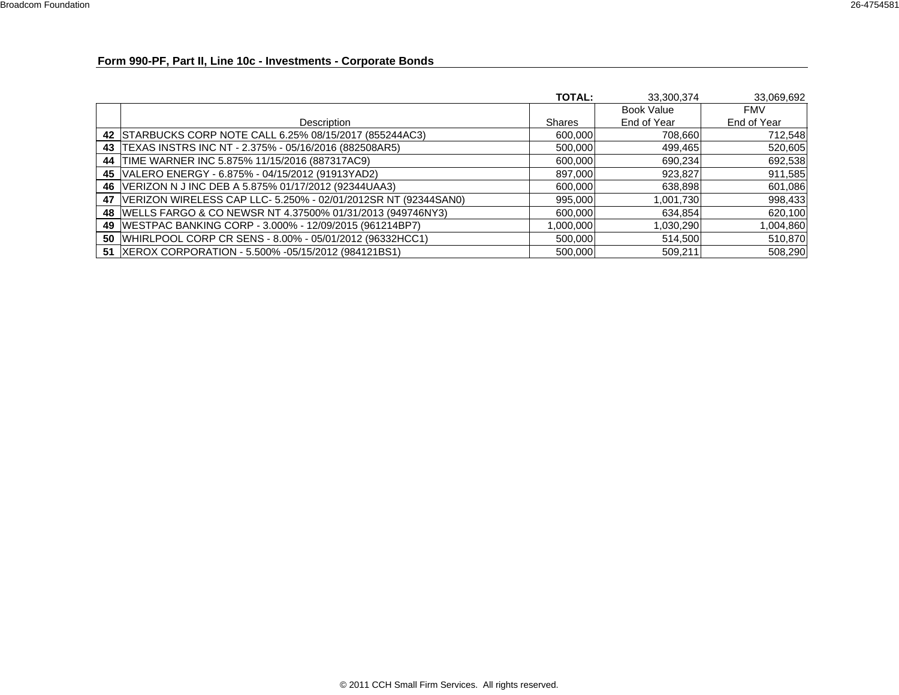## Form 990-PF, Part II, Line 10c - Investments - Corporate Bonds

| | Description | Shares | Book Value End of Year | FMV End of Year |
|---|---|---|---|---|
| | | TOTAL: | 33,300,374 | 33,069,692 |
| **42** | STARBUCKS CORP NOTE CALL 6.25% 08/15/2017 (855244AC3) | 600,000 | 708,660 | 712,548 |
| **43** | TEXAS INSTRS INC NT - 2.375% - 05/16/2016 (882508AR5) | 500,000 | 499,465 | 520,605 |
| **44** | TIME WARNER INC 5.875% 11/15/2016 (887317AC9) | 600,000 | 690,234 | 692,538 |
| **45** | VALERO ENERGY - 6.875% - 04/15/2012 (91913YAD2) | 897,000 | 923,827 | 911,585 |
| **46** | VERIZON N J INC DEB A 5.875% 01/17/2012 (92344UAA3) | 600,000 | 638,898 | 601,086 |
| **47** | VERIZON WIRELESS CAP LLC- 5.250% - 02/01/2012SR NT (92344SAN0) | 995,000 | 1,001,730 | 998,433 |
| **48** | WELLS FARGO & CO NEWSR NT 4.37500% 01/31/2013 (949746NY3) | 600,000 | 634,854 | 620,100 |
| **49** | WESTPAC BANKING CORP - 3.000% - 12/09/2015 (961214BP7) | 1,000,000 | 1,030,290 | 1,004,860 |
| **50** | WHIRLPOOL CORP CR SENS - 8.00% - 05/01/2012 (96332HCC1) | 500,000 | 514,500 | 510,870 |
| **51** | XEROX CORPORATION - 5.500% -05/15/2012 (984121BS1) | 500,000 | 509,211 | 508,290 |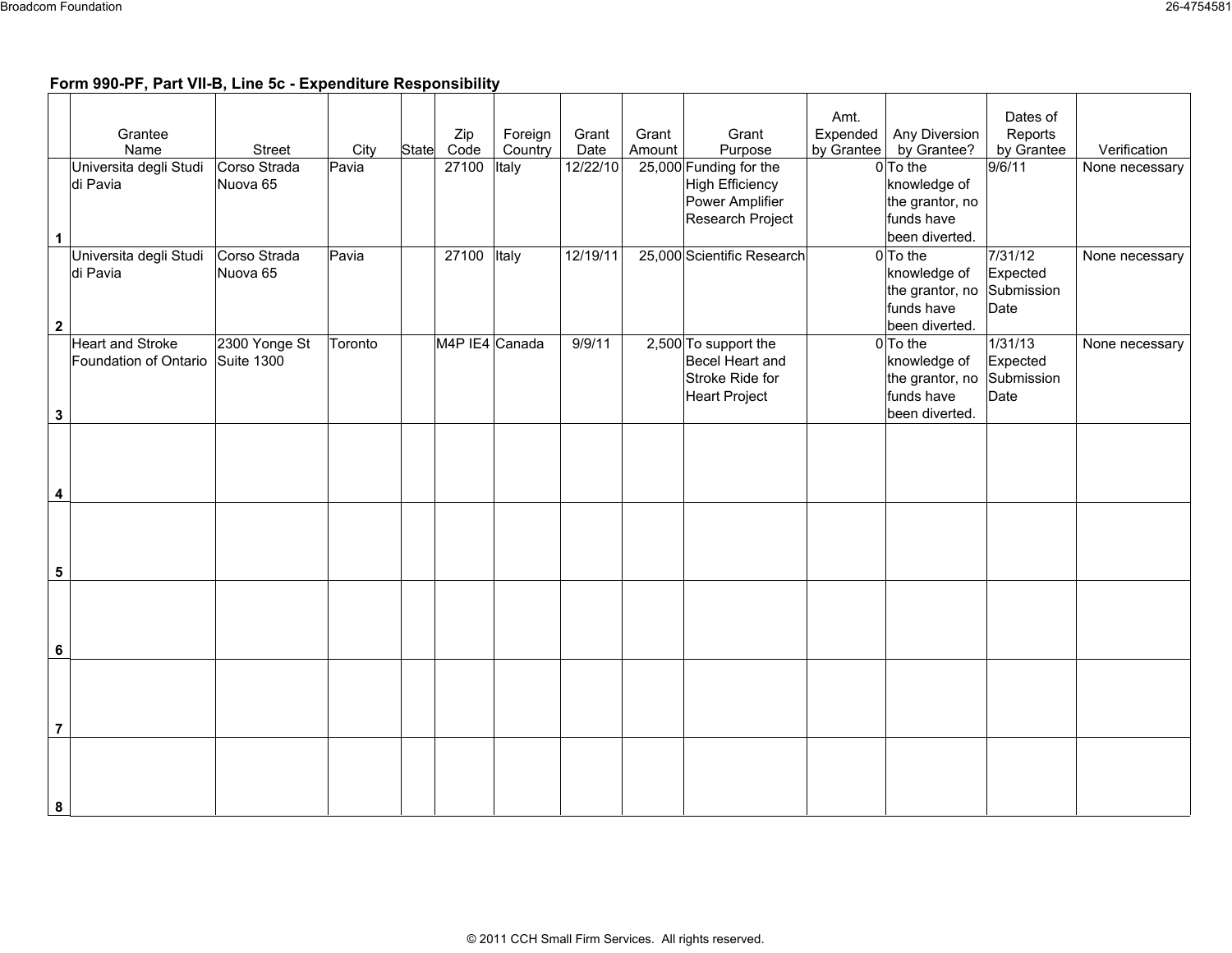## Form 990-PF, Part VII-B, Line 5c - Expenditure Responsibility

| | Grantee Name | Street | City | State | Zip Code | Foreign Country | Grant Date | Grant Amount | Grant Purpose | Amt. Expended by Grantee | Any Diversion by Grantee? | Dates of Reports by Grantee | Verification |
|---|---|---|---|---|---|---|---|---|---|---|---|---|---|
| 1 | Universita degli Studi di Pavia | Corso Strada Nuova 65 | Pavia | | 27100 | Italy | 12/22/10 | 25,000 | Funding for the High Efficiency Power Amplifier Research Project | 0 | To the knowledge of the grantor, no funds have been diverted. | 9/6/11 | None necessary |
| 2 | Universita degli Studi di Pavia | Corso Strada Nuova 65 | Pavia | | 27100 | Italy | 12/19/11 | 25,000 | Scientific Research | 0 | To the knowledge of the grantor, no funds have been diverted. | 7/31/12 Expected Submission Date | None necessary |
| 3 | Heart and Stroke Foundation of Ontario | 2300 Yonge St Suite 1300 | Toronto | | M4P IE4 | Canada | 9/9/11 | 2,500 | To support the Becel Heart and Stroke Ride for Heart Project | 0 | To the knowledge of the grantor, no funds have been diverted. | 1/31/13 Expected Submission Date | None necessary |
| 4 | | | | | | | | | | | | | |
| 5 | | | | | | | | | | | | | |
| 6 | | | | | | | | | | | | | |
| 7 | | | | | | | | | | | | | |
| 8 | | | | | | | | | | | | | |

© 2011 CCH Small Firm Services. All rights reserved.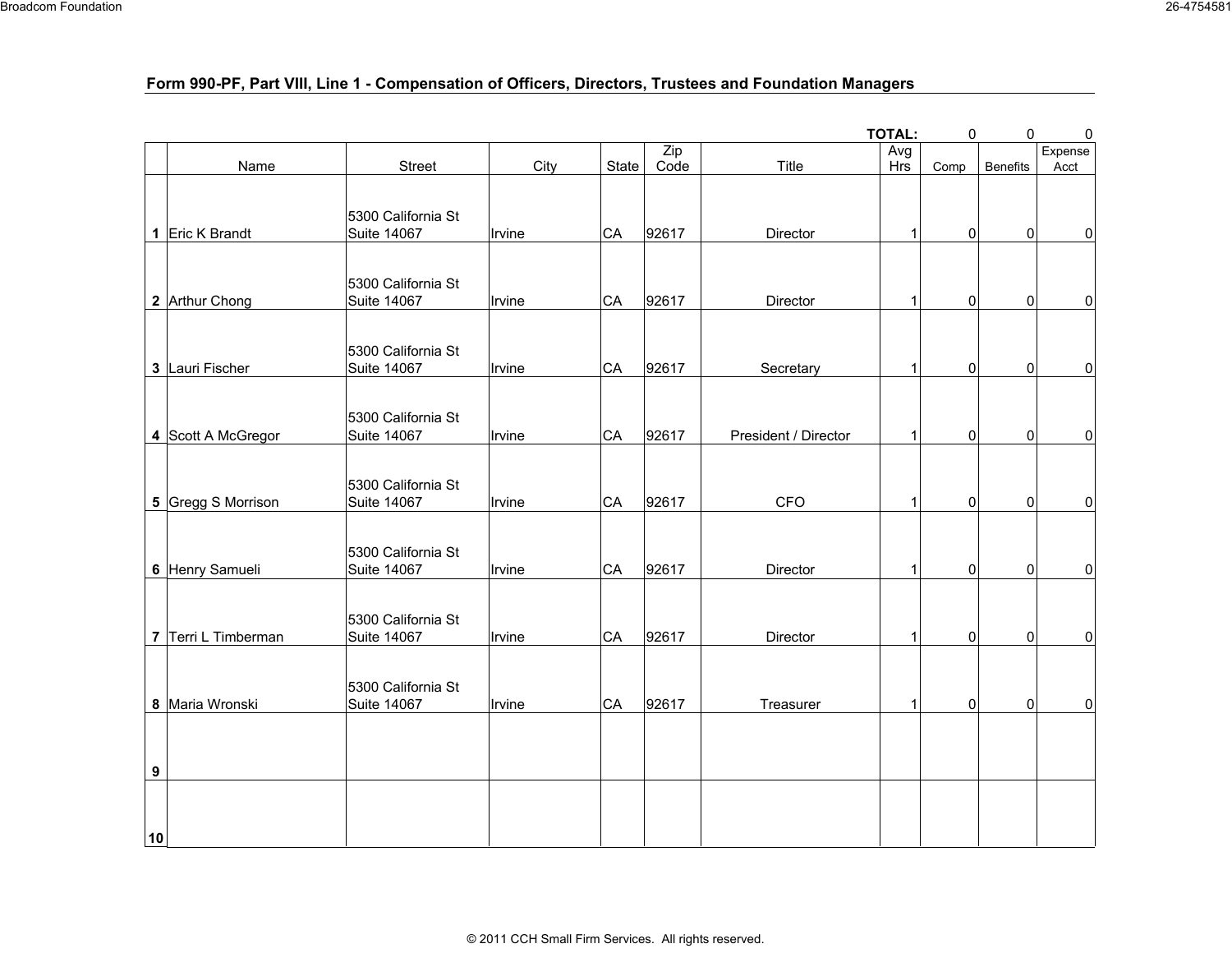## Form 990-PF, Part VIII, Line 1 - Compensation of Officers, Directors, Trustees and Foundation Managers

| | Name | Street | City | State | Zip Code | Title | Avg Hrs | Comp | Benefits | Expense Acct |
|---|---|---|---|---|---|---|---|---|---|---|
| | | | | | | | **TOTAL:** | 0 | 0 | 0 |
| **1** | Eric K Brandt | 5300 California St Suite 14067 | Irvine | CA | 92617 | Director | 1 | 0 | 0 | 0 |
| **2** | Arthur Chong | 5300 California St Suite 14067 | Irvine | CA | 92617 | Director | 1 | 0 | 0 | 0 |
| **3** | Lauri Fischer | 5300 California St Suite 14067 | Irvine | CA | 92617 | Secretary | 1 | 0 | 0 | 0 |
| **4** | Scott A McGregor | 5300 California St Suite 14067 | Irvine | CA | 92617 | President / Director | 1 | 0 | 0 | 0 |
| **5** | Gregg S Morrison | 5300 California St Suite 14067 | Irvine | CA | 92617 | CFO | 1 | 0 | 0 | 0 |
| **6** | Henry Samueli | 5300 California St Suite 14067 | Irvine | CA | 92617 | Director | 1 | 0 | 0 | 0 |
| **7** | Terri L Timberman | 5300 California St Suite 14067 | Irvine | CA | 92617 | Director | 1 | 0 | 0 | 0 |
| **8** | Maria Wronski | 5300 California St Suite 14067 | Irvine | CA | 92617 | Treasurer | 1 | 0 | 0 | 0 |
| **9** | | | | | | | | | | |
| **10** | | | | | | | | | | |

© 2011 CCH Small Firm Services. All rights reserved.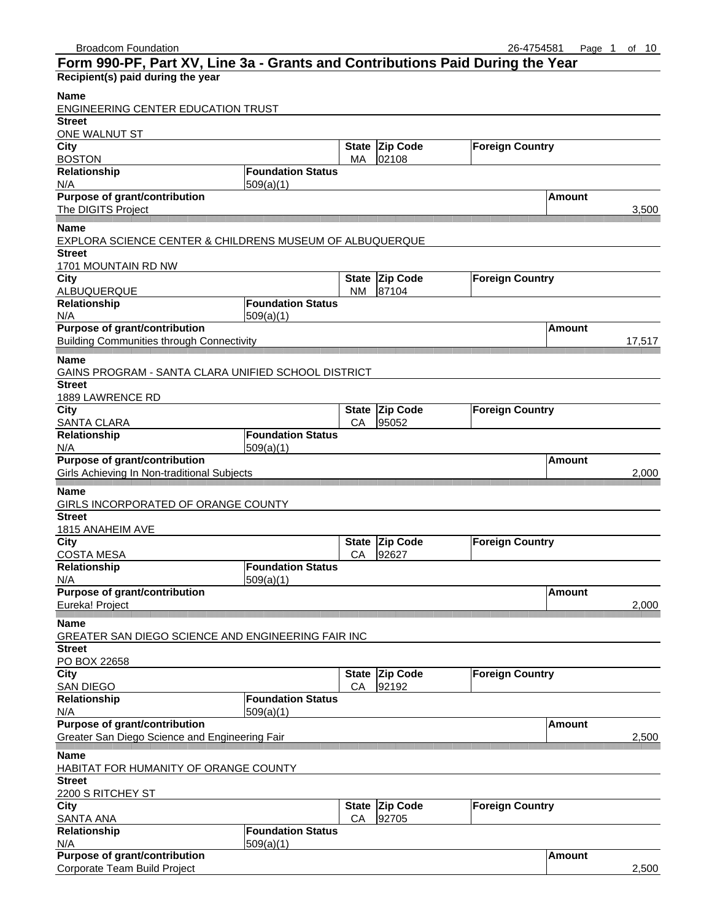# Form 990-PF, Part XV, Line 3a - Grants and Contributions Paid During the Year

**Recipient(s) paid during the year**

| Name | Street | City | State | Zip Code | Foreign Country | Relationship | Foundation Status | Purpose of grant/contribution | Amount |
|---|---|---|---|---|---|---|---|---|---|
| ENGINEERING CENTER EDUCATION TRUST | ONE WALNUT ST | BOSTON | MA | 02108 | | N/A | 509(a)(1) | The DIGITS Project | 3,500 |
| EXPLORA SCIENCE CENTER & CHILDRENS MUSEUM OF ALBUQUERQUE | 1701 MOUNTAIN RD NW | ALBUQUERQUE | NM | 87104 | | N/A | 509(a)(1) | Building Communities through Connectivity | 17,517 |
| GAINS PROGRAM - SANTA CLARA UNIFIED SCHOOL DISTRICT | 1889 LAWRENCE RD | SANTA CLARA | CA | 95052 | | N/A | 509(a)(1) | Girls Achieving In Non-traditional Subjects | 2,000 |
| GIRLS INCORPORATED OF ORANGE COUNTY | 1815 ANAHEIM AVE | COSTA MESA | CA | 92627 | | N/A | 509(a)(1) | Eureka! Project | 2,000 |
| GREATER SAN DIEGO SCIENCE AND ENGINEERING FAIR INC | PO BOX 22658 | SAN DIEGO | CA | 92192 | | N/A | 509(a)(1) | Greater San Diego Science and Engineering Fair | 2,500 |
| HABITAT FOR HUMANITY OF ORANGE COUNTY | 2200 S RITCHEY ST | SANTA ANA | CA | 92705 | | N/A | 509(a)(1) | Corporate Team Build Project | 2,500 |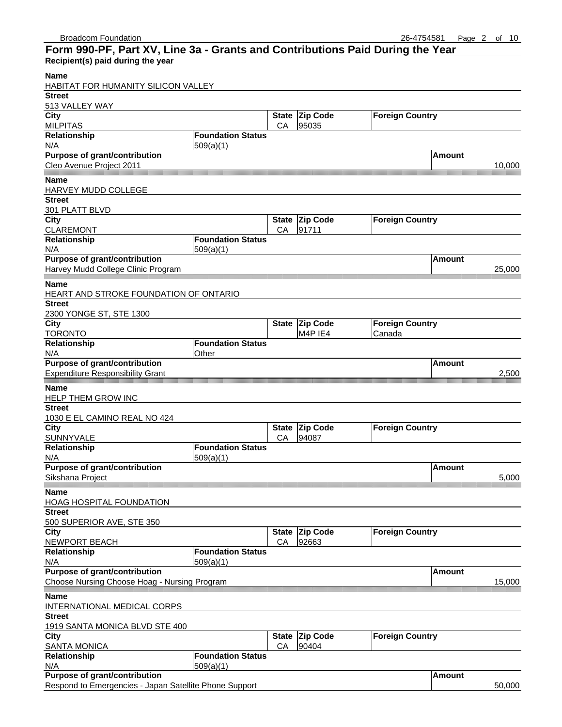## Form 990-PF, Part XV, Line 3a - Grants and Contributions Paid During the Year

**Recipient(s) paid during the year**

| Name | | | | | |
|---|---|---|---|---|---|
| HABITAT FOR HUMANITY SILICON VALLEY | | | | | |
| **Street** | | | | | |
| 513 VALLEY WAY | | | | | |
| **City** | | **State** | **Zip Code** | **Foreign Country** | |
| MILPITAS | | CA | 95035 | | |
| **Relationship** | **Foundation Status** | | | | |
| N/A | 509(a)(1) | | | | |
| **Purpose of grant/contribution** | | | | | **Amount** |
| Cleo Avenue Project 2011 | | | | | 10,000 |

| Name | | | | | |
|---|---|---|---|---|---|
| HARVEY MUDD COLLEGE | | | | | |
| **Street** | | | | | |
| 301 PLATT BLVD | | | | | |
| **City** | | **State** | **Zip Code** | **Foreign Country** | |
| CLAREMONT | | CA | 91711 | | |
| **Relationship** | **Foundation Status** | | | | |
| N/A | 509(a)(1) | | | | |
| **Purpose of grant/contribution** | | | | | **Amount** |
| Harvey Mudd College Clinic Program | | | | | 25,000 |

| Name | | | | | |
|---|---|---|---|---|---|
| HEART AND STROKE FOUNDATION OF ONTARIO | | | | | |
| **Street** | | | | | |
| 2300 YONGE ST, STE 1300 | | | | | |
| **City** | | **State** | **Zip Code** | **Foreign Country** | |
| TORONTO | | | M4P IE4 | Canada | |
| **Relationship** | **Foundation Status** | | | | |
| N/A | Other | | | | |
| **Purpose of grant/contribution** | | | | | **Amount** |
| Expenditure Responsibility Grant | | | | | 2,500 |

| Name | | | | | |
|---|---|---|---|---|---|
| HELP THEM GROW INC | | | | | |
| **Street** | | | | | |
| 1030 E EL CAMINO REAL NO 424 | | | | | |
| **City** | | **State** | **Zip Code** | **Foreign Country** | |
| SUNNYVALE | | CA | 94087 | | |
| **Relationship** | **Foundation Status** | | | | |
| N/A | 509(a)(1) | | | | |
| **Purpose of grant/contribution** | | | | | **Amount** |
| Sikshana Project | | | | | 5,000 |

| Name | | | | | |
|---|---|---|---|---|---|
| HOAG HOSPITAL FOUNDATION | | | | | |
| **Street** | | | | | |
| 500 SUPERIOR AVE, STE 350 | | | | | |
| **City** | | **State** | **Zip Code** | **Foreign Country** | |
| NEWPORT BEACH | | CA | 92663 | | |
| **Relationship** | **Foundation Status** | | | | |
| N/A | 509(a)(1) | | | | |
| **Purpose of grant/contribution** | | | | | **Amount** |
| Choose Nursing Choose Hoag - Nursing Program | | | | | 15,000 |

| Name | | | | | |
|---|---|---|---|---|---|
| INTERNATIONAL MEDICAL CORPS | | | | | |
| **Street** | | | | | |
| 1919 SANTA MONICA BLVD STE 400 | | | | | |
| **City** | | **State** | **Zip Code** | **Foreign Country** | |
| SANTA MONICA | | CA | 90404 | | |
| **Relationship** | **Foundation Status** | | | | |
| N/A | 509(a)(1) | | | | |
| **Purpose of grant/contribution** | | | | | **Amount** |
| Respond to Emergencies - Japan Satellite Phone Support | | | | | 50,000 |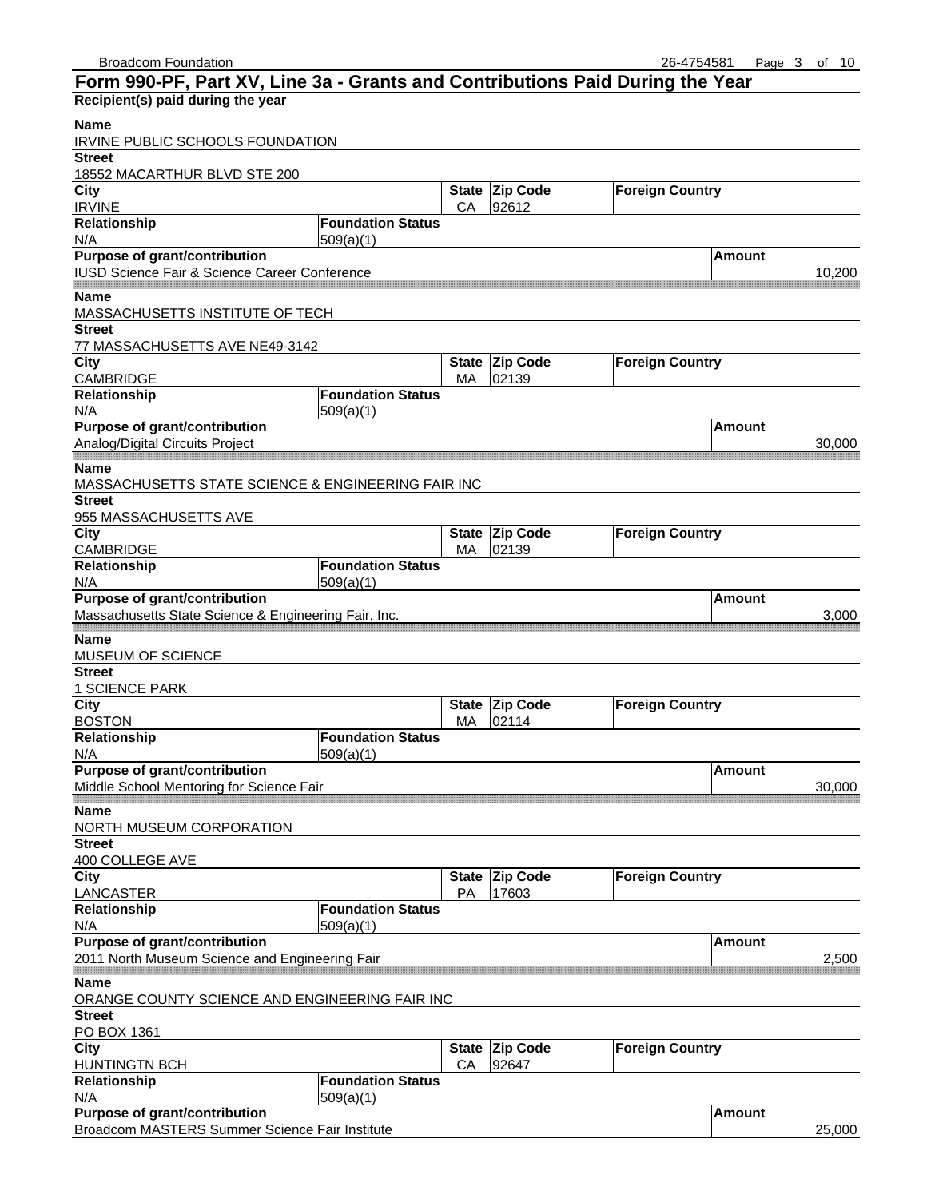# Form 990-PF, Part XV, Line 3a - Grants and Contributions Paid During the Year

**Recipient(s) paid during the year**

| Field | Value |
|---|---|
| **Name** | IRVINE PUBLIC SCHOOLS FOUNDATION |
| **Street** | 18552 MACARTHUR BLVD STE 200 |
| **City** | IRVINE |
| **State** | CA |
| **Zip Code** | 92612 |
| **Foreign Country** | |
| **Relationship** | N/A |
| **Foundation Status** | 509(a)(1) |
| **Purpose of grant/contribution** | IUSD Science Fair & Science Career Conference |
| **Amount** | 10,200 |

| Field | Value |
|---|---|
| **Name** | MASSACHUSETTS INSTITUTE OF TECH |
| **Street** | 77 MASSACHUSETTS AVE NE49-3142 |
| **City** | CAMBRIDGE |
| **State** | MA |
| **Zip Code** | 02139 |
| **Foreign Country** | |
| **Relationship** | N/A |
| **Foundation Status** | 509(a)(1) |
| **Purpose of grant/contribution** | Analog/Digital Circuits Project |
| **Amount** | 30,000 |

| Field | Value |
|---|---|
| **Name** | MASSACHUSETTS STATE SCIENCE & ENGINEERING FAIR INC |
| **Street** | 955 MASSACHUSETTS AVE |
| **City** | CAMBRIDGE |
| **State** | MA |
| **Zip Code** | 02139 |
| **Foreign Country** | |
| **Relationship** | N/A |
| **Foundation Status** | 509(a)(1) |
| **Purpose of grant/contribution** | Massachusetts State Science & Engineering Fair, Inc. |
| **Amount** | 3,000 |

| Field | Value |
|---|---|
| **Name** | MUSEUM OF SCIENCE |
| **Street** | 1 SCIENCE PARK |
| **City** | BOSTON |
| **State** | MA |
| **Zip Code** | 02114 |
| **Foreign Country** | |
| **Relationship** | N/A |
| **Foundation Status** | 509(a)(1) |
| **Purpose of grant/contribution** | Middle School Mentoring for Science Fair |
| **Amount** | 30,000 |

| Field | Value |
|---|---|
| **Name** | NORTH MUSEUM CORPORATION |
| **Street** | 400 COLLEGE AVE |
| **City** | LANCASTER |
| **State** | PA |
| **Zip Code** | 17603 |
| **Foreign Country** | |
| **Relationship** | N/A |
| **Foundation Status** | 509(a)(1) |
| **Purpose of grant/contribution** | 2011 North Museum Science and Engineering Fair |
| **Amount** | 2,500 |

| Field | Value |
|---|---|
| **Name** | ORANGE COUNTY SCIENCE AND ENGINEERING FAIR INC |
| **Street** | PO BOX 1361 |
| **City** | HUNTINGTN BCH |
| **State** | CA |
| **Zip Code** | 92647 |
| **Foreign Country** | |
| **Relationship** | N/A |
| **Foundation Status** | 509(a)(1) |
| **Purpose of grant/contribution** | Broadcom MASTERS Summer Science Fair Institute |
| **Amount** | 25,000 |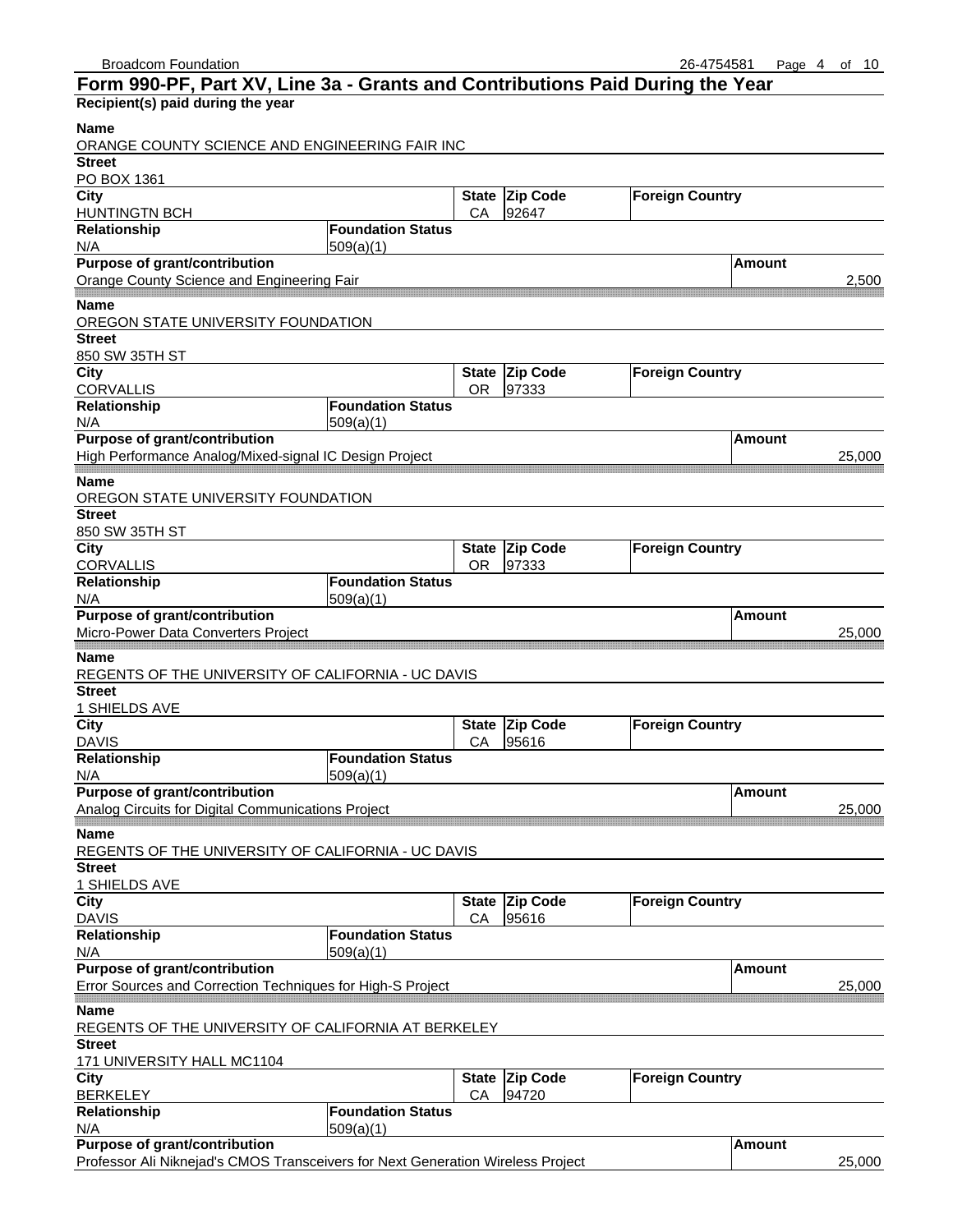## Form 990-PF, Part XV, Line 3a - Grants and Contributions Paid During the Year

**Recipient(s) paid during the year**

| Name | | | | | |
|---|---|---|---|---|---|
| ORANGE COUNTY SCIENCE AND ENGINEERING FAIR INC | | | | | |
| **Street** | | | | | |
| PO BOX 1361 | | | | | |
| **City** | | **State** | **Zip Code** | **Foreign Country** | |
| HUNTINGTN BCH | | CA | 92647 | | |
| **Relationship** | **Foundation Status** | | | | |
| N/A | 509(a)(1) | | | | |
| **Purpose of grant/contribution** | | | | | **Amount** |
| Orange County Science and Engineering Fair | | | | | 2,500 |

| Name | | | | | |
|---|---|---|---|---|---|
| OREGON STATE UNIVERSITY FOUNDATION | | | | | |
| **Street** | | | | | |
| 850 SW 35TH ST | | | | | |
| **City** | | **State** | **Zip Code** | **Foreign Country** | |
| CORVALLIS | | OR | 97333 | | |
| **Relationship** | **Foundation Status** | | | | |
| N/A | 509(a)(1) | | | | |
| **Purpose of grant/contribution** | | | | | **Amount** |
| High Performance Analog/Mixed-signal IC Design Project | | | | | 25,000 |

| Name | | | | | |
|---|---|---|---|---|---|
| OREGON STATE UNIVERSITY FOUNDATION | | | | | |
| **Street** | | | | | |
| 850 SW 35TH ST | | | | | |
| **City** | | **State** | **Zip Code** | **Foreign Country** | |
| CORVALLIS | | OR | 97333 | | |
| **Relationship** | **Foundation Status** | | | | |
| N/A | 509(a)(1) | | | | |
| **Purpose of grant/contribution** | | | | | **Amount** |
| Micro-Power Data Converters Project | | | | | 25,000 |

| Name | | | | | |
|---|---|---|---|---|---|
| REGENTS OF THE UNIVERSITY OF CALIFORNIA - UC DAVIS | | | | | |
| **Street** | | | | | |
| 1 SHIELDS AVE | | | | | |
| **City** | | **State** | **Zip Code** | **Foreign Country** | |
| DAVIS | | CA | 95616 | | |
| **Relationship** | **Foundation Status** | | | | |
| N/A | 509(a)(1) | | | | |
| **Purpose of grant/contribution** | | | | | **Amount** |
| Analog Circuits for Digital Communications Project | | | | | 25,000 |

| Name | | | | | |
|---|---|---|---|---|---|
| REGENTS OF THE UNIVERSITY OF CALIFORNIA - UC DAVIS | | | | | |
| **Street** | | | | | |
| 1 SHIELDS AVE | | | | | |
| **City** | | **State** | **Zip Code** | **Foreign Country** | |
| DAVIS | | CA | 95616 | | |
| **Relationship** | **Foundation Status** | | | | |
| N/A | 509(a)(1) | | | | |
| **Purpose of grant/contribution** | | | | | **Amount** |
| Error Sources and Correction Techniques for High-S Project | | | | | 25,000 |

| Name | | | | | |
|---|---|---|---|---|---|
| REGENTS OF THE UNIVERSITY OF CALIFORNIA AT BERKELEY | | | | | |
| **Street** | | | | | |
| 171 UNIVERSITY HALL MC1104 | | | | | |
| **City** | | **State** | **Zip Code** | **Foreign Country** | |
| BERKELEY | | CA | 94720 | | |
| **Relationship** | **Foundation Status** | | | | |
| N/A | 509(a)(1) | | | | |
| **Purpose of grant/contribution** | | | | | **Amount** |
| Professor Ali Niknejad's CMOS Transceivers for Next Generation Wireless Project | | | | | 25,000 |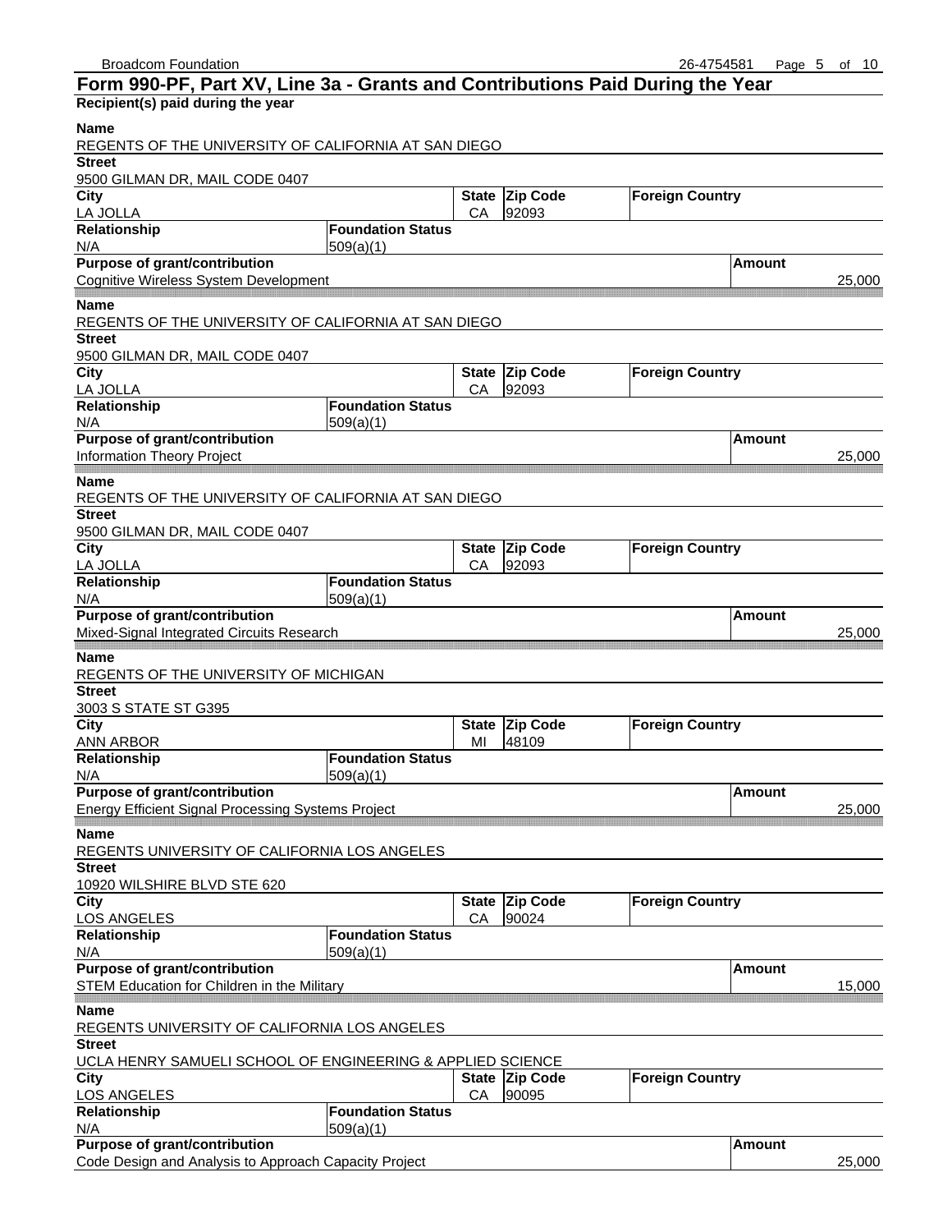## Form 990-PF, Part XV, Line 3a - Grants and Contributions Paid During the Year

**Recipient(s) paid during the year**

| Name | | | | | |
|---|---|---|---|---|---|
| REGENTS OF THE UNIVERSITY OF CALIFORNIA AT SAN DIEGO | | | | | |
| **Street** | | | | | |
| 9500 GILMAN DR, MAIL CODE 0407 | | | | | |
| **City** | | **State** | **Zip Code** | **Foreign Country** | |
| LA JOLLA | | CA | 92093 | | |
| **Relationship** | **Foundation Status** | | | | |
| N/A | 509(a)(1) | | | | |
| **Purpose of grant/contribution** | | | | | **Amount** |
| Cognitive Wireless System Development | | | | | 25,000 |

| Name | | | | | |
|---|---|---|---|---|---|
| REGENTS OF THE UNIVERSITY OF CALIFORNIA AT SAN DIEGO | | | | | |
| **Street** | | | | | |
| 9500 GILMAN DR, MAIL CODE 0407 | | | | | |
| **City** | | **State** | **Zip Code** | **Foreign Country** | |
| LA JOLLA | | CA | 92093 | | |
| **Relationship** | **Foundation Status** | | | | |
| N/A | 509(a)(1) | | | | |
| **Purpose of grant/contribution** | | | | | **Amount** |
| Information Theory Project | | | | | 25,000 |

| Name | | | | | |
|---|---|---|---|---|---|
| REGENTS OF THE UNIVERSITY OF CALIFORNIA AT SAN DIEGO | | | | | |
| **Street** | | | | | |
| 9500 GILMAN DR, MAIL CODE 0407 | | | | | |
| **City** | | **State** | **Zip Code** | **Foreign Country** | |
| LA JOLLA | | CA | 92093 | | |
| **Relationship** | **Foundation Status** | | | | |
| N/A | 509(a)(1) | | | | |
| **Purpose of grant/contribution** | | | | | **Amount** |
| Mixed-Signal Integrated Circuits Research | | | | | 25,000 |

| Name | | | | | |
|---|---|---|---|---|---|
| REGENTS OF THE UNIVERSITY OF MICHIGAN | | | | | |
| **Street** | | | | | |
| 3003 S STATE ST G395 | | | | | |
| **City** | | **State** | **Zip Code** | **Foreign Country** | |
| ANN ARBOR | | MI | 48109 | | |
| **Relationship** | **Foundation Status** | | | | |
| N/A | 509(a)(1) | | | | |
| **Purpose of grant/contribution** | | | | | **Amount** |
| Energy Efficient Signal Processing Systems Project | | | | | 25,000 |

| Name | | | | | |
|---|---|---|---|---|---|
| REGENTS UNIVERSITY OF CALIFORNIA LOS ANGELES | | | | | |
| **Street** | | | | | |
| 10920 WILSHIRE BLVD STE 620 | | | | | |
| **City** | | **State** | **Zip Code** | **Foreign Country** | |
| LOS ANGELES | | CA | 90024 | | |
| **Relationship** | **Foundation Status** | | | | |
| N/A | 509(a)(1) | | | | |
| **Purpose of grant/contribution** | | | | | **Amount** |
| STEM Education for Children in the Military | | | | | 15,000 |

| Name | | | | | |
|---|---|---|---|---|---|
| REGENTS UNIVERSITY OF CALIFORNIA LOS ANGELES | | | | | |
| **Street** | | | | | |
| UCLA HENRY SAMUELI SCHOOL OF ENGINEERING & APPLIED SCIENCE | | | | | |
| **City** | | **State** | **Zip Code** | **Foreign Country** | |
| LOS ANGELES | | CA | 90095 | | |
| **Relationship** | **Foundation Status** | | | | |
| N/A | 509(a)(1) | | | | |
| **Purpose of grant/contribution** | | | | | **Amount** |
| Code Design and Analysis to Approach Capacity Project | | | | | 25,000 |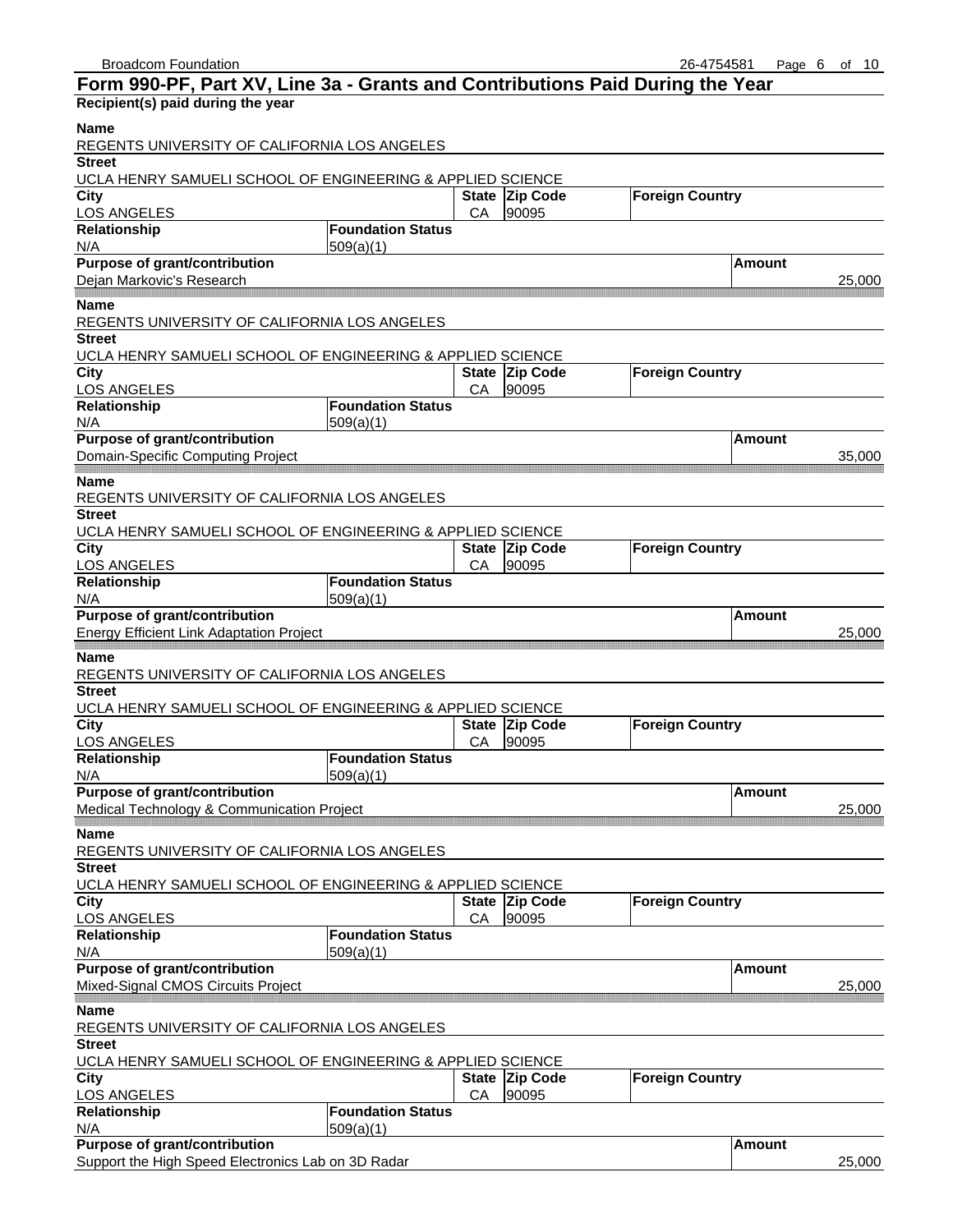## Form 990-PF, Part XV, Line 3a - Grants and Contributions Paid During the Year

**Recipient(s) paid during the year**

| Name | Street | City | State | Zip Code | Foreign Country | Relationship | Foundation Status | Purpose of grant/contribution | Amount |
|---|---|---|---|---|---|---|---|---|---|
| REGENTS UNIVERSITY OF CALIFORNIA LOS ANGELES | UCLA HENRY SAMUELI SCHOOL OF ENGINEERING & APPLIED SCIENCE | LOS ANGELES | CA | 90095 | | N/A | 509(a)(1) | Dejan Markovic's Research | 25,000 |
| REGENTS UNIVERSITY OF CALIFORNIA LOS ANGELES | UCLA HENRY SAMUELI SCHOOL OF ENGINEERING & APPLIED SCIENCE | LOS ANGELES | CA | 90095 | | N/A | 509(a)(1) | Domain-Specific Computing Project | 35,000 |
| REGENTS UNIVERSITY OF CALIFORNIA LOS ANGELES | UCLA HENRY SAMUELI SCHOOL OF ENGINEERING & APPLIED SCIENCE | LOS ANGELES | CA | 90095 | | N/A | 509(a)(1) | Energy Efficient Link Adaptation Project | 25,000 |
| REGENTS UNIVERSITY OF CALIFORNIA LOS ANGELES | UCLA HENRY SAMUELI SCHOOL OF ENGINEERING & APPLIED SCIENCE | LOS ANGELES | CA | 90095 | | N/A | 509(a)(1) | Medical Technology & Communication Project | 25,000 |
| REGENTS UNIVERSITY OF CALIFORNIA LOS ANGELES | UCLA HENRY SAMUELI SCHOOL OF ENGINEERING & APPLIED SCIENCE | LOS ANGELES | CA | 90095 | | N/A | 509(a)(1) | Mixed-Signal CMOS Circuits Project | 25,000 |
| REGENTS UNIVERSITY OF CALIFORNIA LOS ANGELES | UCLA HENRY SAMUELI SCHOOL OF ENGINEERING & APPLIED SCIENCE | LOS ANGELES | CA | 90095 | | N/A | 509(a)(1) | Support the High Speed Electronics Lab on 3D Radar | 25,000 |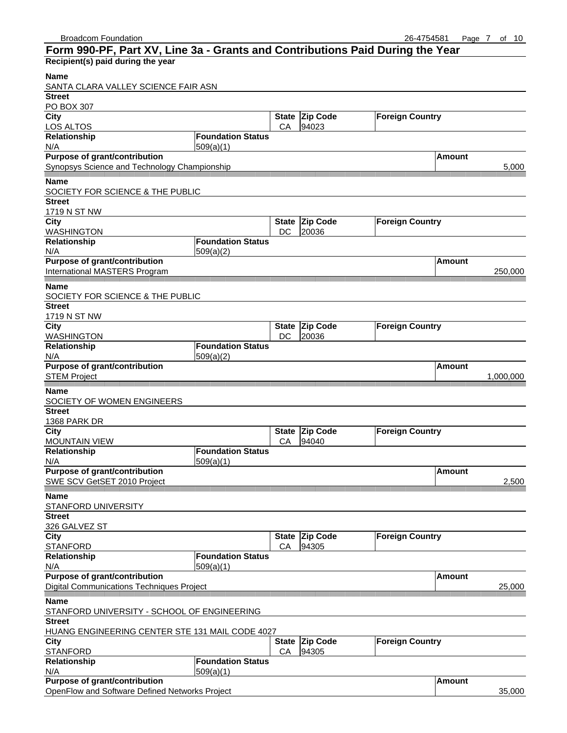# Form 990-PF, Part XV, Line 3a - Grants and Contributions Paid During the Year

**Recipient(s) paid during the year**

| Name | Street | City | State | Zip Code | Foreign Country | Relationship | Foundation Status | Purpose of grant/contribution | Amount |
|---|---|---|---|---|---|---|---|---|---|
| SANTA CLARA VALLEY SCIENCE FAIR ASN | PO BOX 307 | LOS ALTOS | CA | 94023 | | N/A | 509(a)(1) | Synopsys Science and Technology Championship | 5,000 |
| SOCIETY FOR SCIENCE & THE PUBLIC | 1719 N ST NW | WASHINGTON | DC | 20036 | | N/A | 509(a)(2) | International MASTERS Program | 250,000 |
| SOCIETY FOR SCIENCE & THE PUBLIC | 1719 N ST NW | WASHINGTON | DC | 20036 | | N/A | 509(a)(2) | STEM Project | 1,000,000 |
| SOCIETY OF WOMEN ENGINEERS | 1368 PARK DR | MOUNTAIN VIEW | CA | 94040 | | N/A | 509(a)(1) | SWE SCV GetSET 2010 Project | 2,500 |
| STANFORD UNIVERSITY | 326 GALVEZ ST | STANFORD | CA | 94305 | | N/A | 509(a)(1) | Digital Communications Techniques Project | 25,000 |
| STANFORD UNIVERSITY - SCHOOL OF ENGINEERING | HUANG ENGINEERING CENTER STE 131 MAIL CODE 4027 | STANFORD | CA | 94305 | | N/A | 509(a)(1) | OpenFlow and Software Defined Networks Project | 35,000 |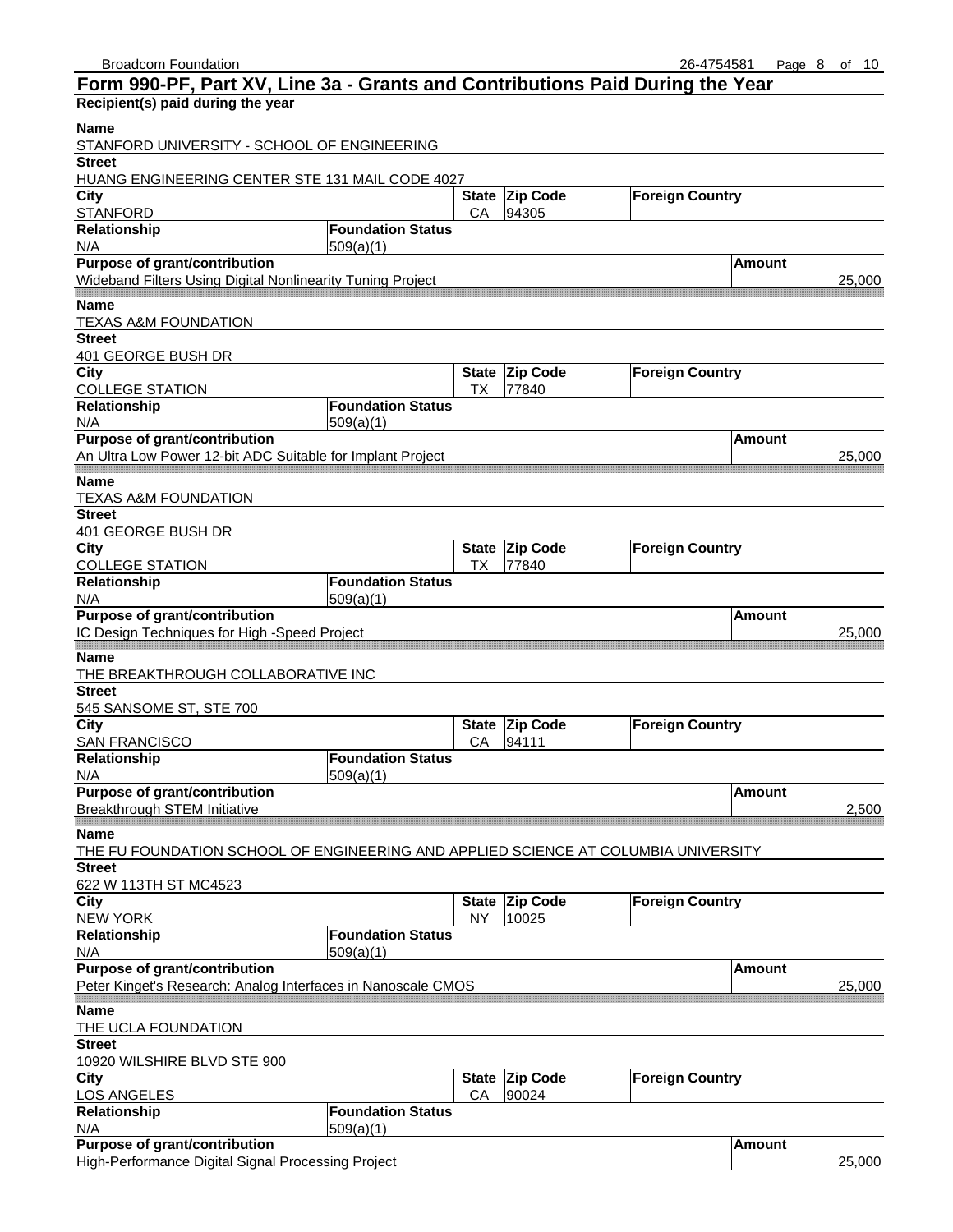## Form 990-PF, Part XV, Line 3a - Grants and Contributions Paid During the Year

**Recipient(s) paid during the year**

| Name | Street | City | State | Zip Code | Foreign Country | Relationship | Foundation Status | Purpose of grant/contribution | Amount |
|---|---|---|---|---|---|---|---|---|---|
| STANFORD UNIVERSITY - SCHOOL OF ENGINEERING | HUANG ENGINEERING CENTER STE 131 MAIL CODE 4027 | STANFORD | CA | 94305 | | N/A | 509(a)(1) | Wideband Filters Using Digital Nonlinearity Tuning Project | 25,000 |
| TEXAS A&M FOUNDATION | 401 GEORGE BUSH DR | COLLEGE STATION | TX | 77840 | | N/A | 509(a)(1) | An Ultra Low Power 12-bit ADC Suitable for Implant Project | 25,000 |
| TEXAS A&M FOUNDATION | 401 GEORGE BUSH DR | COLLEGE STATION | TX | 77840 | | N/A | 509(a)(1) | IC Design Techniques for High -Speed Project | 25,000 |
| THE BREAKTHROUGH COLLABORATIVE INC | 545 SANSOME ST, STE 700 | SAN FRANCISCO | CA | 94111 | | N/A | 509(a)(1) | Breakthrough STEM Initiative | 2,500 |
| THE FU FOUNDATION SCHOOL OF ENGINEERING AND APPLIED SCIENCE AT COLUMBIA UNIVERSITY | 622 W 113TH ST MC4523 | NEW YORK | NY | 10025 | | N/A | 509(a)(1) | Peter Kinget's Research: Analog Interfaces in Nanoscale CMOS | 25,000 |
| THE UCLA FOUNDATION | 10920 WILSHIRE BLVD STE 900 | LOS ANGELES | CA | 90024 | | N/A | 509(a)(1) | High-Performance Digital Signal Processing Project | 25,000 |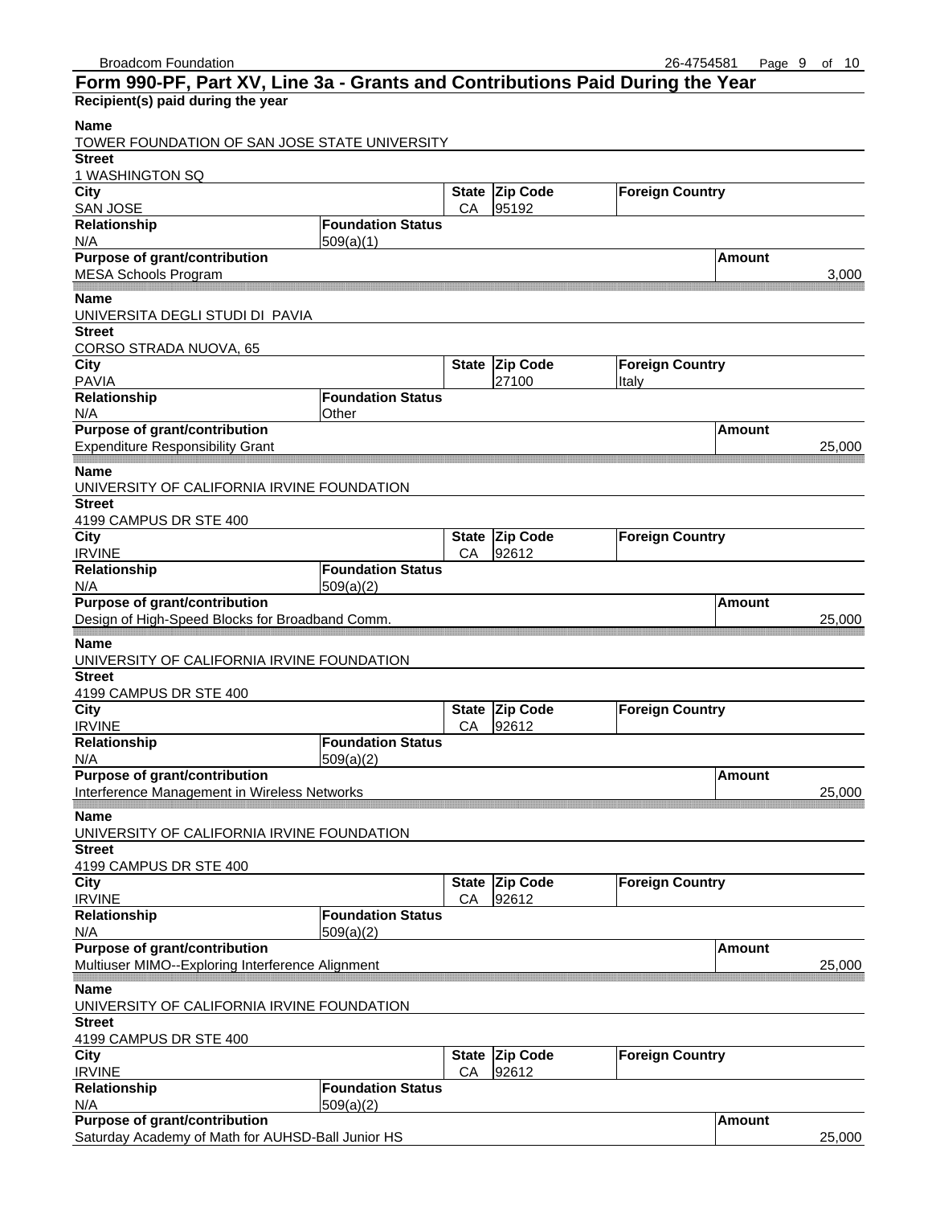## Form 990-PF, Part XV, Line 3a - Grants and Contributions Paid During the Year

**Recipient(s) paid during the year**

| Name | | | | | |
|---|---|---|---|---|---|
| TOWER FOUNDATION OF SAN JOSE STATE UNIVERSITY | | | | | |
| **Street** | | | | | |
| 1 WASHINGTON SQ | | | | | |
| **City** | | **State** | **Zip Code** | **Foreign Country** | |
| SAN JOSE | | CA | 95192 | | |
| **Relationship** | **Foundation Status** | | | | |
| N/A | 509(a)(1) | | | | |
| **Purpose of grant/contribution** | | | | | **Amount** |
| MESA Schools Program | | | | | 3,000 |

| Name | | | | | |
|---|---|---|---|---|---|
| UNIVERSITA DEGLI STUDI DI PAVIA | | | | | |
| **Street** | | | | | |
| CORSO STRADA NUOVA, 65 | | | | | |
| **City** | | **State** | **Zip Code** | **Foreign Country** | |
| PAVIA | | | 27100 | Italy | |
| **Relationship** | **Foundation Status** | | | | |
| N/A | Other | | | | |
| **Purpose of grant/contribution** | | | | | **Amount** |
| Expenditure Responsibility Grant | | | | | 25,000 |

| Name | | | | | |
|---|---|---|---|---|---|
| UNIVERSITY OF CALIFORNIA IRVINE FOUNDATION | | | | | |
| **Street** | | | | | |
| 4199 CAMPUS DR STE 400 | | | | | |
| **City** | | **State** | **Zip Code** | **Foreign Country** | |
| IRVINE | | CA | 92612 | | |
| **Relationship** | **Foundation Status** | | | | |
| N/A | 509(a)(2) | | | | |
| **Purpose of grant/contribution** | | | | | **Amount** |
| Design of High-Speed Blocks for Broadband Comm. | | | | | 25,000 |

| Name | | | | | |
|---|---|---|---|---|---|
| UNIVERSITY OF CALIFORNIA IRVINE FOUNDATION | | | | | |
| **Street** | | | | | |
| 4199 CAMPUS DR STE 400 | | | | | |
| **City** | | **State** | **Zip Code** | **Foreign Country** | |
| IRVINE | | CA | 92612 | | |
| **Relationship** | **Foundation Status** | | | | |
| N/A | 509(a)(2) | | | | |
| **Purpose of grant/contribution** | | | | | **Amount** |
| Interference Management in Wireless Networks | | | | | 25,000 |

| Name | | | | | |
|---|---|---|---|---|---|
| UNIVERSITY OF CALIFORNIA IRVINE FOUNDATION | | | | | |
| **Street** | | | | | |
| 4199 CAMPUS DR STE 400 | | | | | |
| **City** | | **State** | **Zip Code** | **Foreign Country** | |
| IRVINE | | CA | 92612 | | |
| **Relationship** | **Foundation Status** | | | | |
| N/A | 509(a)(2) | | | | |
| **Purpose of grant/contribution** | | | | | **Amount** |
| Multiuser MIMO--Exploring Interference Alignment | | | | | 25,000 |

| Name | | | | | |
|---|---|---|---|---|---|
| UNIVERSITY OF CALIFORNIA IRVINE FOUNDATION | | | | | |
| **Street** | | | | | |
| 4199 CAMPUS DR STE 400 | | | | | |
| **City** | | **State** | **Zip Code** | **Foreign Country** | |
| IRVINE | | CA | 92612 | | |
| **Relationship** | **Foundation Status** | | | | |
| N/A | 509(a)(2) | | | | |
| **Purpose of grant/contribution** | | | | | **Amount** |
| Saturday Academy of Math for AUHSD-Ball Junior HS | | | | | 25,000 |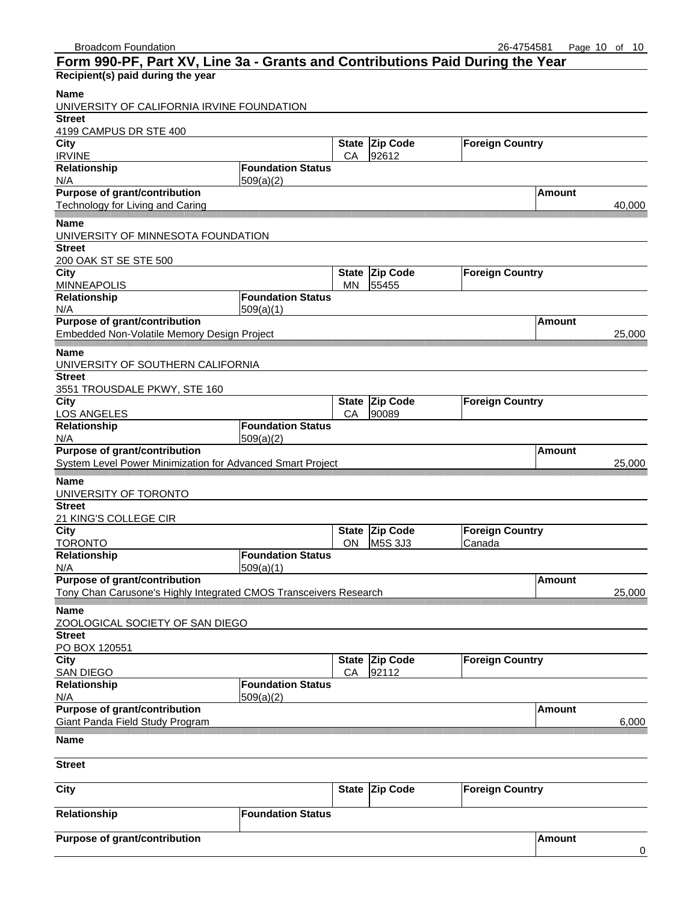# Form 990-PF, Part XV, Line 3a - Grants and Contributions Paid During the Year

**Recipient(s) paid during the year**

| Name | Street | City | State | Zip Code | Foreign Country | Relationship | Foundation Status | Purpose of grant/contribution | Amount |
|---|---|---|---|---|---|---|---|---|---|
| UNIVERSITY OF CALIFORNIA IRVINE FOUNDATION | 4199 CAMPUS DR STE 400 | IRVINE | CA | 92612 | | N/A | 509(a)(2) | Technology for Living and Caring | 40,000 |
| UNIVERSITY OF MINNESOTA FOUNDATION | 200 OAK ST SE STE 500 | MINNEAPOLIS | MN | 55455 | | N/A | 509(a)(1) | Embedded Non-Volatile Memory Design Project | 25,000 |
| UNIVERSITY OF SOUTHERN CALIFORNIA | 3551 TROUSDALE PKWY, STE 160 | LOS ANGELES | CA | 90089 | | N/A | 509(a)(2) | System Level Power Minimization for Advanced Smart Project | 25,000 |
| UNIVERSITY OF TORONTO | 21 KING'S COLLEGE CIR | TORONTO | ON | M5S 3J3 | Canada | N/A | 509(a)(1) | Tony Chan Carusone's Highly Integrated CMOS Transceivers Research | 25,000 |
| ZOOLOGICAL SOCIETY OF SAN DIEGO | PO BOX 120551 | SAN DIEGO | CA | 92112 | | N/A | 509(a)(2) | Giant Panda Field Study Program | 6,000 |
| | | | | | | | | | 0 |